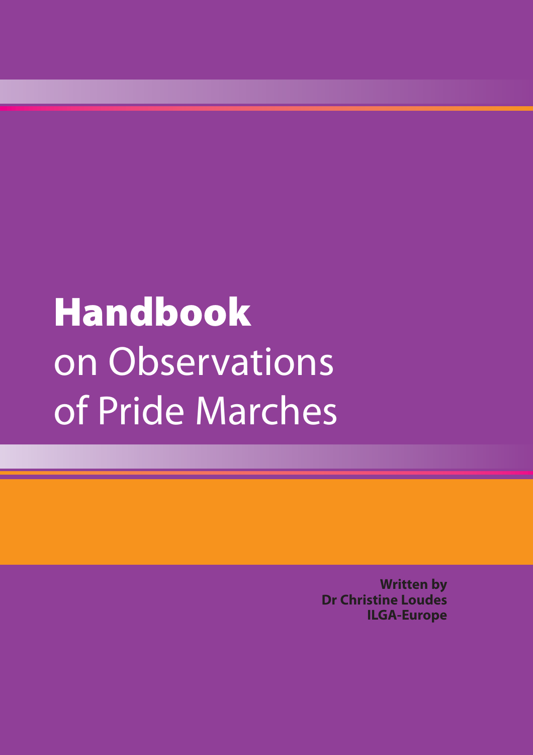# **Handbook** on Observations of Pride Marches

**Written by**
**Dr Christine Loudes**
**ILGA-Europe**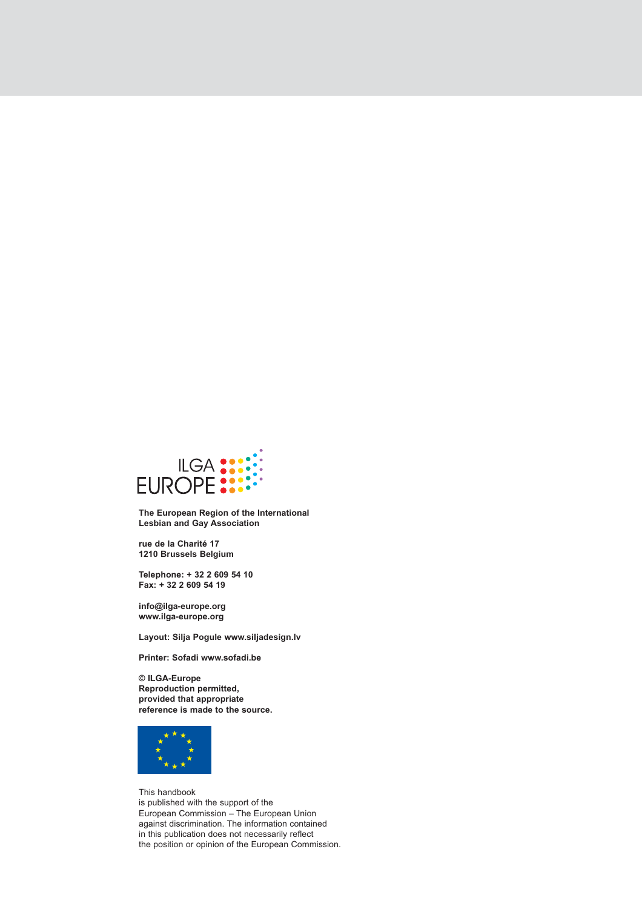ILGA EUROPE

**The European Region of the International Lesbian and Gay Association**

**rue de la Charité 17**
**1210 Brussels Belgium**

**Telephone: + 32 2 609 54 10**
**Fax: + 32 2 609 54 19**

**info@ilga-europe.org**
**www.ilga-europe.org**

**Layout: Silja Pogule www.siljadesign.lv**

**Printer: Sofadi www.sofadi.be**

**© ILGA-Europe**
**Reproduction permitted, provided that appropriate reference is made to the source.**

This handbook is published with the support of the European Commission – The European Union against discrimination. The information contained in this publication does not necessarily reflect the position or opinion of the European Commission.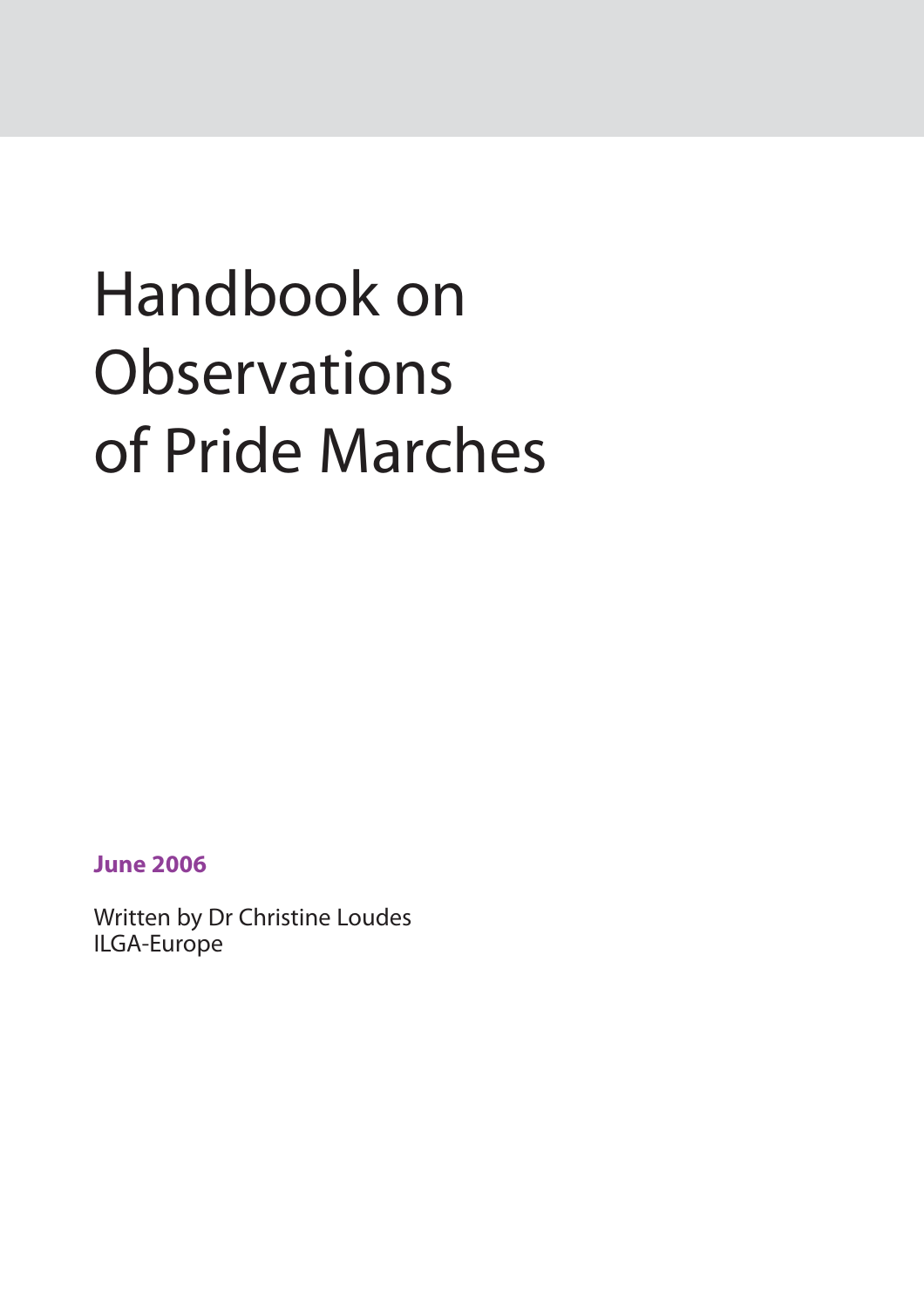# Handbook on Observations of Pride Marches

**June 2006**

Written by Dr Christine Loudes
ILGA-Europe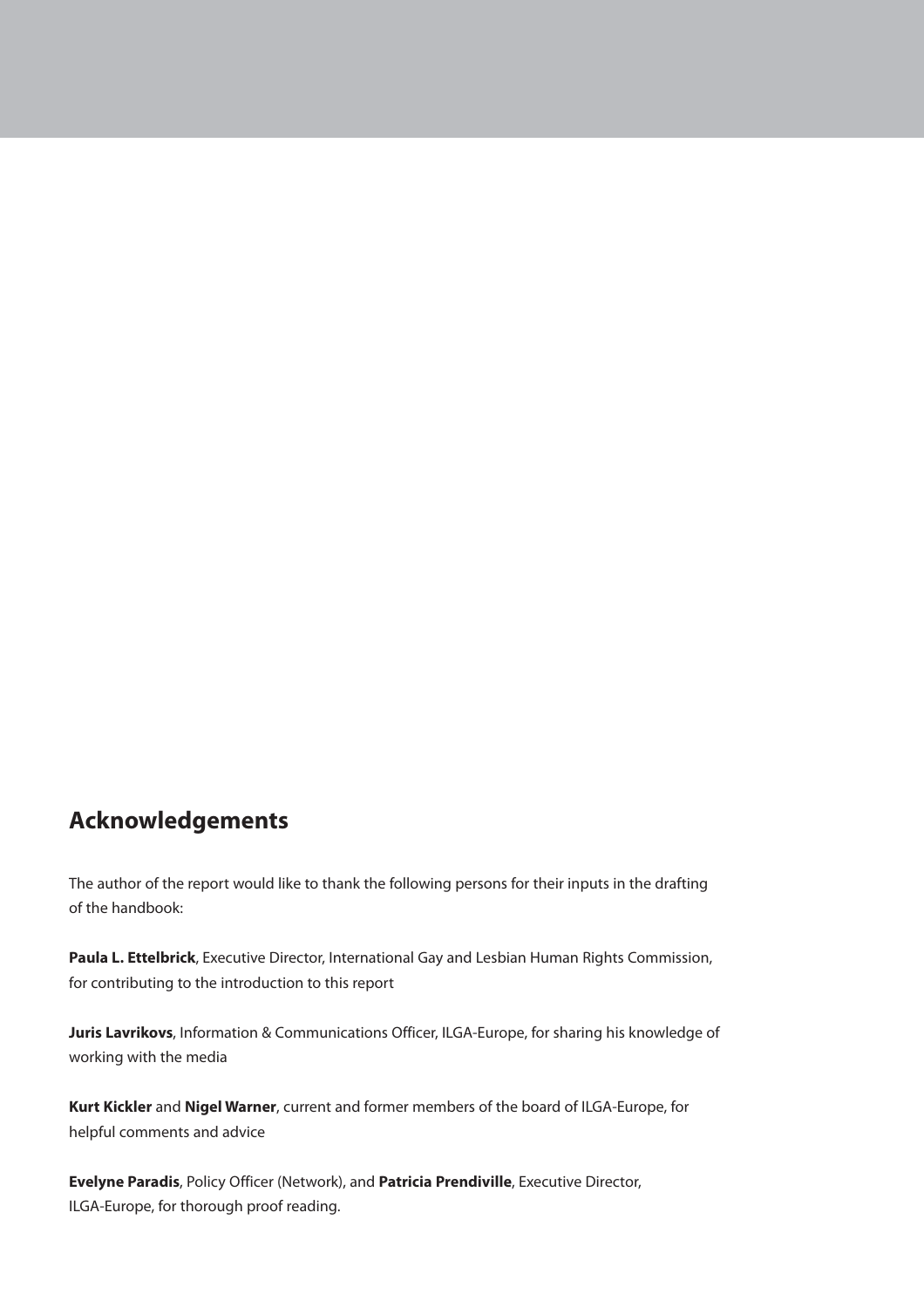## Acknowledgements

The author of the report would like to thank the following persons for their inputs in the drafting of the handbook:

**Paula L. Ettelbrick**, Executive Director, International Gay and Lesbian Human Rights Commission, for contributing to the introduction to this report

**Juris Lavrikovs**, Information & Communications Officer, ILGA-Europe, for sharing his knowledge of working with the media

**Kurt Kickler** and **Nigel Warner**, current and former members of the board of ILGA-Europe, for helpful comments and advice

**Evelyne Paradis**, Policy Officer (Network), and **Patricia Prendiville**, Executive Director, ILGA-Europe, for thorough proof reading.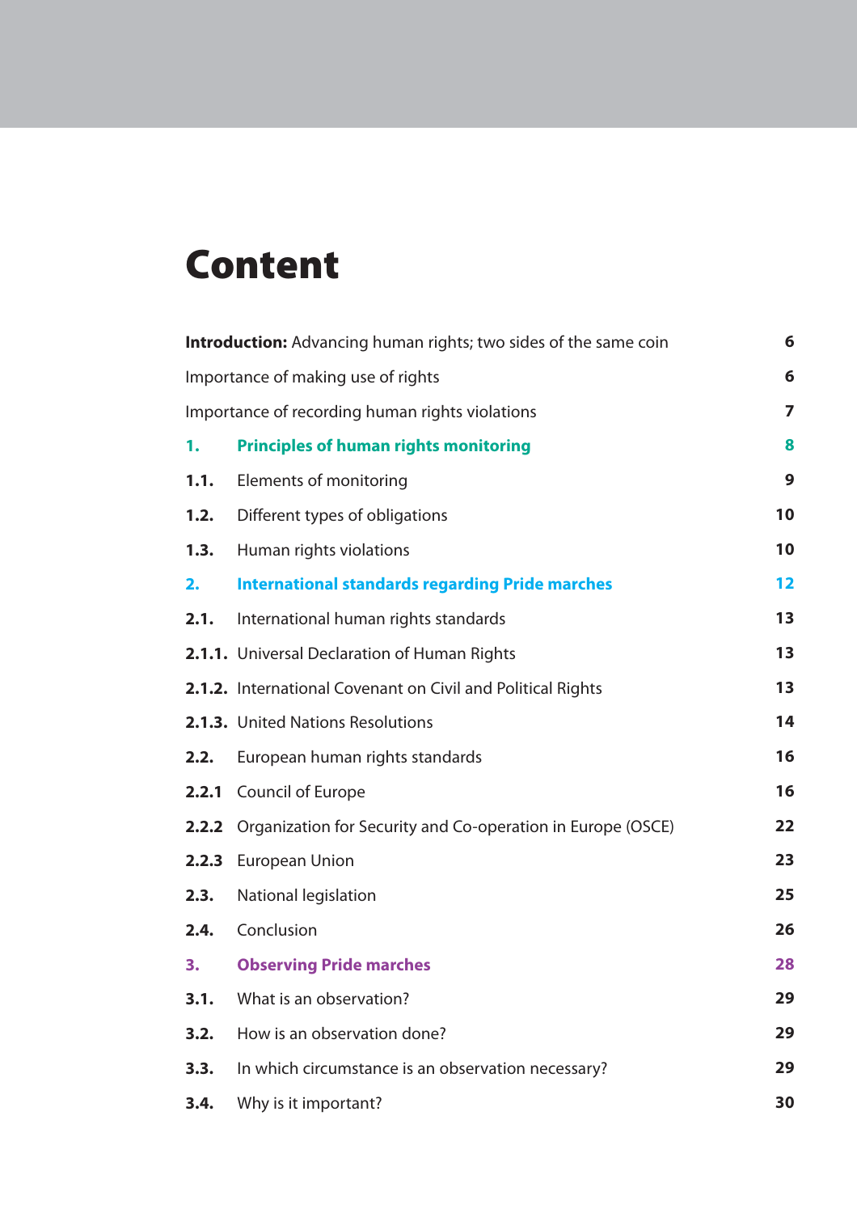# Content

| | | |
|---|---|---|
| **Introduction:** Advancing human rights; two sides of the same coin | | **6** |
| Importance of making use of rights | | **6** |
| Importance of recording human rights violations | | **7** |
| **1.** | **Principles of human rights monitoring** | **8** |
| **1.1.** | Elements of monitoring | **9** |
| **1.2.** | Different types of obligations | **10** |
| **1.3.** | Human rights violations | **10** |
| **2.** | **International standards regarding Pride marches** | **12** |
| **2.1.** | International human rights standards | **13** |
| **2.1.1.** | Universal Declaration of Human Rights | **13** |
| **2.1.2.** | International Covenant on Civil and Political Rights | **13** |
| **2.1.3.** | United Nations Resolutions | **14** |
| **2.2.** | European human rights standards | **16** |
| **2.2.1** | Council of Europe | **16** |
| **2.2.2** | Organization for Security and Co-operation in Europe (OSCE) | **22** |
| **2.2.3** | European Union | **23** |
| **2.3.** | National legislation | **25** |
| **2.4.** | Conclusion | **26** |
| **3.** | **Observing Pride marches** | **28** |
| **3.1.** | What is an observation? | **29** |
| **3.2.** | How is an observation done? | **29** |
| **3.3.** | In which circumstance is an observation necessary? | **29** |
| **3.4.** | Why is it important? | **30** |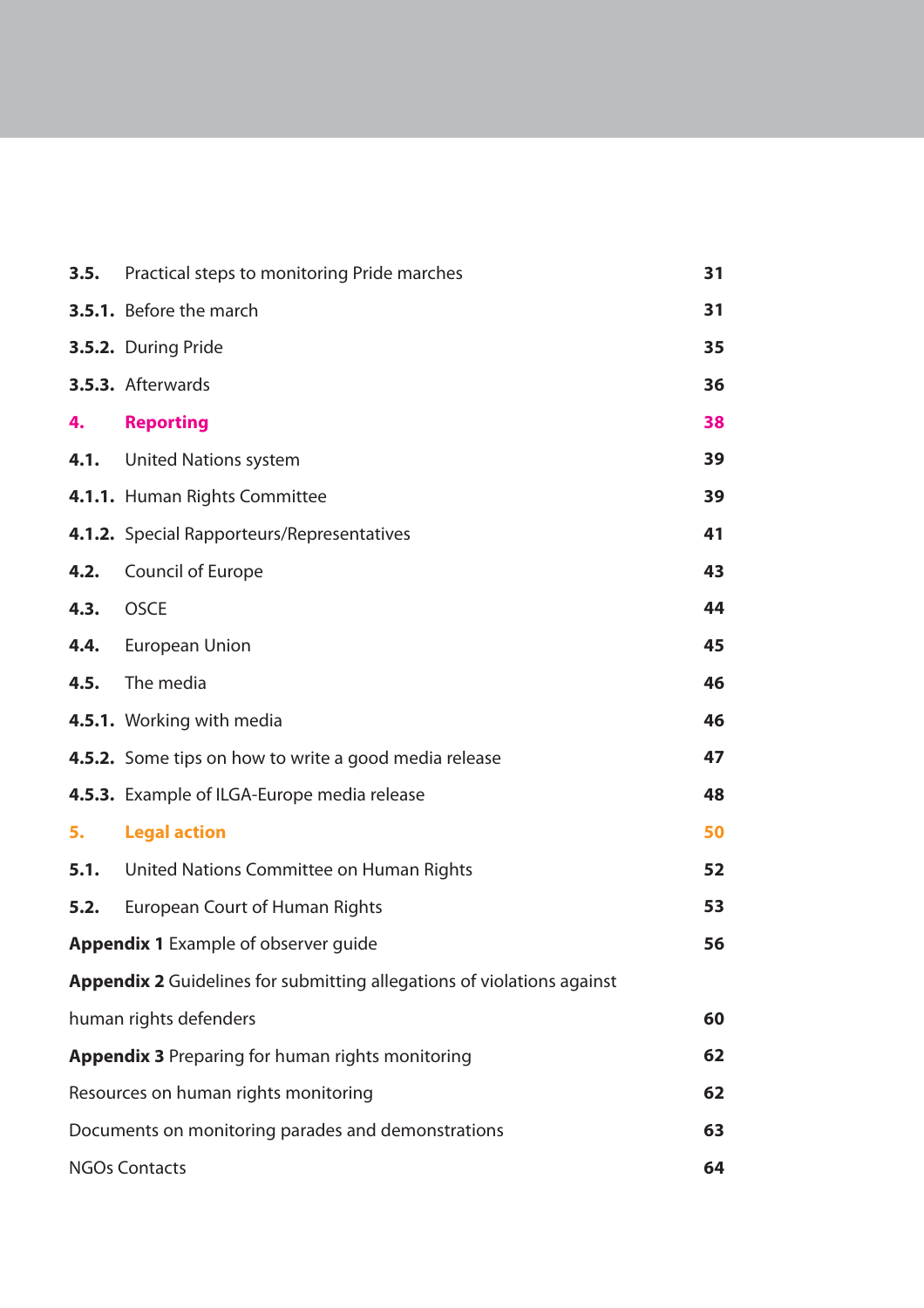| | | |
|---|---|---|
| **3.5.** | Practical steps to monitoring Pride marches | **31** |
| **3.5.1.** | Before the march | **31** |
| **3.5.2.** | During Pride | **35** |
| **3.5.3.** | Afterwards | **36** |
| **4.** | **Reporting** | **38** |
| **4.1.** | United Nations system | **39** |
| **4.1.1.** | Human Rights Committee | **39** |
| **4.1.2.** | Special Rapporteurs/Representatives | **41** |
| **4.2.** | Council of Europe | **43** |
| **4.3.** | OSCE | **44** |
| **4.4.** | European Union | **45** |
| **4.5.** | The media | **46** |
| **4.5.1.** | Working with media | **46** |
| **4.5.2.** | Some tips on how to write a good media release | **47** |
| **4.5.3.** | Example of ILGA-Europe media release | **48** |
| **5.** | **Legal action** | **50** |
| **5.1.** | United Nations Committee on Human Rights | **52** |
| **5.2.** | European Court of Human Rights | **53** |
| **Appendix 1** | Example of observer guide | **56** |
| **Appendix 2** | Guidelines for submitting allegations of violations against human rights defenders | **60** |
| **Appendix 3** | Preparing for human rights monitoring | **62** |
| | Resources on human rights monitoring | **62** |
| | Documents on monitoring parades and demonstrations | **63** |
| | NGOs Contacts | **64** |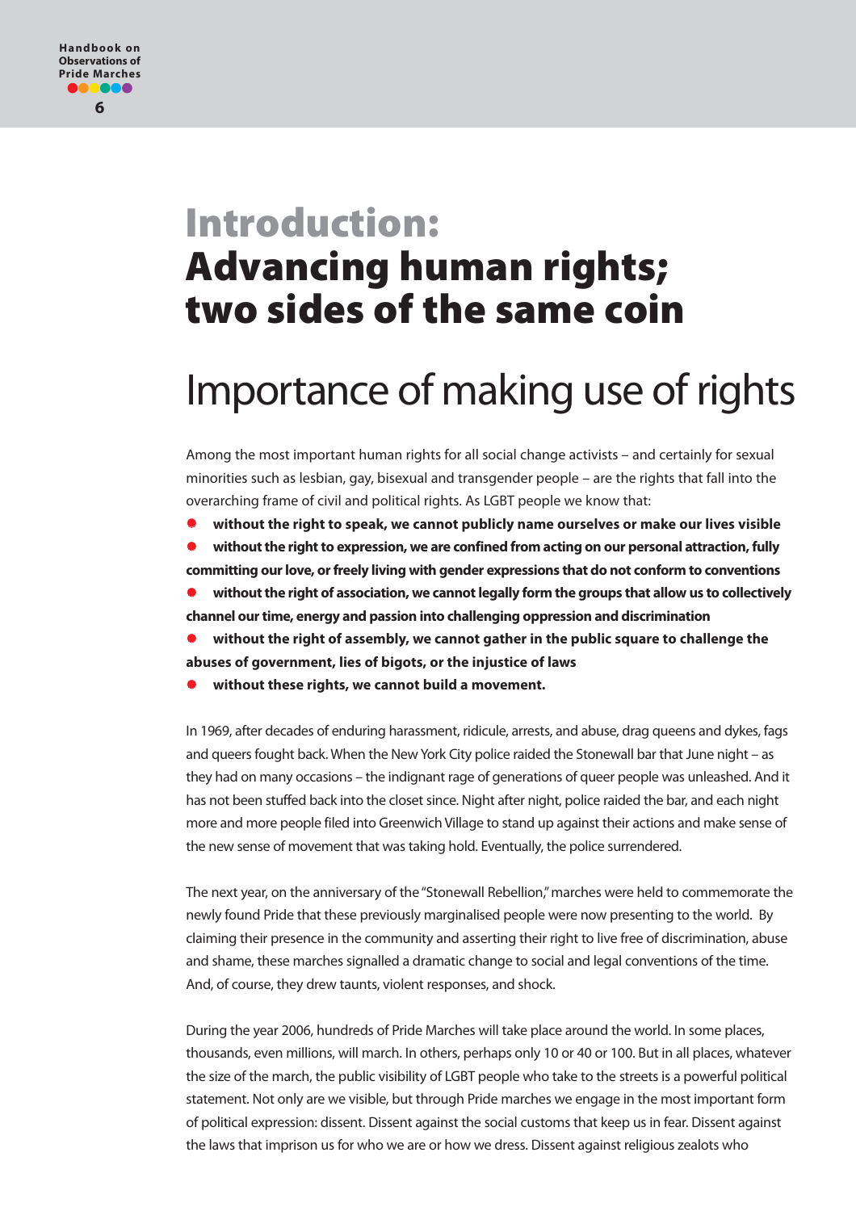# Introduction: Advancing human rights; two sides of the same coin

## Importance of making use of rights

Among the most important human rights for all social change activists – and certainly for sexual minorities such as lesbian, gay, bisexual and transgender people – are the rights that fall into the overarching frame of civil and political rights. As LGBT people we know that:

- **without the right to speak, we cannot publicly name ourselves or make our lives visible**
- **without the right to expression, we are confined from acting on our personal attraction, fully committing our love, or freely living with gender expressions that do not conform to conventions**
- **without the right of association, we cannot legally form the groups that allow us to collectively channel our time, energy and passion into challenging oppression and discrimination**
- **without the right of assembly, we cannot gather in the public square to challenge the abuses of government, lies of bigots, or the injustice of laws**
- **without these rights, we cannot build a movement.**

In 1969, after decades of enduring harassment, ridicule, arrests, and abuse, drag queens and dykes, fags and queers fought back. When the New York City police raided the Stonewall bar that June night – as they had on many occasions – the indignant rage of generations of queer people was unleashed. And it has not been stuffed back into the closet since. Night after night, police raided the bar, and each night more and more people filed into Greenwich Village to stand up against their actions and make sense of the new sense of movement that was taking hold. Eventually, the police surrendered.

The next year, on the anniversary of the "Stonewall Rebellion," marches were held to commemorate the newly found Pride that these previously marginalised people were now presenting to the world. By claiming their presence in the community and asserting their right to live free of discrimination, abuse and shame, these marches signalled a dramatic change to social and legal conventions of the time. And, of course, they drew taunts, violent responses, and shock.

During the year 2006, hundreds of Pride Marches will take place around the world. In some places, thousands, even millions, will march. In others, perhaps only 10 or 40 or 100. But in all places, whatever the size of the march, the public visibility of LGBT people who take to the streets is a powerful political statement. Not only are we visible, but through Pride marches we engage in the most important form of political expression: dissent. Dissent against the social customs that keep us in fear. Dissent against the laws that imprison us for who we are or how we dress. Dissent against religious zealots who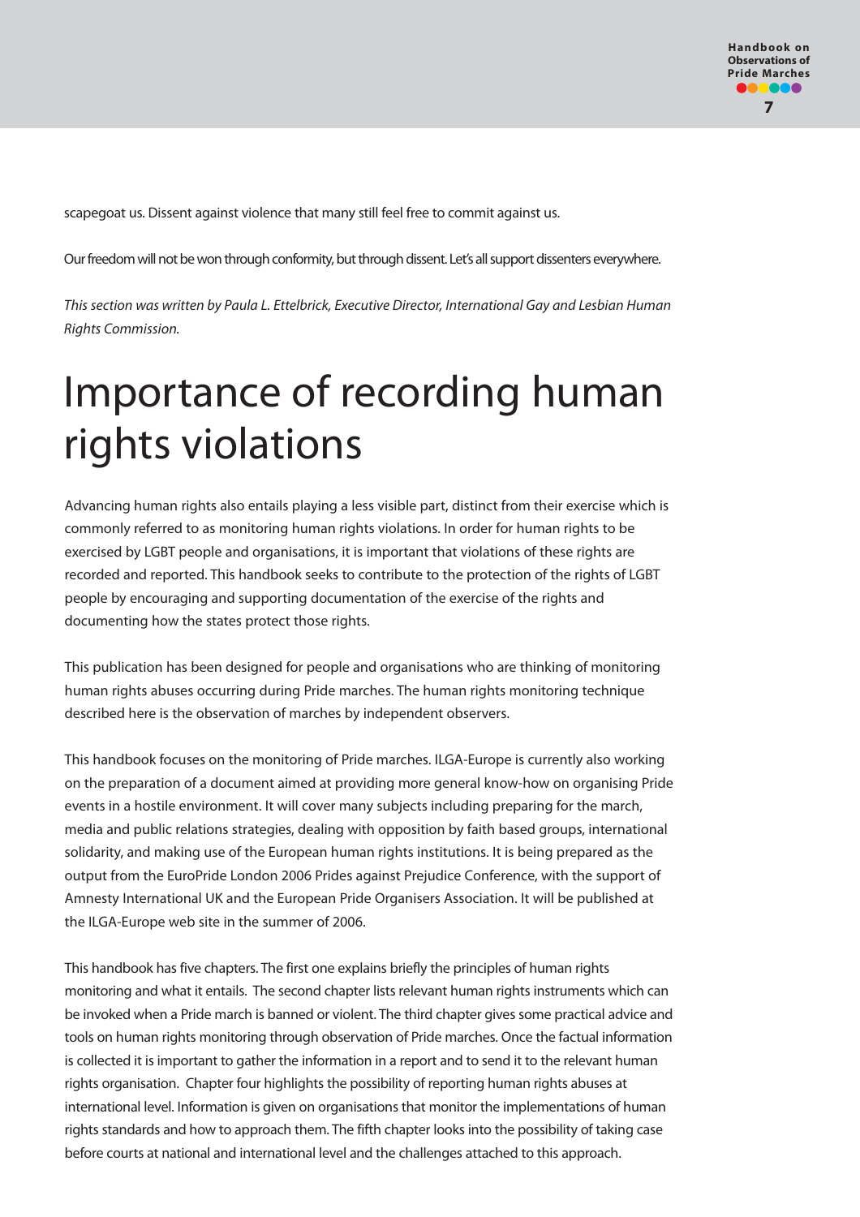scapegoat us. Dissent against violence that many still feel free to commit against us.

Our freedom will not be won through conformity, but through dissent. Let's all support dissenters everywhere.

*This section was written by Paula L. Ettelbrick, Executive Director, International Gay and Lesbian Human Rights Commission.*

# Importance of recording human rights violations

Advancing human rights also entails playing a less visible part, distinct from their exercise which is commonly referred to as monitoring human rights violations. In order for human rights to be exercised by LGBT people and organisations, it is important that violations of these rights are recorded and reported. This handbook seeks to contribute to the protection of the rights of LGBT people by encouraging and supporting documentation of the exercise of the rights and documenting how the states protect those rights.

This publication has been designed for people and organisations who are thinking of monitoring human rights abuses occurring during Pride marches. The human rights monitoring technique described here is the observation of marches by independent observers.

This handbook focuses on the monitoring of Pride marches. ILGA-Europe is currently also working on the preparation of a document aimed at providing more general know-how on organising Pride events in a hostile environment. It will cover many subjects including preparing for the march, media and public relations strategies, dealing with opposition by faith based groups, international solidarity, and making use of the European human rights institutions. It is being prepared as the output from the EuroPride London 2006 Prides against Prejudice Conference, with the support of Amnesty International UK and the European Pride Organisers Association. It will be published at the ILGA-Europe web site in the summer of 2006.

This handbook has five chapters. The first one explains briefly the principles of human rights monitoring and what it entails. The second chapter lists relevant human rights instruments which can be invoked when a Pride march is banned or violent. The third chapter gives some practical advice and tools on human rights monitoring through observation of Pride marches. Once the factual information is collected it is important to gather the information in a report and to send it to the relevant human rights organisation. Chapter four highlights the possibility of reporting human rights abuses at international level. Information is given on organisations that monitor the implementations of human rights standards and how to approach them. The fifth chapter looks into the possibility of taking case before courts at national and international level and the challenges attached to this approach.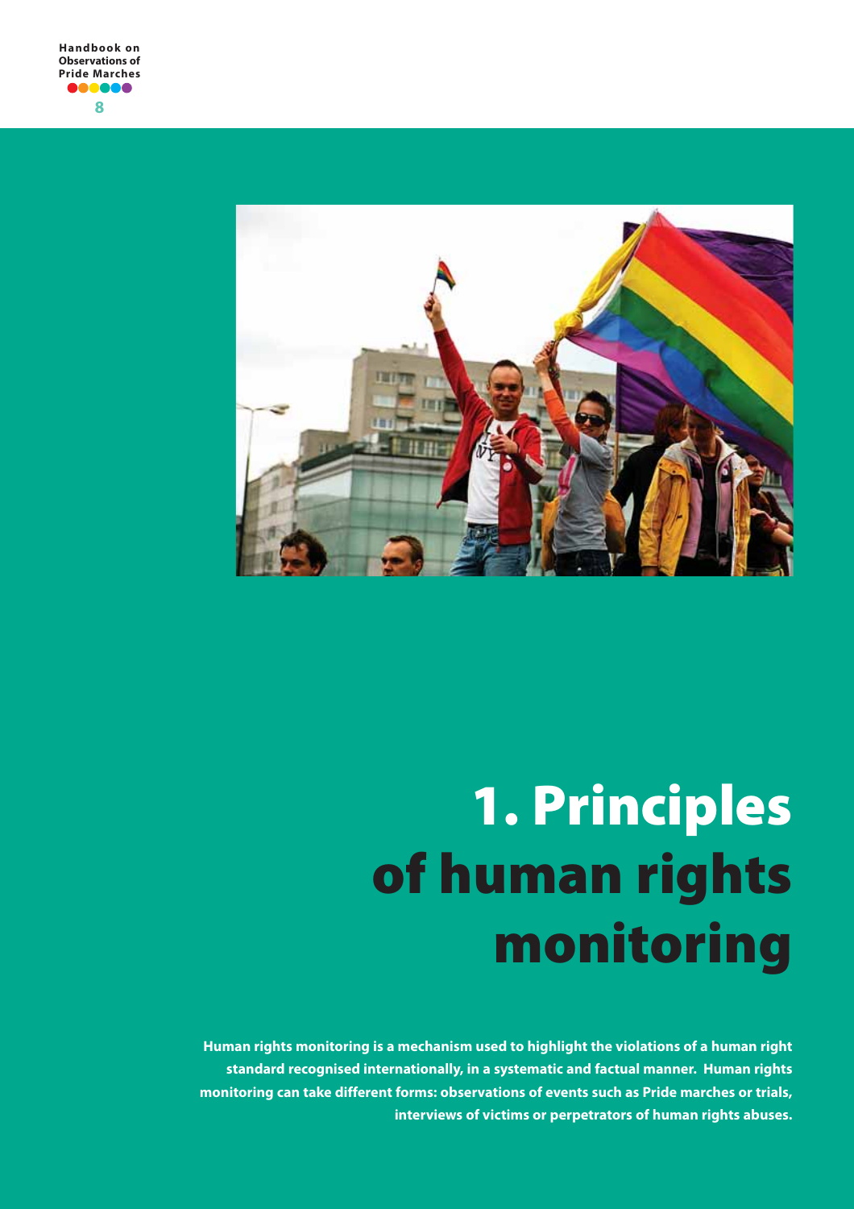# 1. Principles of human rights monitoring

**Human rights monitoring is a mechanism used to highlight the violations of a human right standard recognised internationally, in a systematic and factual manner. Human rights monitoring can take different forms: observations of events such as Pride marches or trials, interviews of victims or perpetrators of human rights abuses.**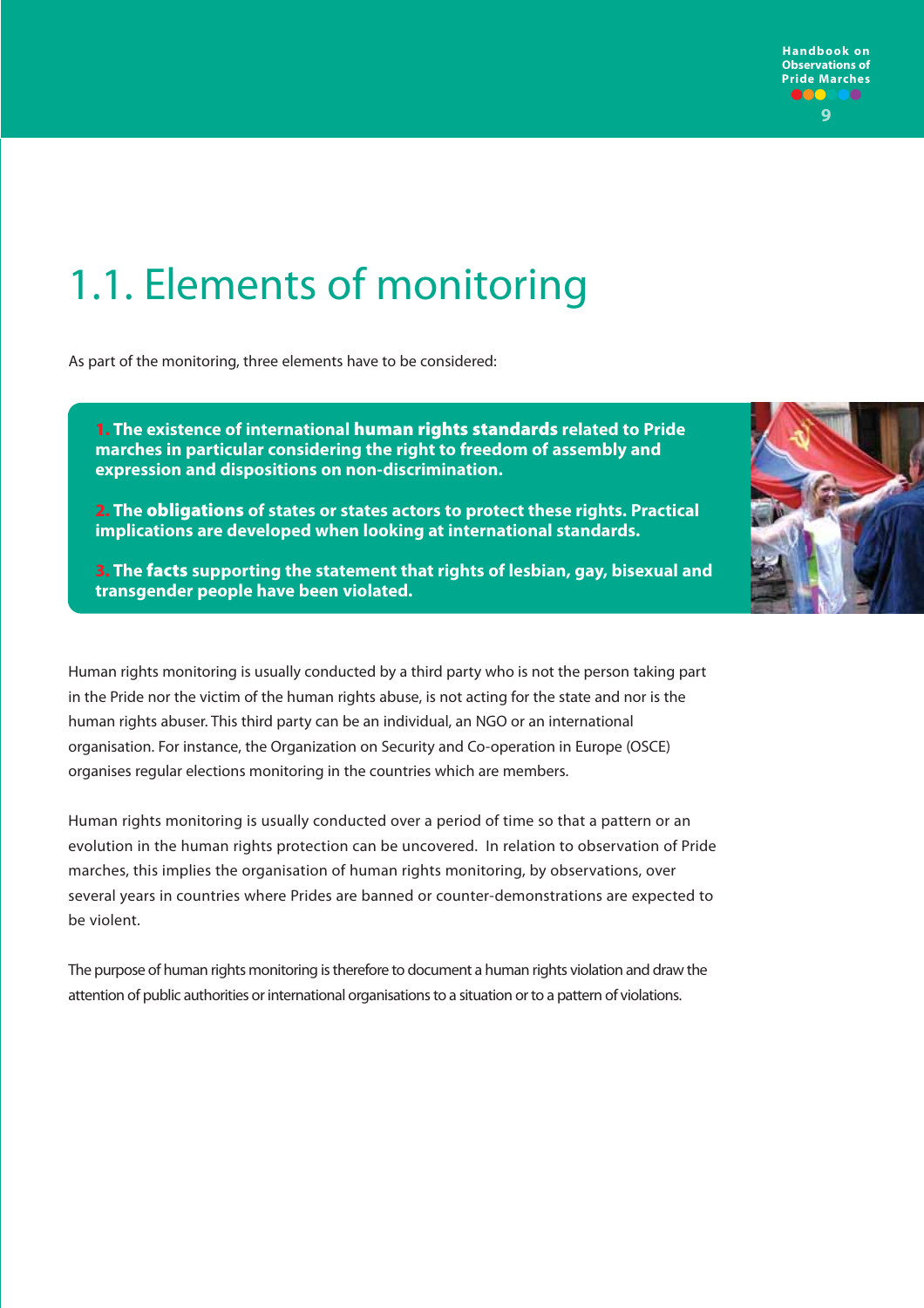# 1.1. Elements of monitoring

As part of the monitoring, three elements have to be considered:

**1. The existence of international human rights standards related to Pride marches in particular considering the right to freedom of assembly and expression and dispositions on non-discrimination.**

**2. The obligations of states or states actors to protect these rights. Practical implications are developed when looking at international standards.**

**3. The facts supporting the statement that rights of lesbian, gay, bisexual and transgender people have been violated.**

Human rights monitoring is usually conducted by a third party who is not the person taking part in the Pride nor the victim of the human rights abuse, is not acting for the state and nor is the human rights abuser. This third party can be an individual, an NGO or an international organisation. For instance, the Organization on Security and Co-operation in Europe (OSCE) organises regular elections monitoring in the countries which are members.

Human rights monitoring is usually conducted over a period of time so that a pattern or an evolution in the human rights protection can be uncovered. In relation to observation of Pride marches, this implies the organisation of human rights monitoring, by observations, over several years in countries where Prides are banned or counter-demonstrations are expected to be violent.

The purpose of human rights monitoring is therefore to document a human rights violation and draw the attention of public authorities or international organisations to a situation or to a pattern of violations.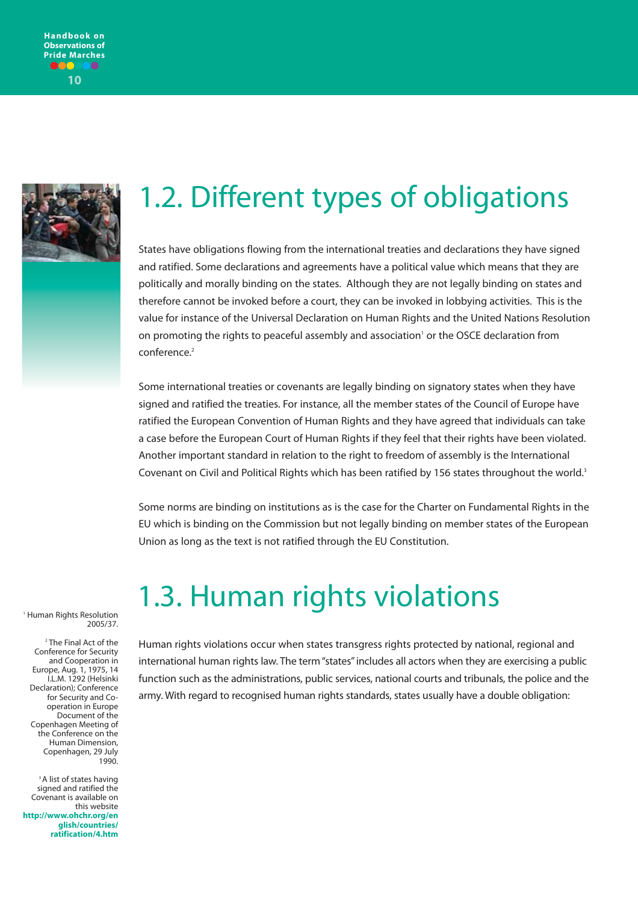## 1.2. Different types of obligations

States have obligations flowing from the international treaties and declarations they have signed and ratified. Some declarations and agreements have a political value which means that they are politically and morally binding on the states. Although they are not legally binding on states and therefore cannot be invoked before a court, they can be invoked in lobbying activities. This is the value for instance of the Universal Declaration on Human Rights and the United Nations Resolution on promoting the rights to peaceful assembly and association[1] or the OSCE declaration from conference.[2]

Some international treaties or covenants are legally binding on signatory states when they have signed and ratified the treaties. For instance, all the member states of the Council of Europe have ratified the European Convention of Human Rights and they have agreed that individuals can take a case before the European Court of Human Rights if they feel that their rights have been violated. Another important standard in relation to the right to freedom of assembly is the International Covenant on Civil and Political Rights which has been ratified by 156 states throughout the world.[3]

Some norms are binding on institutions as is the case for the Charter on Fundamental Rights in the EU which is binding on the Commission but not legally binding on member states of the European Union as long as the text is not ratified through the EU Constitution.

## 1.3. Human rights violations

Human rights violations occur when states transgress rights protected by national, regional and international human rights law. The term "states" includes all actors when they are exercising a public function such as the administrations, public services, national courts and tribunals, the police and the army. With regard to recognised human rights standards, states usually have a double obligation:

[1] Human Rights Resolution 2005/37.

[2] The Final Act of the Conference for Security and Cooperation in Europe, Aug. 1, 1975, 14 I.L.M. 1292 (Helsinki Declaration); Conference for Security and Co-operation in Europe Document of the Copenhagen Meeting of the Conference on the Human Dimension, Copenhagen, 29 July 1990.

[3] A list of states having signed and ratified the Covenant is available on this website **http://www.ohchr.org/english/countries/ratification/4.htm**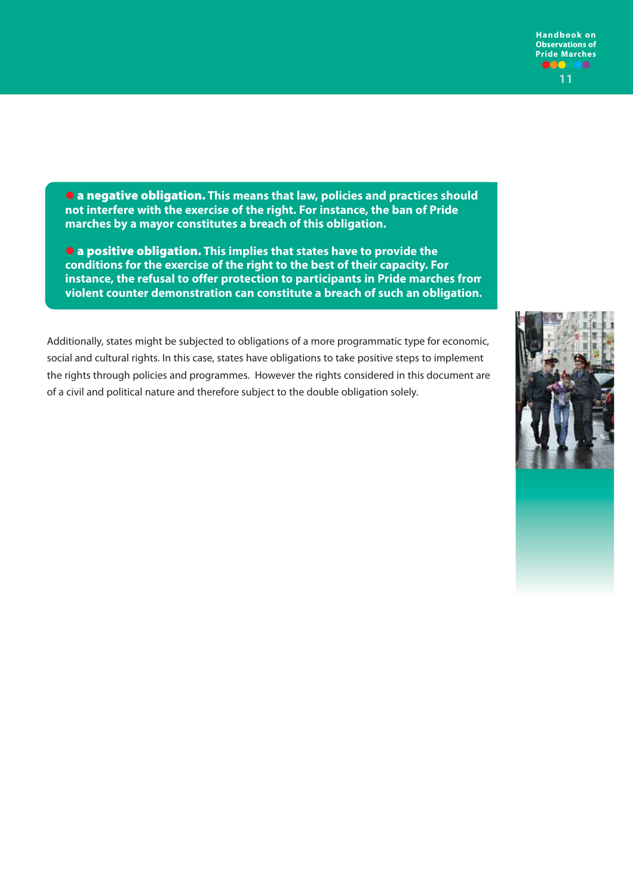- **a negative obligation.** This means that law, policies and practices should not interfere with the exercise of the right. For instance, the ban of Pride marches by a mayor constitutes a breach of this obligation.

- **a positive obligation.** This implies that states have to provide the conditions for the exercise of the right to the best of their capacity. For instance, the refusal to offer protection to participants in Pride marches from violent counter demonstration can constitute a breach of such an obligation.

Additionally, states might be subjected to obligations of a more programmatic type for economic, social and cultural rights. In this case, states have obligations to take positive steps to implement the rights through policies and programmes. However the rights considered in this document are of a civil and political nature and therefore subject to the double obligation solely.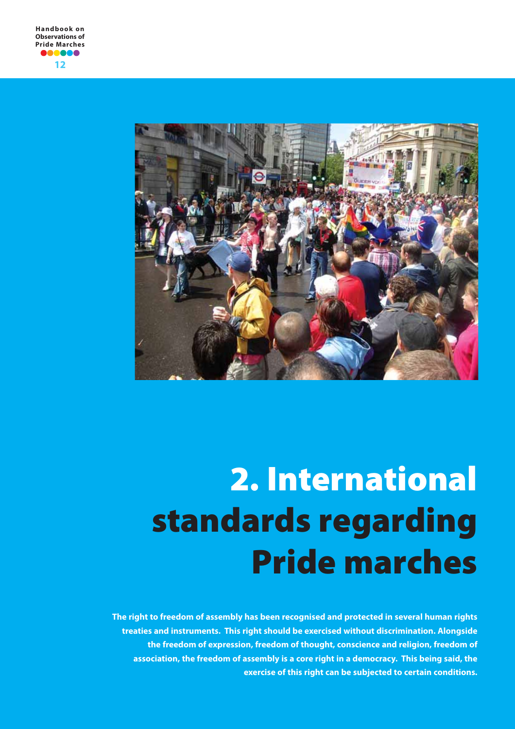# 2. International standards regarding Pride marches

**The right to freedom of assembly has been recognised and protected in several human rights treaties and instruments. This right should be exercised without discrimination. Alongside the freedom of expression, freedom of thought, conscience and religion, freedom of association, the freedom of assembly is a core right in a democracy. This being said, the exercise of this right can be subjected to certain conditions.**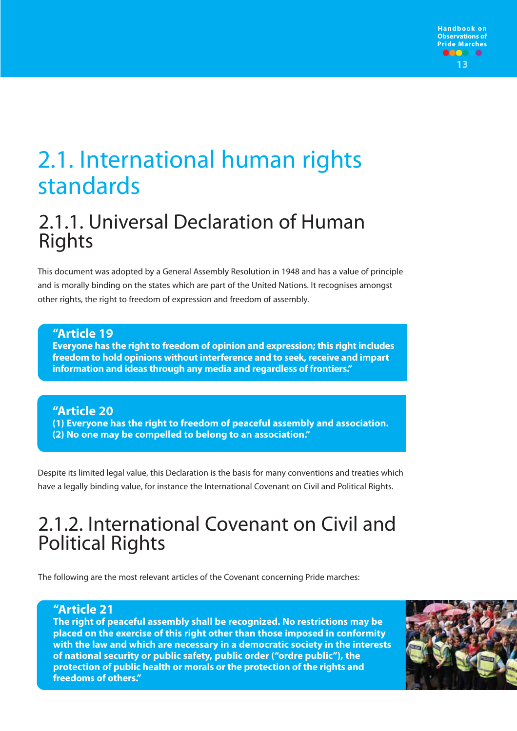# 2.1. International human rights standards

## 2.1.1. Universal Declaration of Human Rights

This document was adopted by a General Assembly Resolution in 1948 and has a value of principle and is morally binding on the states which are part of the United Nations. It recognises amongst other rights, the right to freedom of expression and freedom of assembly.

> **"Article 19**
> **Everyone has the right to freedom of opinion and expression; this right includes freedom to hold opinions without interference and to seek, receive and impart information and ideas through any media and regardless of frontiers."**

> **"Article 20**
> **(1) Everyone has the right to freedom of peaceful assembly and association.**
> **(2) No one may be compelled to belong to an association."**

Despite its limited legal value, this Declaration is the basis for many conventions and treaties which have a legally binding value, for instance the International Covenant on Civil and Political Rights.

## 2.1.2. International Covenant on Civil and Political Rights

The following are the most relevant articles of the Covenant concerning Pride marches:

> **"Article 21**
> **The right of peaceful assembly shall be recognized. No restrictions may be placed on the exercise of this right other than those imposed in conformity with the law and which are necessary in a democratic society in the interests of national security or public safety, public order ("ordre public"), the protection of public health or morals or the protection of the rights and freedoms of others."**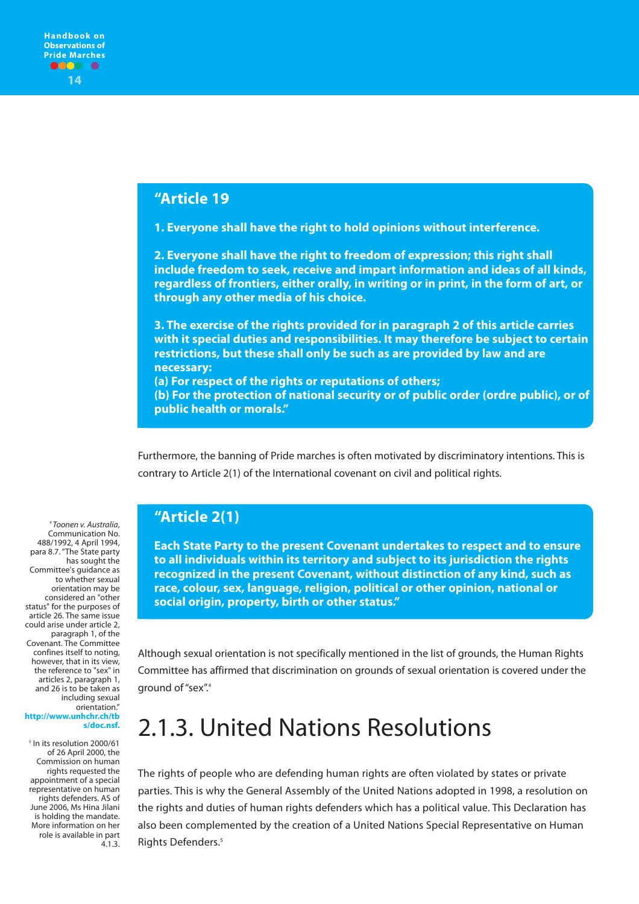> **"Article 19**
>
> **1. Everyone shall have the right to hold opinions without interference.**
>
> **2. Everyone shall have the right to freedom of expression; this right shall include freedom to seek, receive and impart information and ideas of all kinds, regardless of frontiers, either orally, in writing or in print, in the form of art, or through any other media of his choice.**
>
> **3. The exercise of the rights provided for in paragraph 2 of this article carries with it special duties and responsibilities. It may therefore be subject to certain restrictions, but these shall only be such as are provided by law and are necessary:**
> **(a) For respect of the rights or reputations of others;**
> **(b) For the protection of national security or of public order (ordre public), or of public health or morals."**

Furthermore, the banning of Pride marches is often motivated by discriminatory intentions. This is contrary to Article 2(1) of the International covenant on civil and political rights.

> **"Article 2(1)**
>
> **Each State Party to the present Covenant undertakes to respect and to ensure to all individuals within its territory and subject to its jurisdiction the rights recognized in the present Covenant, without distinction of any kind, such as race, colour, sex, language, religion, political or other opinion, national or social origin, property, birth or other status."**

Although sexual orientation is not specifically mentioned in the list of grounds, the Human Rights Committee has affirmed that discrimination on grounds of sexual orientation is covered under the ground of "sex".[4]

## 2.1.3. United Nations Resolutions

The rights of people who are defending human rights are often violated by states or private parties. This is why the General Assembly of the United Nations adopted in 1998, a resolution on the rights and duties of human rights defenders which has a political value. This Declaration has also been complemented by the creation of a United Nations Special Representative on Human Rights Defenders.[5]

---

[4] *Toonen v. Australia*, Communication No. 488/1992, 4 April 1994, para 8.7. "The State party has sought the Committee's guidance as to whether sexual orientation may be considered an "other status" for the purposes of article 26. The same issue could arise under article 2, paragraph 1, of the Covenant. The Committee confines itself to noting, however, that in its view, the reference to "sex" in articles 2, paragraph 1, and 26 is to be taken as including sexual orientation." **http://www.unhchr.ch/tbs/doc.nsf.**

[5] In its resolution 2000/61 of 26 April 2000, the Commission on human rights requested the appointment of a special representative on human rights defenders. AS of June 2006, Ms Hina Jilani is holding the mandate. More information on her role is available in part 4.1.3.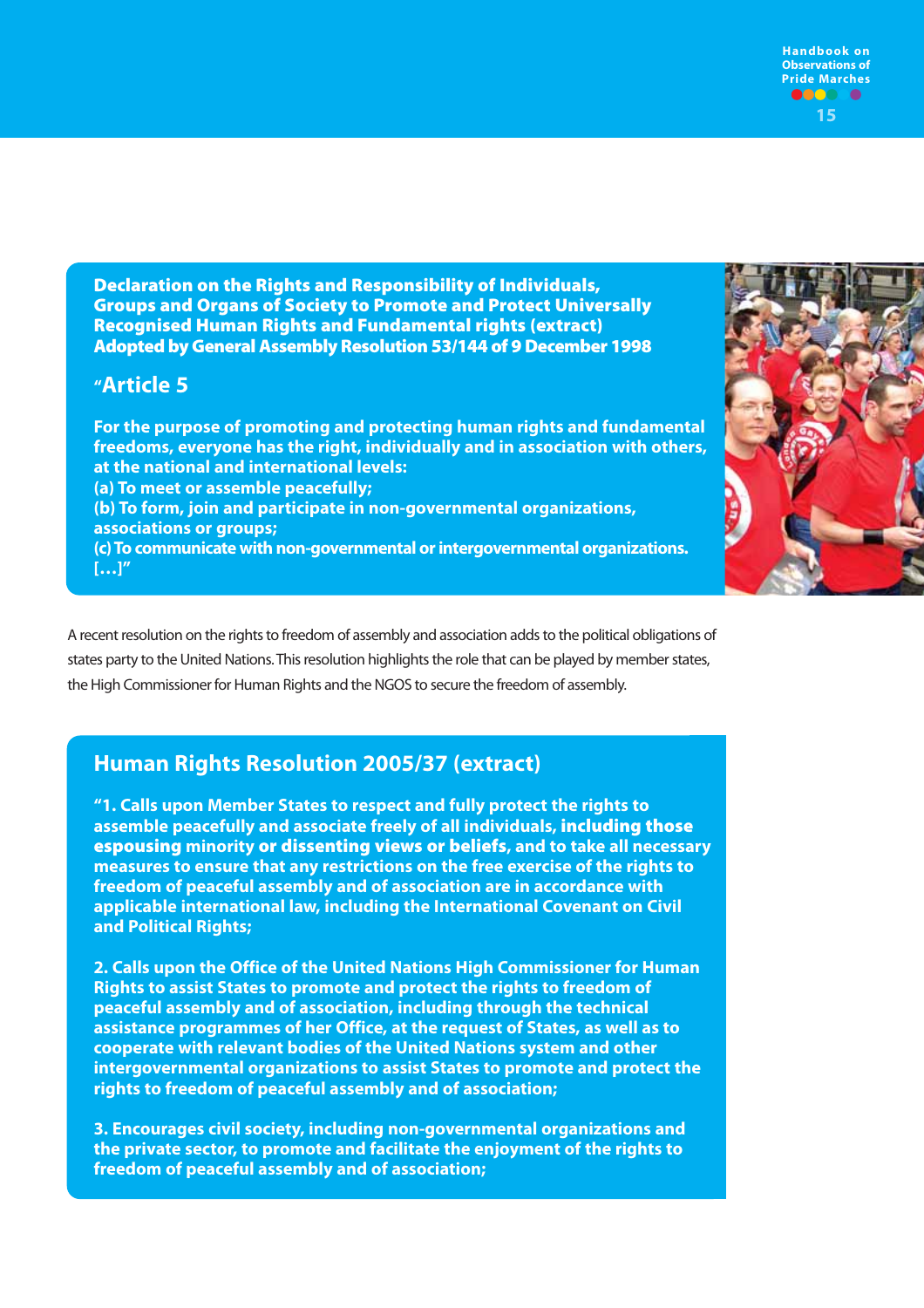**Declaration on the Rights and Responsibility of Individuals, Groups and Organs of Society to Promote and Protect Universally Recognised Human Rights and Fundamental rights (extract) Adopted by General Assembly Resolution 53/144 of 9 December 1998**

## "Article 5

**For the purpose of promoting and protecting human rights and fundamental freedoms, everyone has the right, individually and in association with others, at the national and international levels:**
**(a) To meet or assemble peacefully;**
**(b) To form, join and participate in non-governmental organizations, associations or groups;**
**(c) To communicate with non-governmental or intergovernmental organizations. […]"**

A recent resolution on the rights to freedom of assembly and association adds to the political obligations of states party to the United Nations. This resolution highlights the role that can be played by member states, the High Commissioner for Human Rights and the NGOS to secure the freedom of assembly.

## Human Rights Resolution 2005/37 (extract)

**"1. Calls upon Member States to respect and fully protect the rights to assemble peacefully and associate freely of all individuals, including those espousing minority or dissenting views or beliefs, and to take all necessary measures to ensure that any restrictions on the free exercise of the rights to freedom of peaceful assembly and of association are in accordance with applicable international law, including the International Covenant on Civil and Political Rights;**

**2. Calls upon the Office of the United Nations High Commissioner for Human Rights to assist States to promote and protect the rights to freedom of peaceful assembly and of association, including through the technical assistance programmes of her Office, at the request of States, as well as to cooperate with relevant bodies of the United Nations system and other intergovernmental organizations to assist States to promote and protect the rights to freedom of peaceful assembly and of association;**

**3. Encourages civil society, including non-governmental organizations and the private sector, to promote and facilitate the enjoyment of the rights to freedom of peaceful assembly and of association;**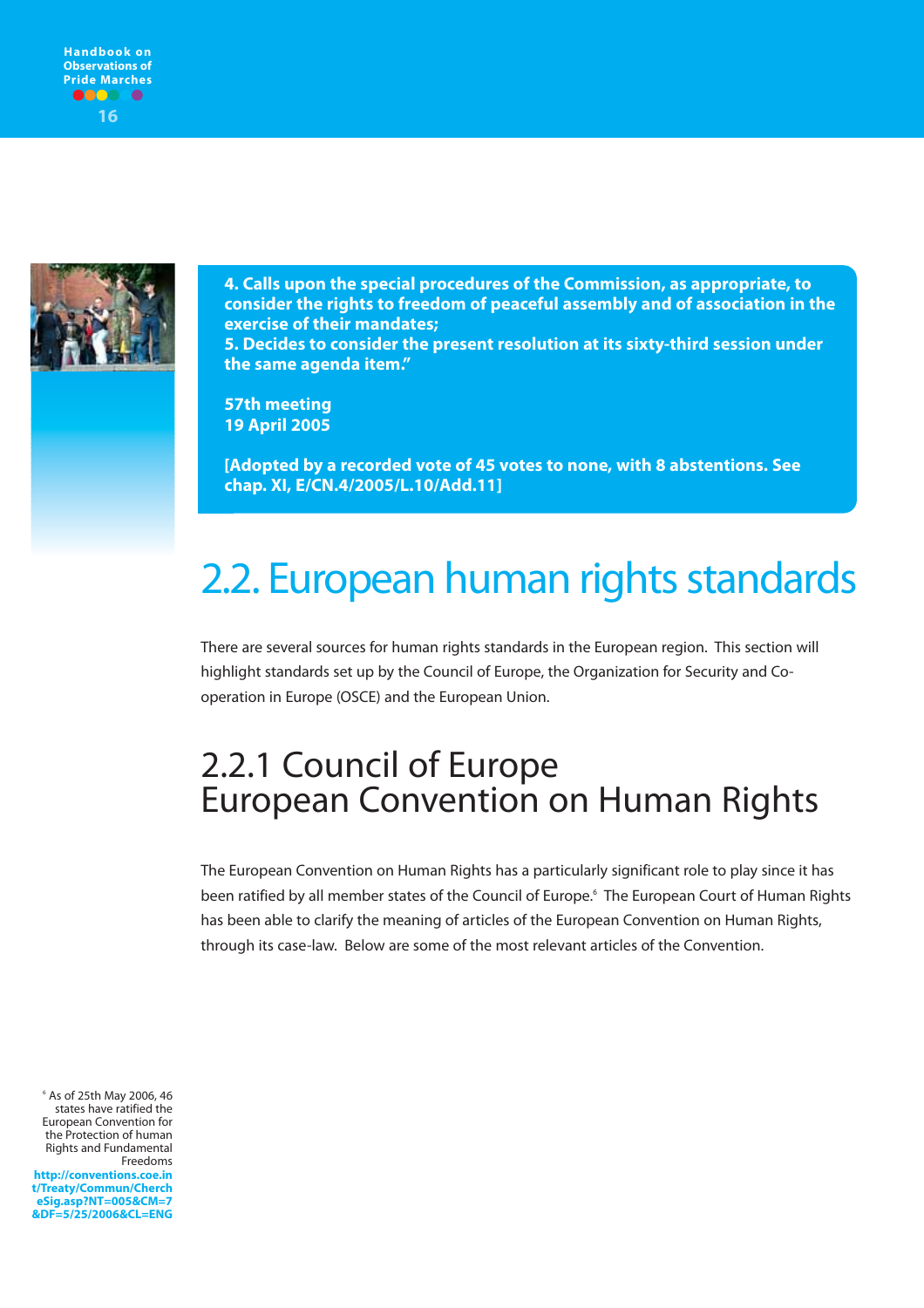**4. Calls upon the special procedures of the Commission, as appropriate, to consider the rights to freedom of peaceful assembly and of association in the exercise of their mandates;**
**5. Decides to consider the present resolution at its sixty-third session under the same agenda item."**

**57th meeting**
**19 April 2005**

**[Adopted by a recorded vote of 45 votes to none, with 8 abstentions. See chap. XI, E/CN.4/2005/L.10/Add.11]**

## 2.2. European human rights standards

There are several sources for human rights standards in the European region. This section will highlight standards set up by the Council of Europe, the Organization for Security and Co-operation in Europe (OSCE) and the European Union.

### 2.2.1 Council of Europe European Convention on Human Rights

The European Convention on Human Rights has a particularly significant role to play since it has been ratified by all member states of the Council of Europe.[6] The European Court of Human Rights has been able to clarify the meaning of articles of the European Convention on Human Rights, through its case-law. Below are some of the most relevant articles of the Convention.

[6] As of 25th May 2006, 46 states have ratified the European Convention for the Protection of human Rights and Fundamental Freedoms **http://conventions.coe.int/Treaty/Commun/ChercheSig.asp?NT=005&CM=7&DF=5/25/2006&CL=ENG**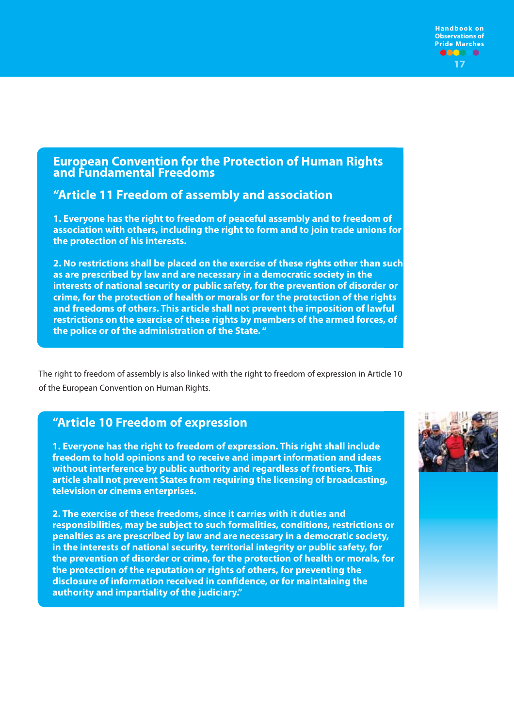## European Convention for the Protection of Human Rights and Fundamental Freedoms

### "Article 11 Freedom of assembly and association

**1. Everyone has the right to freedom of peaceful assembly and to freedom of association with others, including the right to form and to join trade unions for the protection of his interests.**

**2. No restrictions shall be placed on the exercise of these rights other than such as are prescribed by law and are necessary in a democratic society in the interests of national security or public safety, for the prevention of disorder or crime, for the protection of health or morals or for the protection of the rights and freedoms of others. This article shall not prevent the imposition of lawful restrictions on the exercise of these rights by members of the armed forces, of the police or of the administration of the State. "**

The right to freedom of assembly is also linked with the right to freedom of expression in Article 10 of the European Convention on Human Rights.

### "Article 10 Freedom of expression

**1. Everyone has the right to freedom of expression. This right shall include freedom to hold opinions and to receive and impart information and ideas without interference by public authority and regardless of frontiers. This article shall not prevent States from requiring the licensing of broadcasting, television or cinema enterprises.**

**2. The exercise of these freedoms, since it carries with it duties and responsibilities, may be subject to such formalities, conditions, restrictions or penalties as are prescribed by law and are necessary in a democratic society, in the interests of national security, territorial integrity or public safety, for the prevention of disorder or crime, for the protection of health or morals, for the protection of the reputation or rights of others, for preventing the disclosure of information received in confidence, or for maintaining the authority and impartiality of the judiciary."**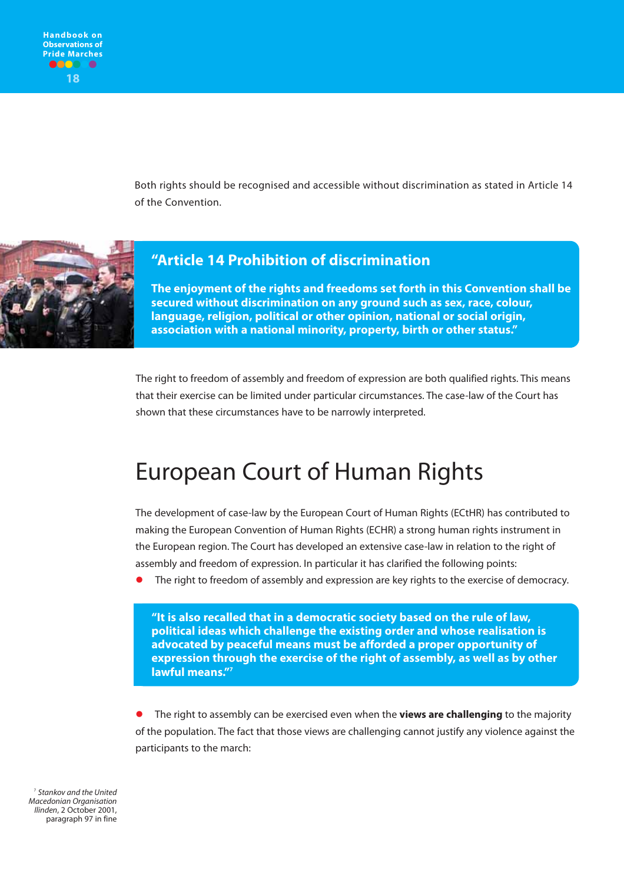Both rights should be recognised and accessible without discrimination as stated in Article 14 of the Convention.

> **"Article 14 Prohibition of discrimination**
>
> **The enjoyment of the rights and freedoms set forth in this Convention shall be secured without discrimination on any ground such as sex, race, colour, language, religion, political or other opinion, national or social origin, association with a national minority, property, birth or other status."**

The right to freedom of assembly and freedom of expression are both qualified rights. This means that their exercise can be limited under particular circumstances. The case-law of the Court has shown that these circumstances have to be narrowly interpreted.

# European Court of Human Rights

The development of case-law by the European Court of Human Rights (ECtHR) has contributed to making the European Convention of Human Rights (ECHR) a strong human rights instrument in the European region. The Court has developed an extensive case-law in relation to the right of assembly and freedom of expression. In particular it has clarified the following points:

- The right to freedom of assembly and expression are key rights to the exercise of democracy.

> **"It is also recalled that in a democratic society based on the rule of law, political ideas which challenge the existing order and whose realisation is advocated by peaceful means must be afforded a proper opportunity of expression through the exercise of the right of assembly, as well as by other lawful means."[7]**

- The right to assembly can be exercised even when the **views are challenging** to the majority of the population. The fact that those views are challenging cannot justify any violence against the participants to the march:

[7] *Stankov and the United Macedonian Organisation Ilinden*, 2 October 2001, paragraph 97 in fine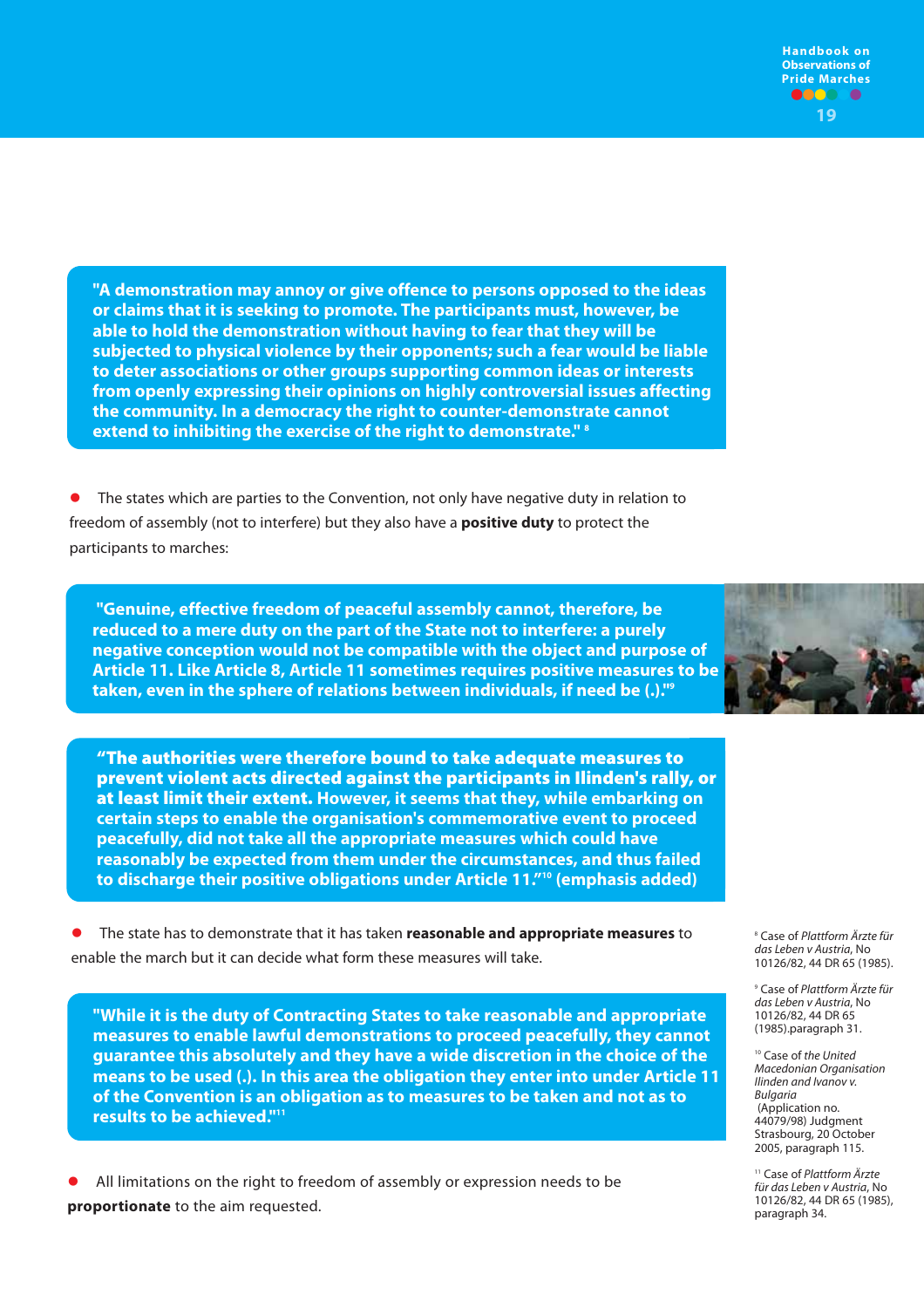**"A demonstration may annoy or give offence to persons opposed to the ideas or claims that it is seeking to promote. The participants must, however, be able to hold the demonstration without having to fear that they will be subjected to physical violence by their opponents; such a fear would be liable to deter associations or other groups supporting common ideas or interests from openly expressing their opinions on highly controversial issues affecting the community. In a democracy the right to counter-demonstrate cannot extend to inhibiting the exercise of the right to demonstrate."** [8]

- The states which are parties to the Convention, not only have negative duty in relation to freedom of assembly (not to interfere) but they also have a **positive duty** to protect the participants to marches:

**"Genuine, effective freedom of peaceful assembly cannot, therefore, be reduced to a mere duty on the part of the State not to interfere: a purely negative conception would not be compatible with the object and purpose of Article 11. Like Article 8, Article 11 sometimes requires positive measures to be taken, even in the sphere of relations between individuals, if need be (.)."** [9]

**"The authorities were therefore bound to take adequate measures to prevent violent acts directed against the participants in Ilinden's rally, or at least limit their extent. However, it seems that they, while embarking on certain steps to enable the organisation's commemorative event to proceed peacefully, did not take all the appropriate measures which could have reasonably be expected from them under the circumstances, and thus failed to discharge their positive obligations under Article 11."** [10] **(emphasis added)**

- The state has to demonstrate that it has taken **reasonable and appropriate measures** to enable the march but it can decide what form these measures will take.

**"While it is the duty of Contracting States to take reasonable and appropriate measures to enable lawful demonstrations to proceed peacefully, they cannot guarantee this absolutely and they have a wide discretion in the choice of the means to be used (.). In this area the obligation they enter into under Article 11 of the Convention is an obligation as to measures to be taken and not as to results to be achieved."** [11]

- All limitations on the right to freedom of assembly or expression needs to be **proportionate** to the aim requested.

---

[8] Case of *Plattform Ärzte für das Leben v Austria*, No 10126/82, 44 DR 65 (1985).

[9] Case of *Plattform Ärzte für das Leben v Austria*, No 10126/82, 44 DR 65 (1985).paragraph 31.

[10] Case of *the United Macedonian Organisation Ilinden and Ivanov v. Bulgaria* (Application no. 44079/98) Judgment Strasbourg, 20 October 2005, paragraph 115.

[11] Case of *Plattform Ärzte für das Leben v Austria*, No 10126/82, 44 DR 65 (1985), paragraph 34.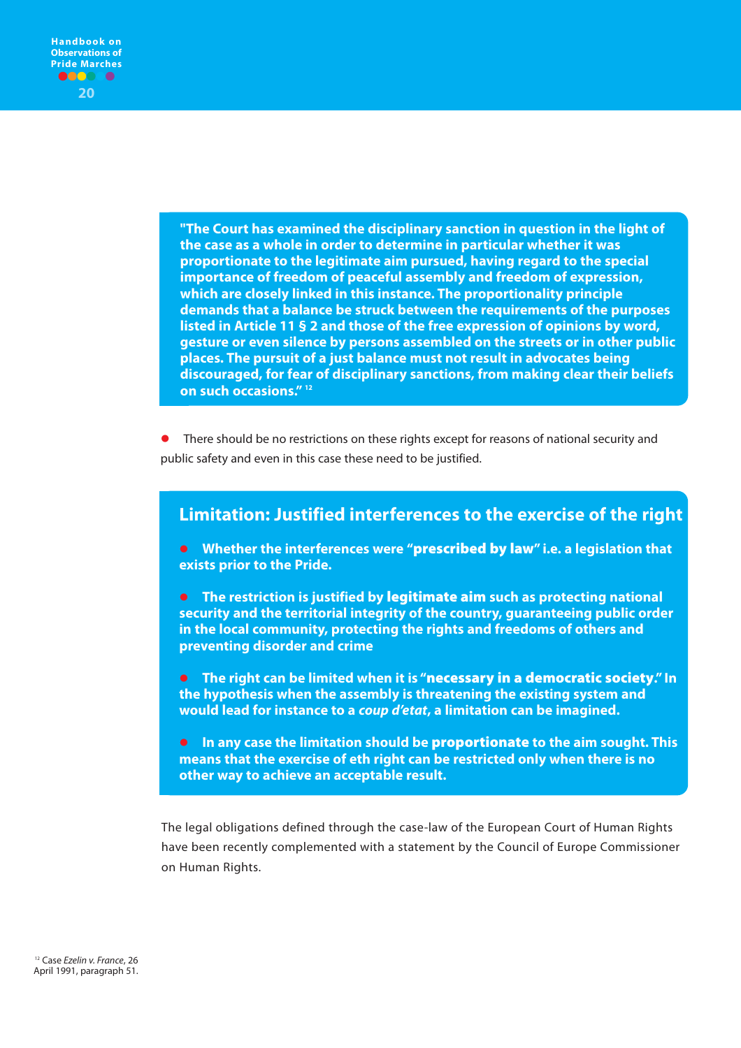**"The Court has examined the disciplinary sanction in question in the light of the case as a whole in order to determine in particular whether it was proportionate to the legitimate aim pursued, having regard to the special importance of freedom of peaceful assembly and freedom of expression, which are closely linked in this instance. The proportionality principle demands that a balance be struck between the requirements of the purposes listed in Article 11 § 2 and those of the free expression of opinions by word, gesture or even silence by persons assembled on the streets or in other public places. The pursuit of a just balance must not result in advocates being discouraged, for fear of disciplinary sanctions, from making clear their beliefs on such occasions."** [12]

- There should be no restrictions on these rights except for reasons of national security and public safety and even in this case these need to be justified.

## Limitation: Justified interferences to the exercise of the right

- **Whether the interferences were "prescribed by law" i.e. a legislation that exists prior to the Pride.**
- **The restriction is justified by legitimate aim such as protecting national security and the territorial integrity of the country, guaranteeing public order in the local community, protecting the rights and freedoms of others and preventing disorder and crime**
- **The right can be limited when it is "necessary in a democratic society." In the hypothesis when the assembly is threatening the existing system and would lead for instance to a *coup d'etat*, a limitation can be imagined.**
- **In any case the limitation should be proportionate to the aim sought. This means that the exercise of eth right can be restricted only when there is no other way to achieve an acceptable result.**

The legal obligations defined through the case-law of the European Court of Human Rights have been recently complemented with a statement by the Council of Europe Commissioner on Human Rights.

[12] Case *Ezelin v. France*, 26 April 1991, paragraph 51.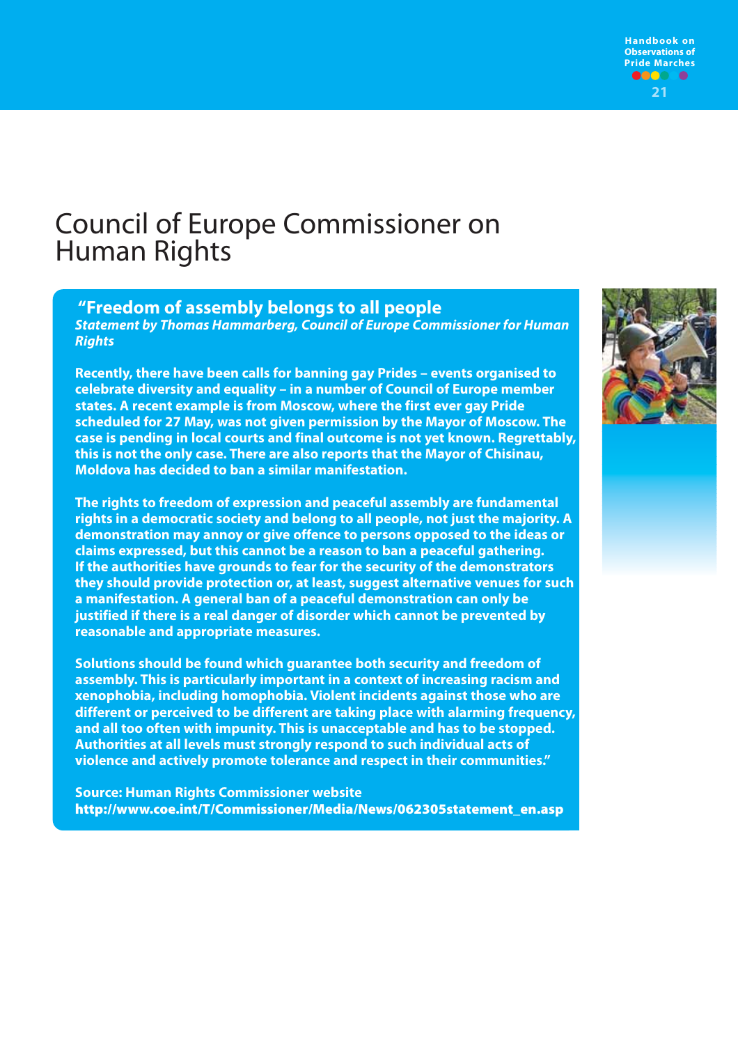# Council of Europe Commissioner on Human Rights

**"Freedom of assembly belongs to all people**

***Statement by Thomas Hammarberg, Council of Europe Commissioner for Human Rights***

**Recently, there have been calls for banning gay Prides – events organised to celebrate diversity and equality – in a number of Council of Europe member states. A recent example is from Moscow, where the first ever gay Pride scheduled for 27 May, was not given permission by the Mayor of Moscow. The case is pending in local courts and final outcome is not yet known. Regrettably, this is not the only case. There are also reports that the Mayor of Chisinau, Moldova has decided to ban a similar manifestation.**

**The rights to freedom of expression and peaceful assembly are fundamental rights in a democratic society and belong to all people, not just the majority. A demonstration may annoy or give offence to persons opposed to the ideas or claims expressed, but this cannot be a reason to ban a peaceful gathering. If the authorities have grounds to fear for the security of the demonstrators they should provide protection or, at least, suggest alternative venues for such a manifestation. A general ban of a peaceful demonstration can only be justified if there is a real danger of disorder which cannot be prevented by reasonable and appropriate measures.**

**Solutions should be found which guarantee both security and freedom of assembly. This is particularly important in a context of increasing racism and xenophobia, including homophobia. Violent incidents against those who are different or perceived to be different are taking place with alarming frequency, and all too often with impunity. This is unacceptable and has to be stopped. Authorities at all levels must strongly respond to such individual acts of violence and actively promote tolerance and respect in their communities."**

**Source: Human Rights Commissioner website**
**http://www.coe.int/T/Commissioner/Media/News/062305statement_en.asp**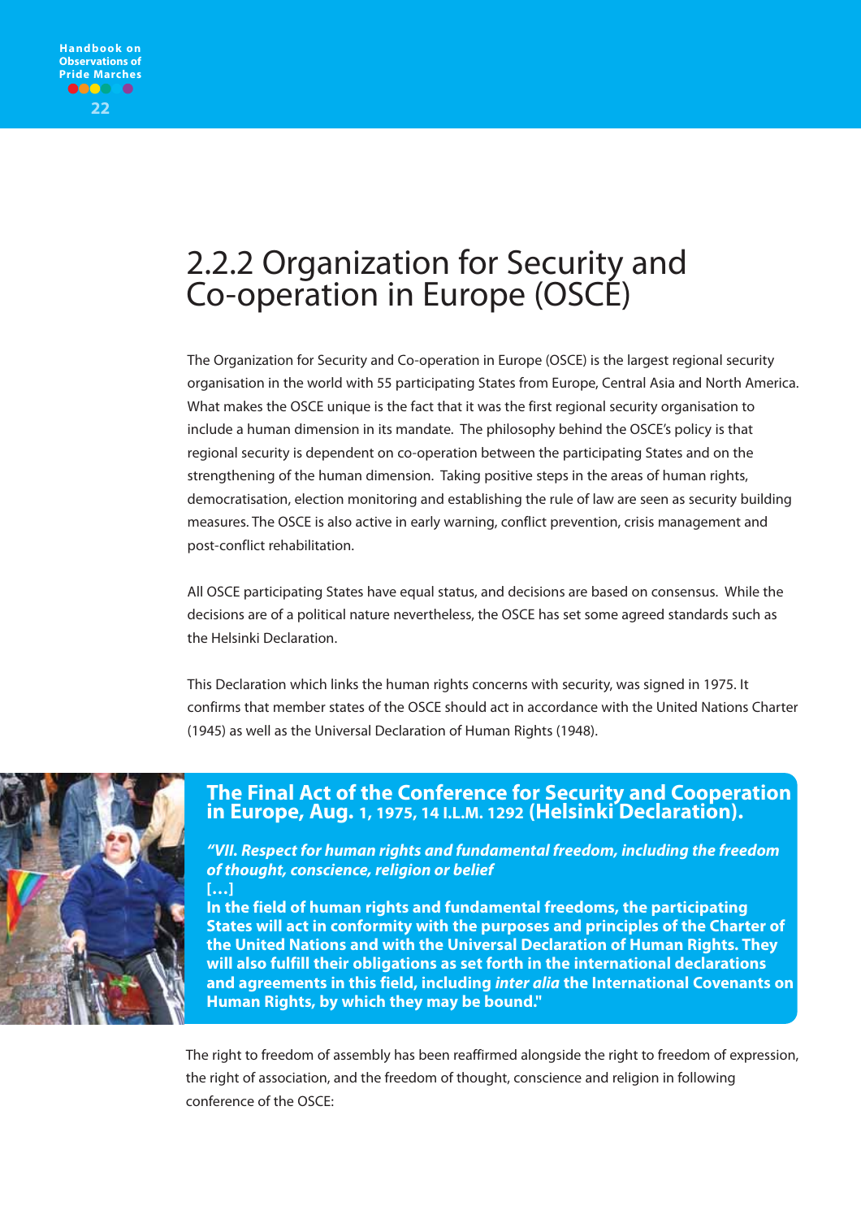## 2.2.2 Organization for Security and Co-operation in Europe (OSCE)

The Organization for Security and Co-operation in Europe (OSCE) is the largest regional security organisation in the world with 55 participating States from Europe, Central Asia and North America. What makes the OSCE unique is the fact that it was the first regional security organisation to include a human dimension in its mandate. The philosophy behind the OSCE's policy is that regional security is dependent on co-operation between the participating States and on the strengthening of the human dimension. Taking positive steps in the areas of human rights, democratisation, election monitoring and establishing the rule of law are seen as security building measures. The OSCE is also active in early warning, conflict prevention, crisis management and post-conflict rehabilitation.

All OSCE participating States have equal status, and decisions are based on consensus. While the decisions are of a political nature nevertheless, the OSCE has set some agreed standards such as the Helsinki Declaration.

This Declaration which links the human rights concerns with security, was signed in 1975. It confirms that member states of the OSCE should act in accordance with the United Nations Charter (1945) as well as the Universal Declaration of Human Rights (1948).

**The Final Act of the Conference for Security and Cooperation in Europe, Aug. 1, 1975, 14 I.L.M. 1292 (Helsinki Declaration).**

***"VII. Respect for human rights and fundamental freedom, including the freedom of thought, conscience, religion or belief***
**[…]**
**In the field of human rights and fundamental freedoms, the participating States will act in conformity with the purposes and principles of the Charter of the United Nations and with the Universal Declaration of Human Rights. They will also fulfill their obligations as set forth in the international declarations and agreements in this field, including *inter alia* the International Covenants on Human Rights, by which they may be bound."**

The right to freedom of assembly has been reaffirmed alongside the right to freedom of expression, the right of association, and the freedom of thought, conscience and religion in following conference of the OSCE: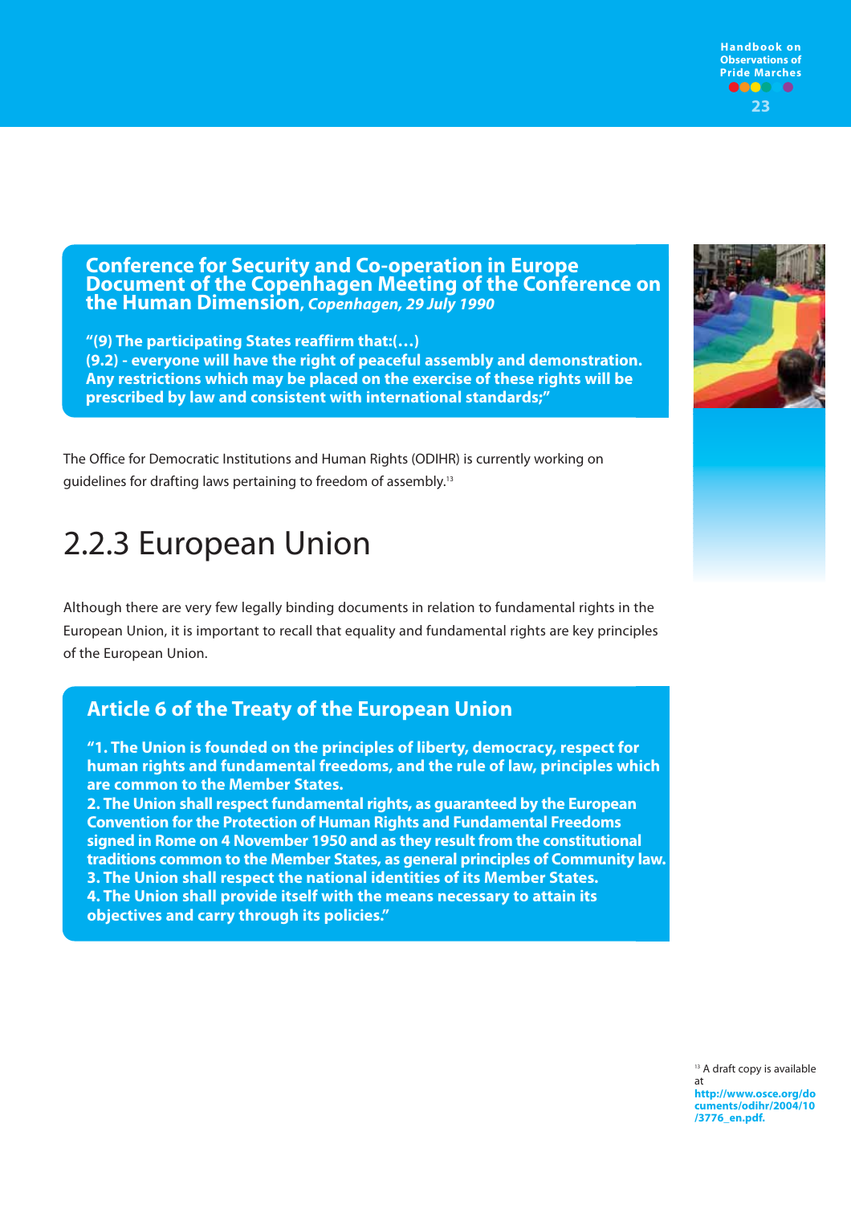**Conference for Security and Co-operation in Europe Document of the Copenhagen Meeting of the Conference on the Human Dimension**, *Copenhagen, 29 July 1990*

**"(9) The participating States reaffirm that:(…)**
**(9.2) - everyone will have the right of peaceful assembly and demonstration. Any restrictions which may be placed on the exercise of these rights will be prescribed by law and consistent with international standards;"**

The Office for Democratic Institutions and Human Rights (ODIHR) is currently working on guidelines for drafting laws pertaining to freedom of assembly.[13]

## 2.2.3 European Union

Although there are very few legally binding documents in relation to fundamental rights in the European Union, it is important to recall that equality and fundamental rights are key principles of the European Union.

**Article 6 of the Treaty of the European Union**

**"1. The Union is founded on the principles of liberty, democracy, respect for human rights and fundamental freedoms, and the rule of law, principles which are common to the Member States.**
**2. The Union shall respect fundamental rights, as guaranteed by the European Convention for the Protection of Human Rights and Fundamental Freedoms signed in Rome on 4 November 1950 and as they result from the constitutional traditions common to the Member States, as general principles of Community law.**
**3. The Union shall respect the national identities of its Member States.**
**4. The Union shall provide itself with the means necessary to attain its objectives and carry through its policies."**

[13] A draft copy is available at **http://www.osce.org/documents/odihr/2004/10/3776_en.pdf.**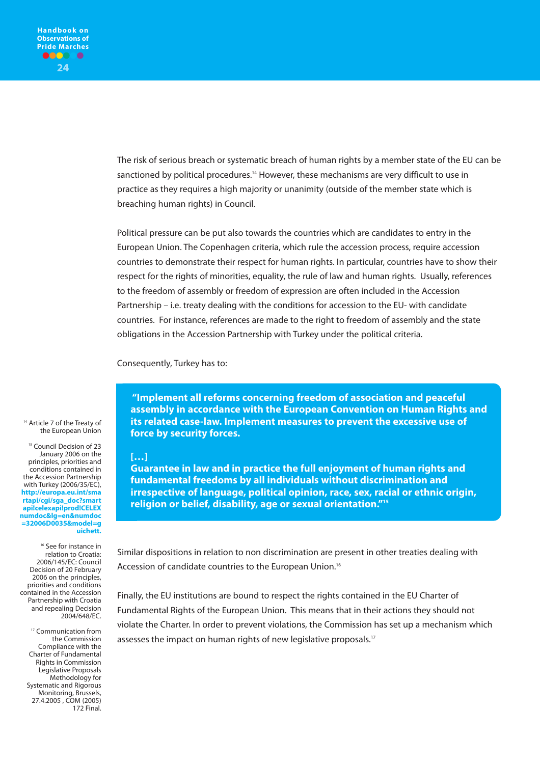The risk of serious breach or systematic breach of human rights by a member state of the EU can be sanctioned by political procedures.[14] However, these mechanisms are very difficult to use in practice as they requires a high majority or unanimity (outside of the member state which is breaching human rights) in Council.

Political pressure can be put also towards the countries which are candidates to entry in the European Union. The Copenhagen criteria, which rule the accession process, require accession countries to demonstrate their respect for human rights. In particular, countries have to show their respect for the rights of minorities, equality, the rule of law and human rights. Usually, references to the freedom of assembly or freedom of expression are often included in the Accession Partnership – i.e. treaty dealing with the conditions for accession to the EU- with candidate countries. For instance, references are made to the right to freedom of assembly and the state obligations in the Accession Partnership with Turkey under the political criteria.

Consequently, Turkey has to:

> **"Implement all reforms concerning freedom of association and peaceful assembly in accordance with the European Convention on Human Rights and its related case-law. Implement measures to prevent the excessive use of force by security forces.**
>
> **[…]**
> **Guarantee in law and in practice the full enjoyment of human rights and fundamental freedoms by all individuals without discrimination and irrespective of language, political opinion, race, sex, racial or ethnic origin, religion or belief, disability, age or sexual orientation."[15]**

Similar dispositions in relation to non discrimination are present in other treaties dealing with Accession of candidate countries to the European Union.[16]

Finally, the EU institutions are bound to respect the rights contained in the EU Charter of Fundamental Rights of the European Union. This means that in their actions they should not violate the Charter. In order to prevent violations, the Commission has set up a mechanism which assesses the impact on human rights of new legislative proposals.[17]

---

[14] Article 7 of the Treaty of the European Union

[15] Council Decision of 23 January 2006 on the principles, priorities and conditions contained in the Accession Partnership with Turkey (2006/35/EC), **http://europa.eu.int/smartapi/cgi/sga_doc?smartapi!celexapi!prod!CELEXnumdoc&lg=en&numdoc=32006D0035&model=guichett.**

[16] See for instance in relation to Croatia: 2006/145/EC: Council Decision of 20 February 2006 on the principles, priorities and conditions contained in the Accession Partnership with Croatia and repealing Decision 2004/648/EC.

[17] Communication from the Commission Compliance with the Charter of Fundamental Rights in Commission Legislative Proposals Methodology for Systematic and Rigorous Monitoring, Brussels, 27.4.2005 , COM (2005) 172 Final.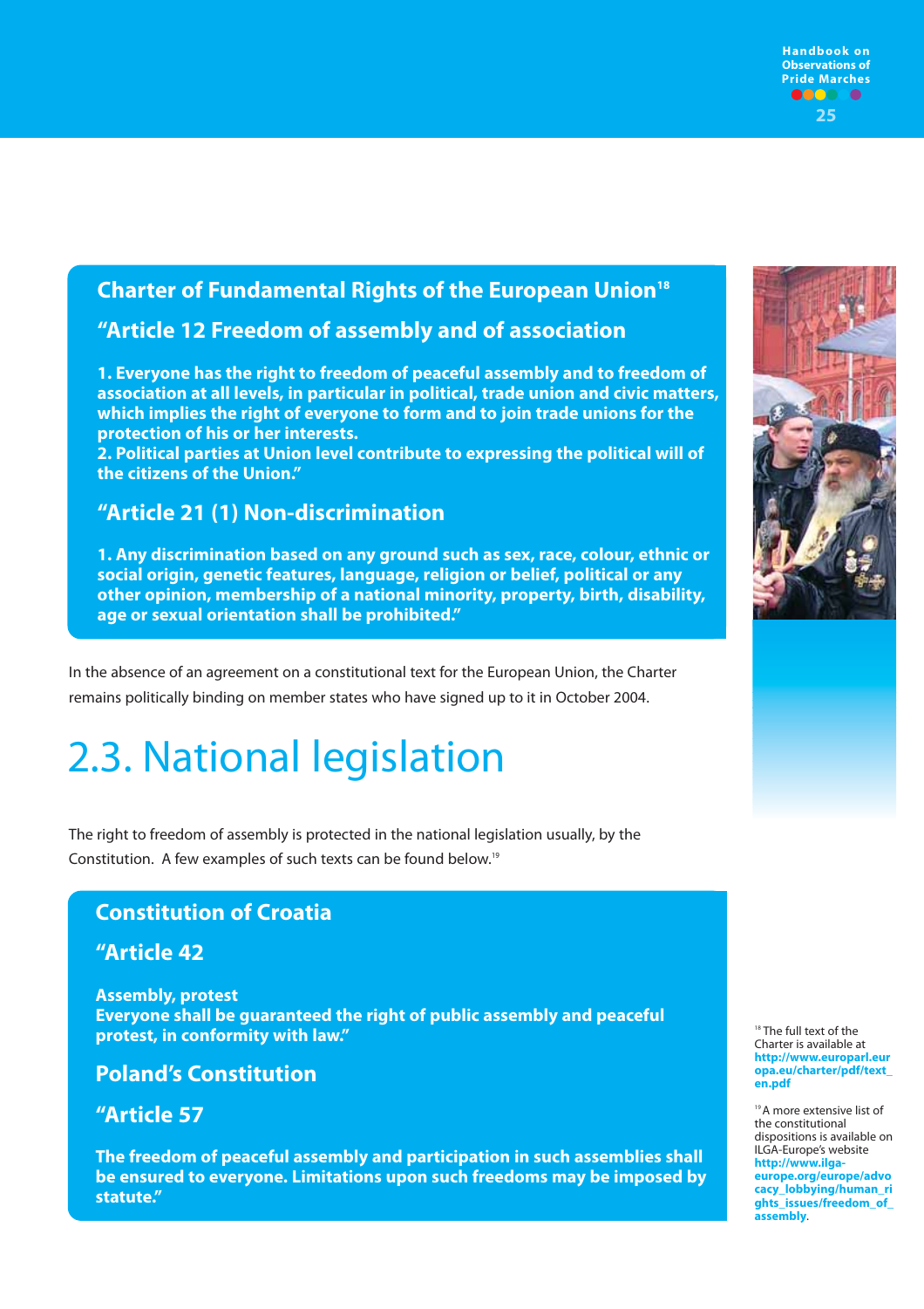## Charter of Fundamental Rights of the European Union[18]

### "Article 12 Freedom of assembly and of association

**1. Everyone has the right to freedom of peaceful assembly and to freedom of association at all levels, in particular in political, trade union and civic matters, which implies the right of everyone to form and to join trade unions for the protection of his or her interests.**
**2. Political parties at Union level contribute to expressing the political will of the citizens of the Union."**

### "Article 21 (1) Non-discrimination

**1. Any discrimination based on any ground such as sex, race, colour, ethnic or social origin, genetic features, language, religion or belief, political or any other opinion, membership of a national minority, property, birth, disability, age or sexual orientation shall be prohibited."**

In the absence of an agreement on a constitutional text for the European Union, the Charter remains politically binding on member states who have signed up to it in October 2004.

# 2.3. National legislation

The right to freedom of assembly is protected in the national legislation usually, by the Constitution. A few examples of such texts can be found below.[19]

## Constitution of Croatia

### "Article 42

**Assembly, protest**
**Everyone shall be guaranteed the right of public assembly and peaceful protest, in conformity with law."**

## Poland's Constitution

### "Article 57

**The freedom of peaceful assembly and participation in such assemblies shall be ensured to everyone. Limitations upon such freedoms may be imposed by statute."**

[18] The full text of the Charter is available at **http://www.europarl.europa.eu/charter/pdf/text_en.pdf**

[19] A more extensive list of the constitutional dispositions is available on ILGA-Europe's website **http://www.ilga-europe.org/europe/advocacy_lobbying/human_rights_issues/freedom_of_assembly**.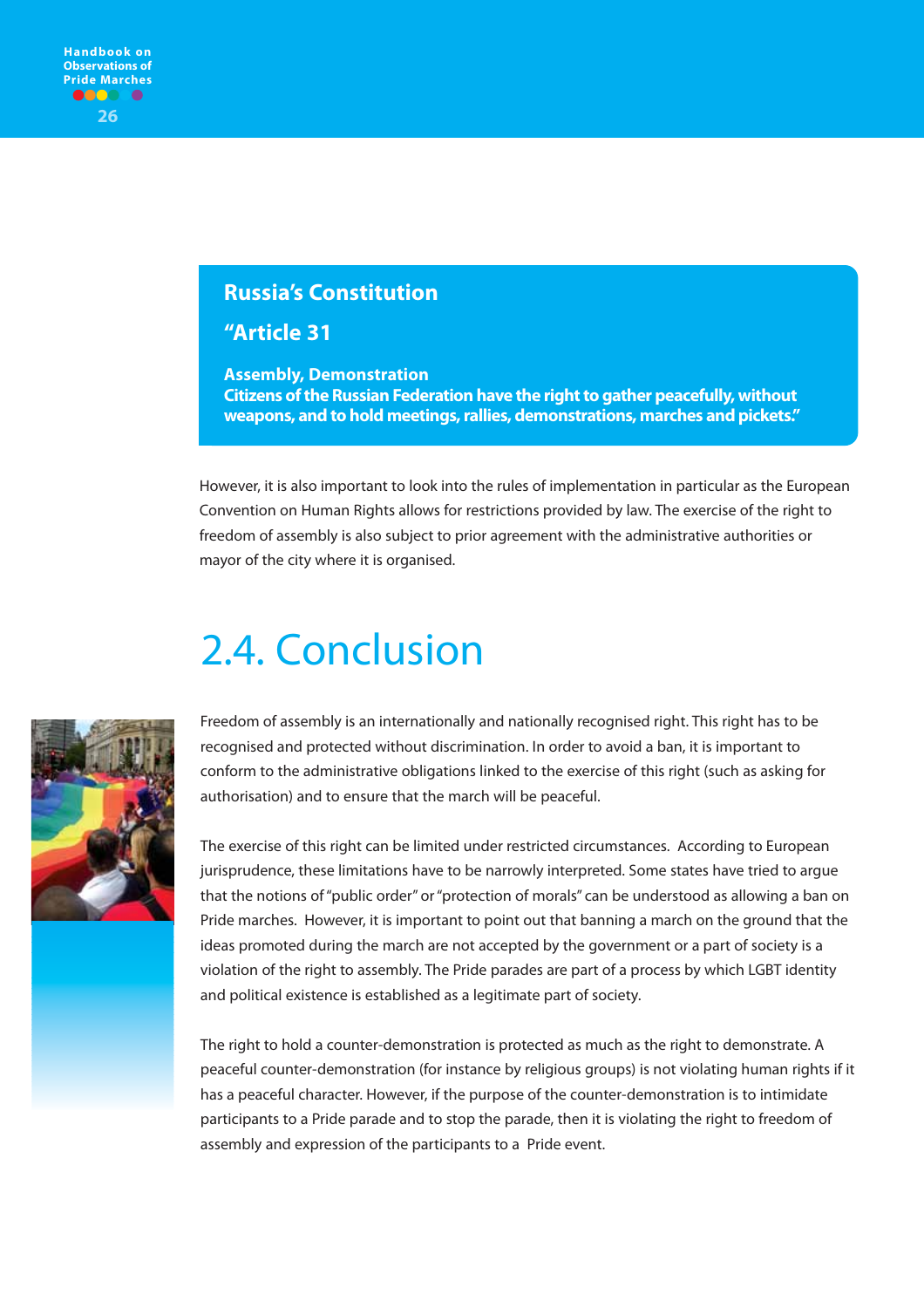**Russia's Constitution**

**"Article 31**

**Assembly, Demonstration**
**Citizens of the Russian Federation have the right to gather peacefully, without weapons, and to hold meetings, rallies, demonstrations, marches and pickets."**

However, it is also important to look into the rules of implementation in particular as the European Convention on Human Rights allows for restrictions provided by law. The exercise of the right to freedom of assembly is also subject to prior agreement with the administrative authorities or mayor of the city where it is organised.

## 2.4. Conclusion

Freedom of assembly is an internationally and nationally recognised right. This right has to be recognised and protected without discrimination. In order to avoid a ban, it is important to conform to the administrative obligations linked to the exercise of this right (such as asking for authorisation) and to ensure that the march will be peaceful.

The exercise of this right can be limited under restricted circumstances. According to European jurisprudence, these limitations have to be narrowly interpreted. Some states have tried to argue that the notions of "public order" or "protection of morals" can be understood as allowing a ban on Pride marches. However, it is important to point out that banning a march on the ground that the ideas promoted during the march are not accepted by the government or a part of society is a violation of the right to assembly. The Pride parades are part of a process by which LGBT identity and political existence is established as a legitimate part of society.

The right to hold a counter-demonstration is protected as much as the right to demonstrate. A peaceful counter-demonstration (for instance by religious groups) is not violating human rights if it has a peaceful character. However, if the purpose of the counter-demonstration is to intimidate participants to a Pride parade and to stop the parade, then it is violating the right to freedom of assembly and expression of the participants to a Pride event.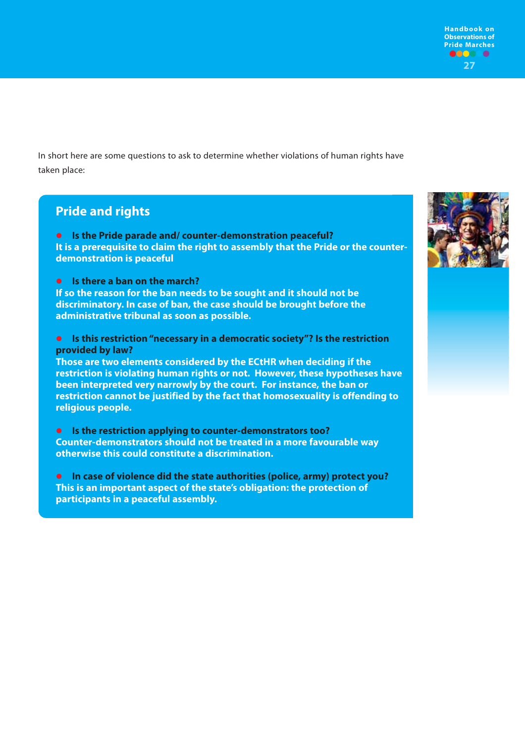In short here are some questions to ask to determine whether violations of human rights have taken place:

## Pride and rights

- **Is the Pride parade and/ counter-demonstration peaceful?**
**It is a prerequisite to claim the right to assembly that the Pride or the counter-demonstration is peaceful**

- **Is there a ban on the march?**
**If so the reason for the ban needs to be sought and it should not be discriminatory. In case of ban, the case should be brought before the administrative tribunal as soon as possible.**

- **Is this restriction "necessary in a democratic society"? Is the restriction provided by law?**
**Those are two elements considered by the ECtHR when deciding if the restriction is violating human rights or not. However, these hypotheses have been interpreted very narrowly by the court. For instance, the ban or restriction cannot be justified by the fact that homosexuality is offending to religious people.**

- **Is the restriction applying to counter-demonstrators too?**
**Counter-demonstrators should not be treated in a more favourable way otherwise this could constitute a discrimination.**

- **In case of violence did the state authorities (police, army) protect you?**
**This is an important aspect of the state's obligation: the protection of participants in a peaceful assembly.**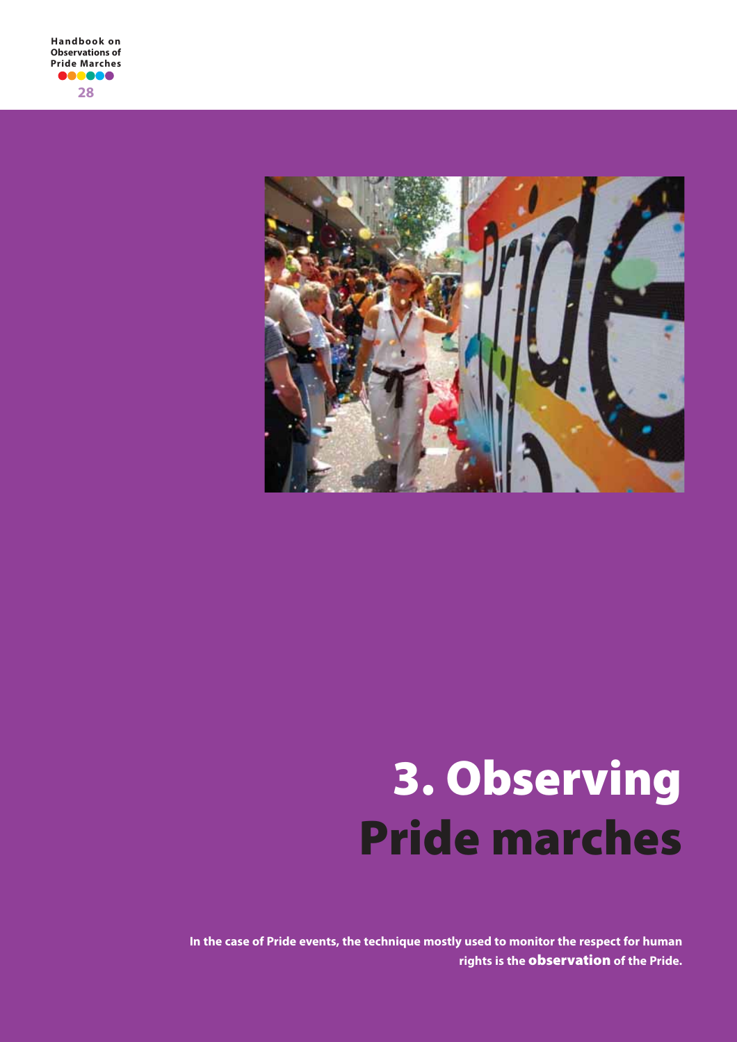# 3. Observing Pride marches

**In the case of Pride events, the technique mostly used to monitor the respect for human rights is the observation of the Pride.**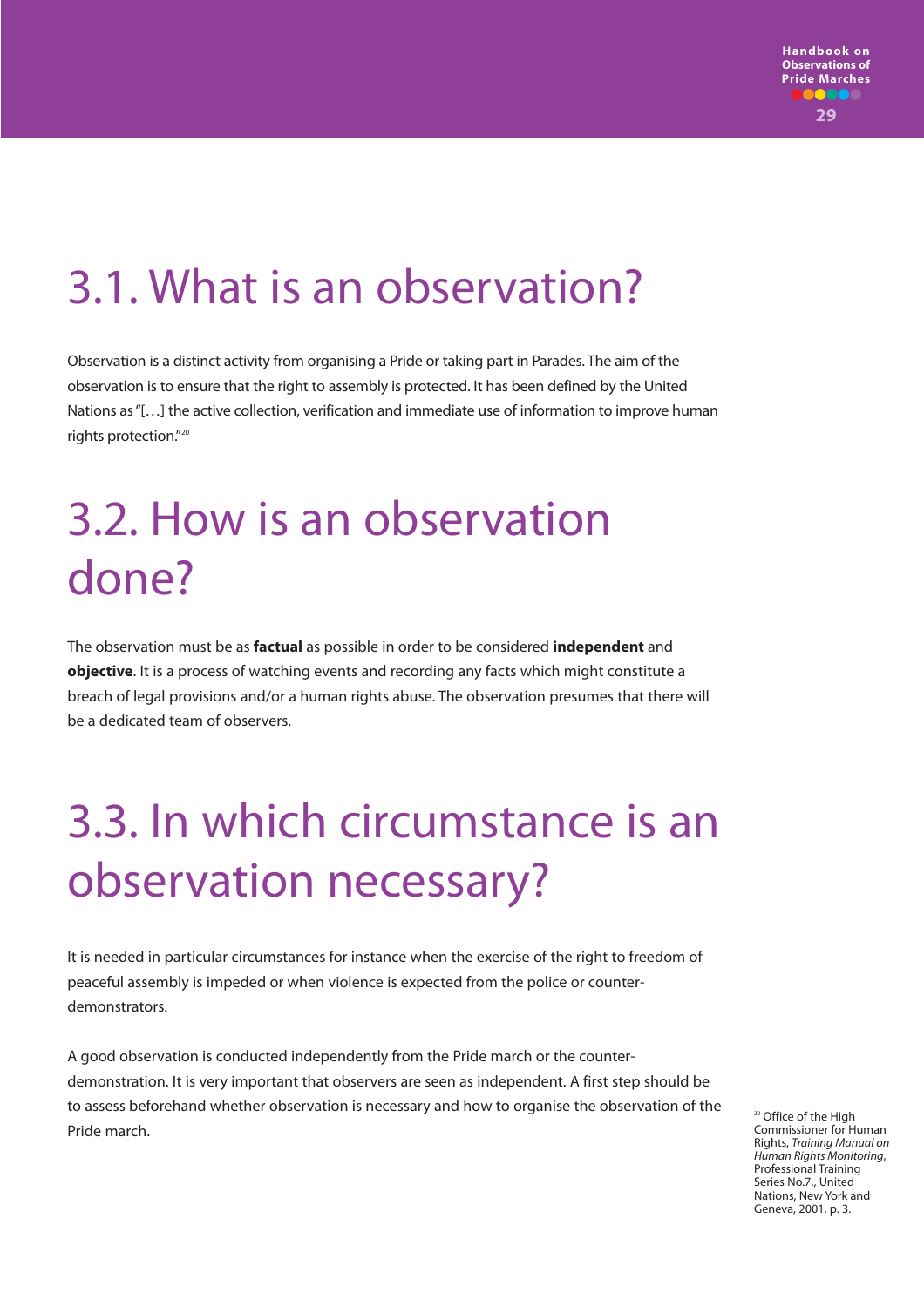## 3.1. What is an observation?

Observation is a distinct activity from organising a Pride or taking part in Parades. The aim of the observation is to ensure that the right to assembly is protected. It has been defined by the United Nations as "[…] the active collection, verification and immediate use of information to improve human rights protection."[20]

## 3.2. How is an observation done?

The observation must be as **factual** as possible in order to be considered **independent** and **objective**. It is a process of watching events and recording any facts which might constitute a breach of legal provisions and/or a human rights abuse. The observation presumes that there will be a dedicated team of observers.

## 3.3. In which circumstance is an observation necessary?

It is needed in particular circumstances for instance when the exercise of the right to freedom of peaceful assembly is impeded or when violence is expected from the police or counter-demonstrators.

A good observation is conducted independently from the Pride march or the counter-demonstration. It is very important that observers are seen as independent. A first step should be to assess beforehand whether observation is necessary and how to organise the observation of the Pride march.

[20] Office of the High Commissioner for Human Rights, *Training Manual on Human Rights Monitoring*, Professional Training Series No.7., United Nations, New York and Geneva, 2001, p. 3.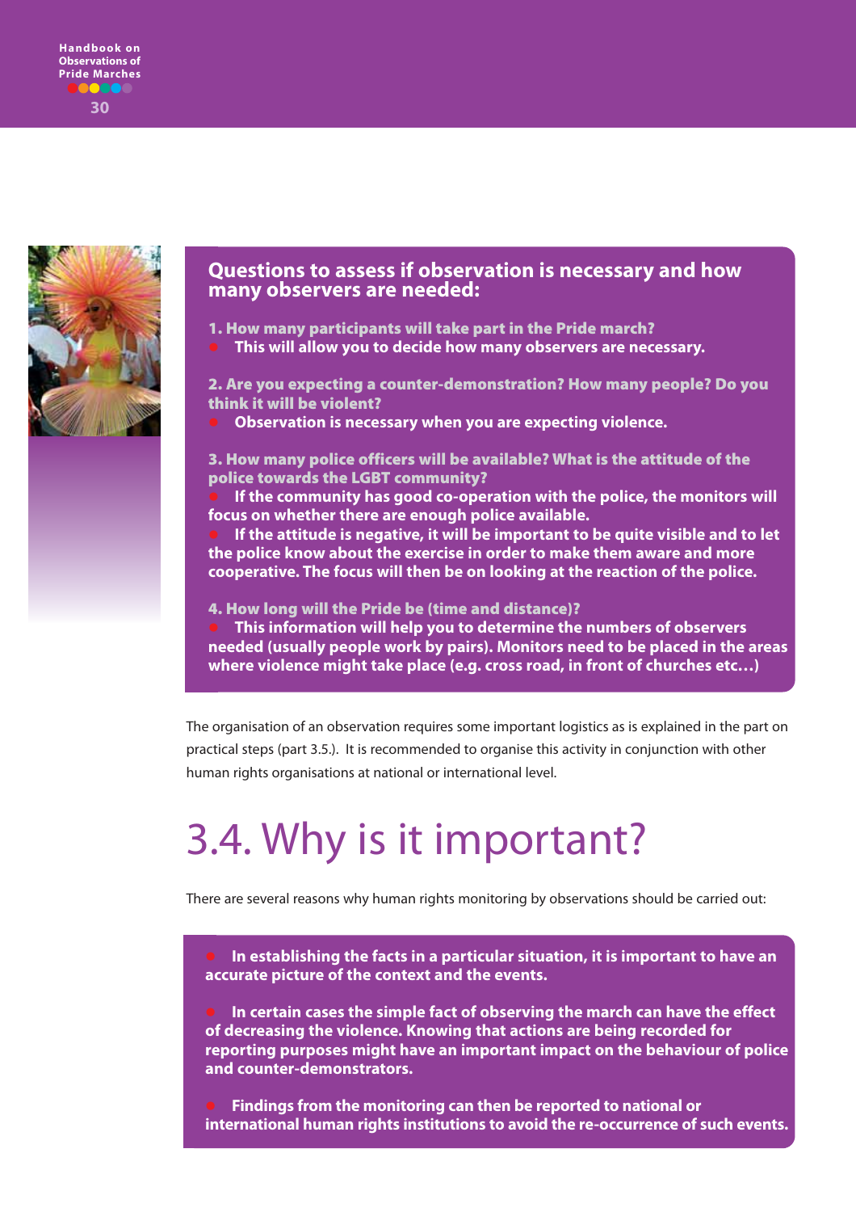### Questions to assess if observation is necessary and how many observers are needed:

**1. How many participants will take part in the Pride march?**

- **This will allow you to decide how many observers are necessary.**

**2. Are you expecting a counter-demonstration? How many people? Do you think it will be violent?**

- **Observation is necessary when you are expecting violence.**

**3. How many police officers will be available? What is the attitude of the police towards the LGBT community?**

- **If the community has good co-operation with the police, the monitors will focus on whether there are enough police available.**
- **If the attitude is negative, it will be important to be quite visible and to let the police know about the exercise in order to make them aware and more cooperative. The focus will then be on looking at the reaction of the police.**

**4. How long will the Pride be (time and distance)?**

- **This information will help you to determine the numbers of observers needed (usually people work by pairs). Monitors need to be placed in the areas where violence might take place (e.g. cross road, in front of churches etc…)**

The organisation of an observation requires some important logistics as is explained in the part on practical steps (part 3.5.). It is recommended to organise this activity in conjunction with other human rights organisations at national or international level.

# 3.4. Why is it important?

There are several reasons why human rights monitoring by observations should be carried out:

- **In establishing the facts in a particular situation, it is important to have an accurate picture of the context and the events.**
- **In certain cases the simple fact of observing the march can have the effect of decreasing the violence. Knowing that actions are being recorded for reporting purposes might have an important impact on the behaviour of police and counter-demonstrators.**
- **Findings from the monitoring can then be reported to national or international human rights institutions to avoid the re-occurrence of such events.**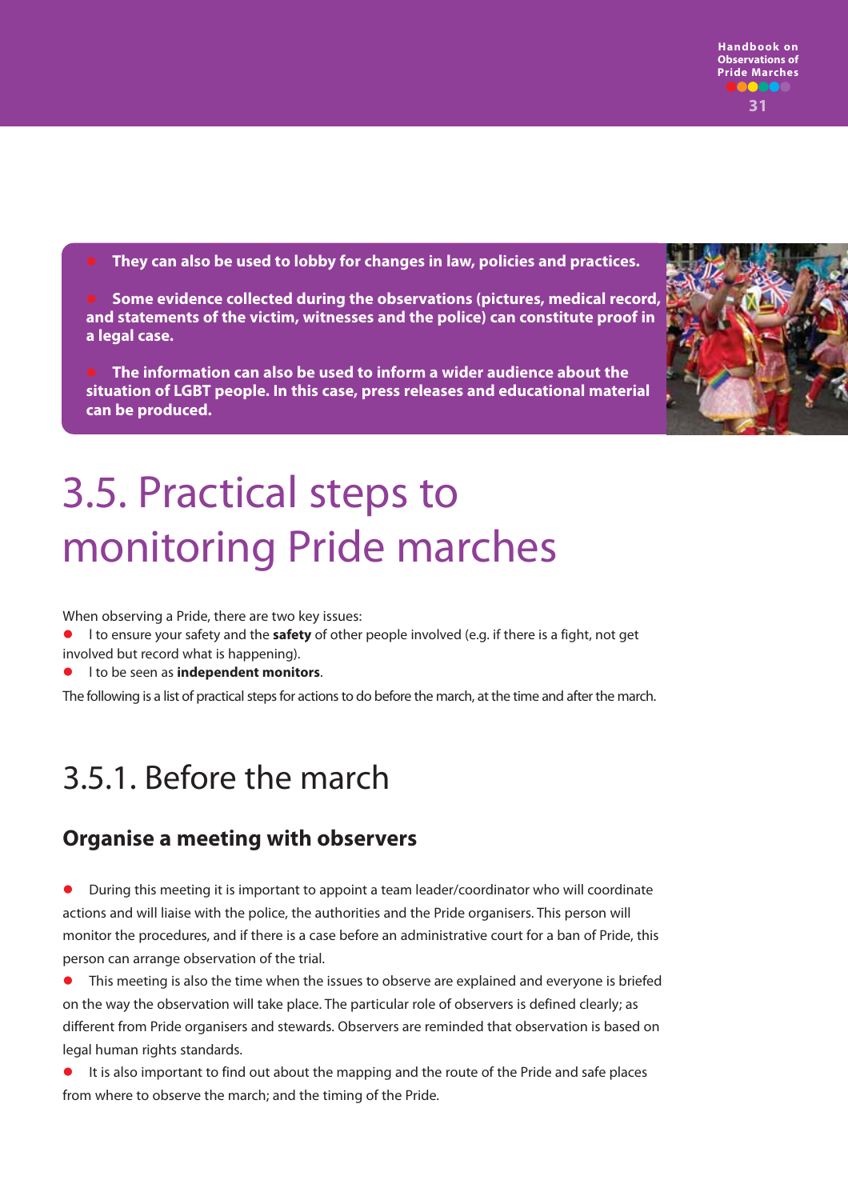- **They can also be used to lobby for changes in law, policies and practices.**
- **Some evidence collected during the observations (pictures, medical record, and statements of the victim, witnesses and the police) can constitute proof in a legal case.**
- **The information can also be used to inform a wider audience about the situation of LGBT people. In this case, press releases and educational material can be produced.**

# 3.5. Practical steps to monitoring Pride marches

When observing a Pride, there are two key issues:

- I to ensure your safety and the **safety** of other people involved (e.g. if there is a fight, not get involved but record what is happening).
- I to be seen as **independent monitors**.

The following is a list of practical steps for actions to do before the march, at the time and after the march.

## 3.5.1. Before the march

### Organise a meeting with observers

- During this meeting it is important to appoint a team leader/coordinator who will coordinate actions and will liaise with the police, the authorities and the Pride organisers. This person will monitor the procedures, and if there is a case before an administrative court for a ban of Pride, this person can arrange observation of the trial.
- This meeting is also the time when the issues to observe are explained and everyone is briefed on the way the observation will take place. The particular role of observers is defined clearly; as different from Pride organisers and stewards. Observers are reminded that observation is based on legal human rights standards.
- It is also important to find out about the mapping and the route of the Pride and safe places from where to observe the march; and the timing of the Pride.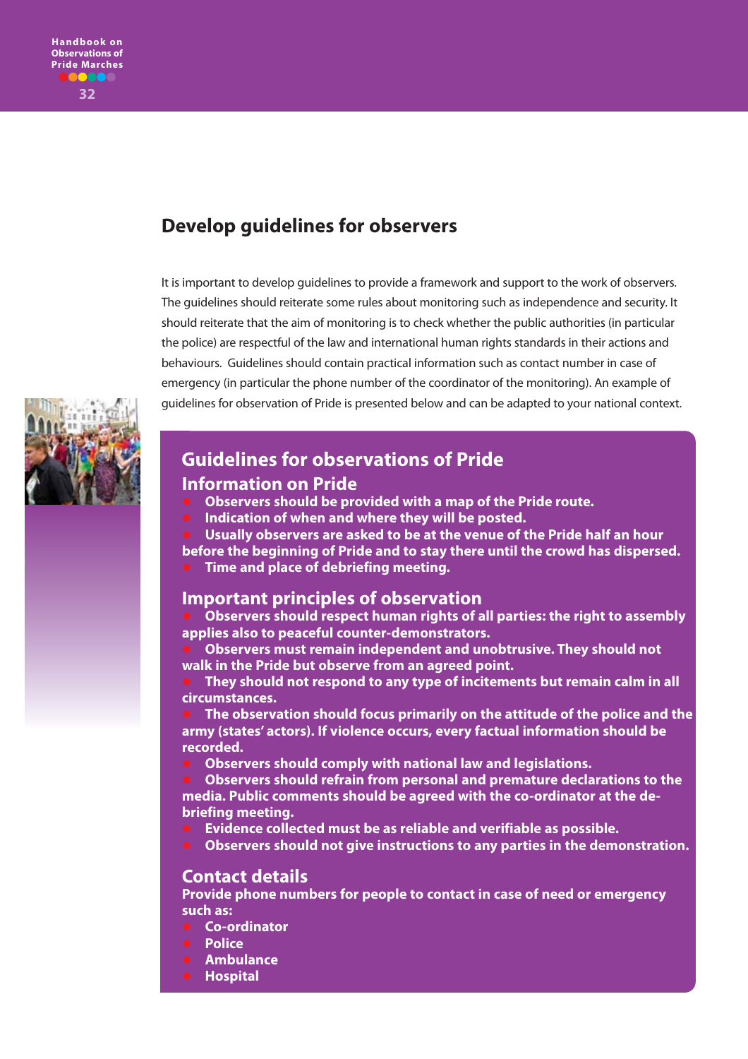## Develop guidelines for observers

It is important to develop guidelines to provide a framework and support to the work of observers. The guidelines should reiterate some rules about monitoring such as independence and security. It should reiterate that the aim of monitoring is to check whether the public authorities (in particular the police) are respectful of the law and international human rights standards in their actions and behaviours. Guidelines should contain practical information such as contact number in case of emergency (in particular the phone number of the coordinator of the monitoring). An example of guidelines for observation of Pride is presented below and can be adapted to your national context.

### Guidelines for observations of Pride

#### Information on Pride

- Observers should be provided with a map of the Pride route.
- Indication of when and where they will be posted.
- Usually observers are asked to be at the venue of the Pride half an hour before the beginning of Pride and to stay there until the crowd has dispersed.
- Time and place of debriefing meeting.

#### Important principles of observation

- Observers should respect human rights of all parties: the right to assembly applies also to peaceful counter-demonstrators.
- Observers must remain independent and unobtrusive. They should not walk in the Pride but observe from an agreed point.
- They should not respond to any type of incitements but remain calm in all circumstances.
- The observation should focus primarily on the attitude of the police and the army (states' actors). If violence occurs, every factual information should be recorded.
- Observers should comply with national law and legislations.
- Observers should refrain from personal and premature declarations to the media. Public comments should be agreed with the co-ordinator at the de-briefing meeting.
- Evidence collected must be as reliable and verifiable as possible.
- Observers should not give instructions to any parties in the demonstration.

#### Contact details

Provide phone numbers for people to contact in case of need or emergency such as:

- Co-ordinator
- Police
- Ambulance
- Hospital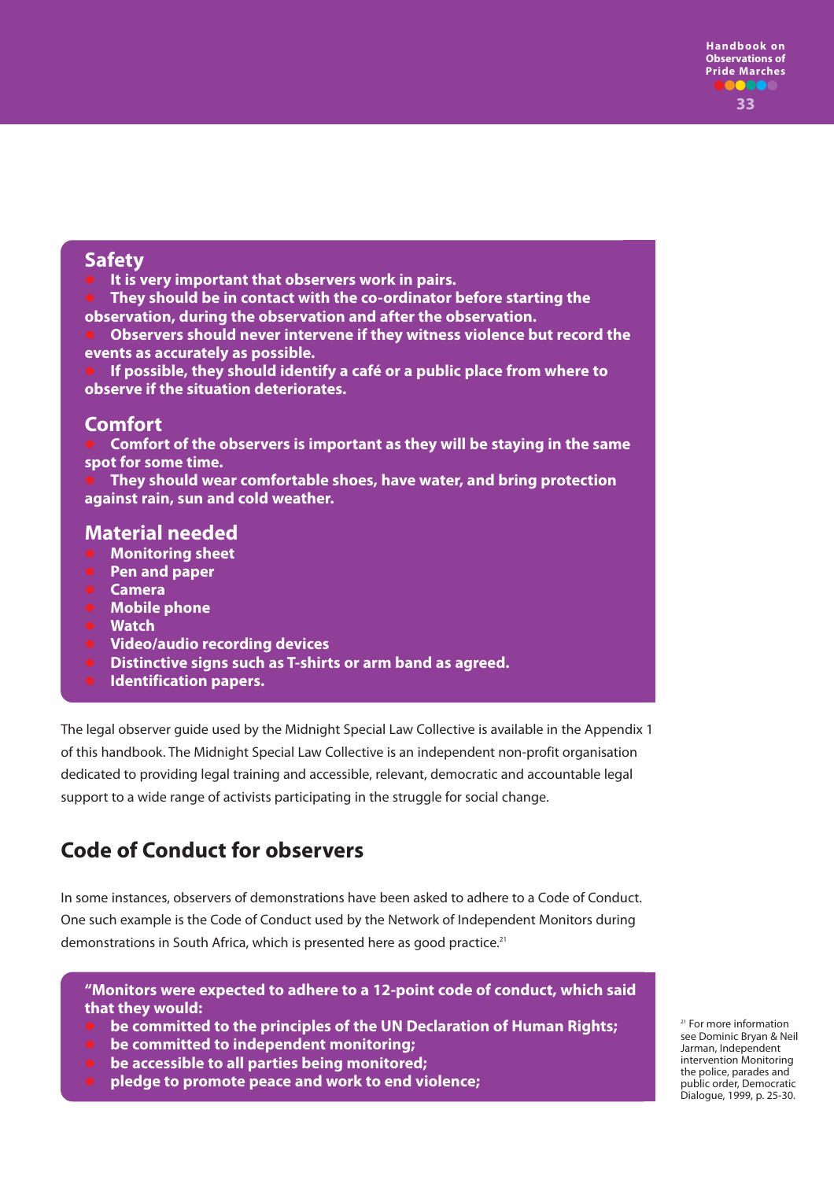### Safety

- **It is very important that observers work in pairs.**
- **They should be in contact with the co-ordinator before starting the observation, during the observation and after the observation.**
- **Observers should never intervene if they witness violence but record the events as accurately as possible.**
- **If possible, they should identify a café or a public place from where to observe if the situation deteriorates.**

### Comfort

- **Comfort of the observers is important as they will be staying in the same spot for some time.**
- **They should wear comfortable shoes, have water, and bring protection against rain, sun and cold weather.**

### Material needed

- **Monitoring sheet**
- **Pen and paper**
- **Camera**
- **Mobile phone**
- **Watch**
- **Video/audio recording devices**
- **Distinctive signs such as T-shirts or arm band as agreed.**
- **Identification papers.**

The legal observer guide used by the Midnight Special Law Collective is available in the Appendix 1 of this handbook. The Midnight Special Law Collective is an independent non-profit organisation dedicated to providing legal training and accessible, relevant, democratic and accountable legal support to a wide range of activists participating in the struggle for social change.

## Code of Conduct for observers

In some instances, observers of demonstrations have been asked to adhere to a Code of Conduct. One such example is the Code of Conduct used by the Network of Independent Monitors during demonstrations in South Africa, which is presented here as good practice.[21]

**"Monitors were expected to adhere to a 12-point code of conduct, which said that they would:**

- **be committed to the principles of the UN Declaration of Human Rights;**
- **be committed to independent monitoring;**
- **be accessible to all parties being monitored;**
- **pledge to promote peace and work to end violence;**

[21] For more information see Dominic Bryan & Neil Jarman, Independent intervention Monitoring the police, parades and public order, Democratic Dialogue, 1999, p. 25-30.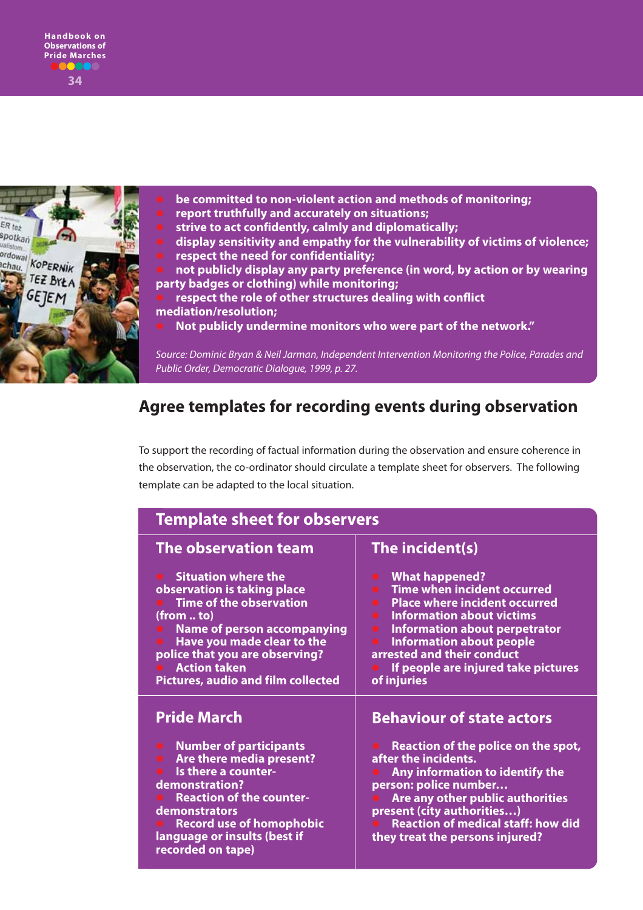- be committed to non-violent action and methods of monitoring;
- report truthfully and accurately on situations;
- strive to act confidently, calmly and diplomatically;
- display sensitivity and empathy for the vulnerability of victims of violence;
- respect the need for confidentiality;
- not publicly display any party preference (in word, by action or by wearing party badges or clothing) while monitoring;
- respect the role of other structures dealing with conflict mediation/resolution;
- Not publicly undermine monitors who were part of the network."

*Source: Dominic Bryan & Neil Jarman, Independent Intervention Monitoring the Police, Parades and Public Order, Democratic Dialogue, 1999, p. 27.*

## Agree templates for recording events during observation

To support the recording of factual information during the observation and ensure coherence in the observation, the co-ordinator should circulate a template sheet for observers. The following template can be adapted to the local situation.

### Template sheet for observers

#### The observation team

- Situation where the observation is taking place
- Time of the observation (from .. to)
- Name of person accompanying
- Have you made clear to the police that you are observing?
- Action taken
  Pictures, audio and film collected

#### The incident(s)

- What happened?
- Time when incident occurred
- Place where incident occurred
- Information about victims
- Information about perpetrator
- Information about people arrested and their conduct
- If people are injured take pictures of injuries

#### Pride March

- Number of participants
- Are there media present?
- Is there a counter-demonstration?
- Reaction of the counter-demonstrators
- Record use of homophobic language or insults (best if recorded on tape)

#### Behaviour of state actors

- Reaction of the police on the spot, after the incidents.
- Any information to identify the person: police number…
- Are any other public authorities present (city authorities…)
- Reaction of medical staff: how did they treat the persons injured?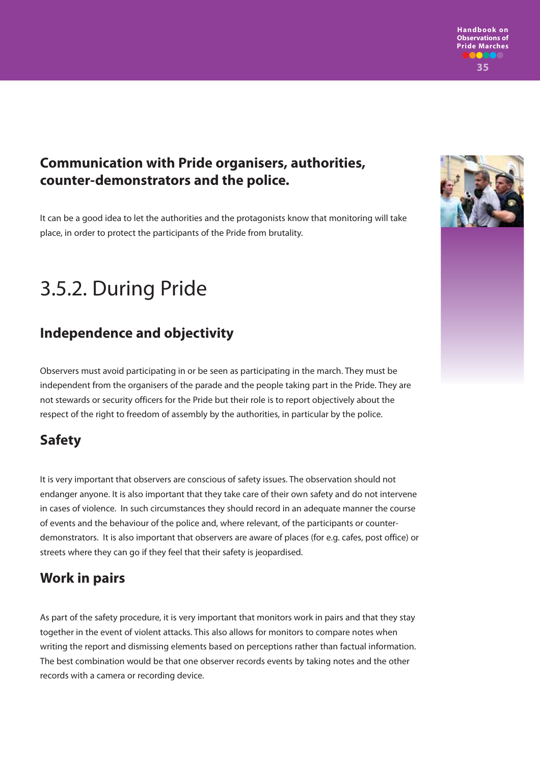### Communication with Pride organisers, authorities, counter-demonstrators and the police.

It can be a good idea to let the authorities and the protagonists know that monitoring will take place, in order to protect the participants of the Pride from brutality.

## 3.5.2. During Pride

### Independence and objectivity

Observers must avoid participating in or be seen as participating in the march. They must be independent from the organisers of the parade and the people taking part in the Pride. They are not stewards or security officers for the Pride but their role is to report objectively about the respect of the right to freedom of assembly by the authorities, in particular by the police.

### Safety

It is very important that observers are conscious of safety issues. The observation should not endanger anyone. It is also important that they take care of their own safety and do not intervene in cases of violence. In such circumstances they should record in an adequate manner the course of events and the behaviour of the police and, where relevant, of the participants or counter-demonstrators. It is also important that observers are aware of places (for e.g. cafes, post office) or streets where they can go if they feel that their safety is jeopardised.

### Work in pairs

As part of the safety procedure, it is very important that monitors work in pairs and that they stay together in the event of violent attacks. This also allows for monitors to compare notes when writing the report and dismissing elements based on perceptions rather than factual information. The best combination would be that one observer records events by taking notes and the other records with a camera or recording device.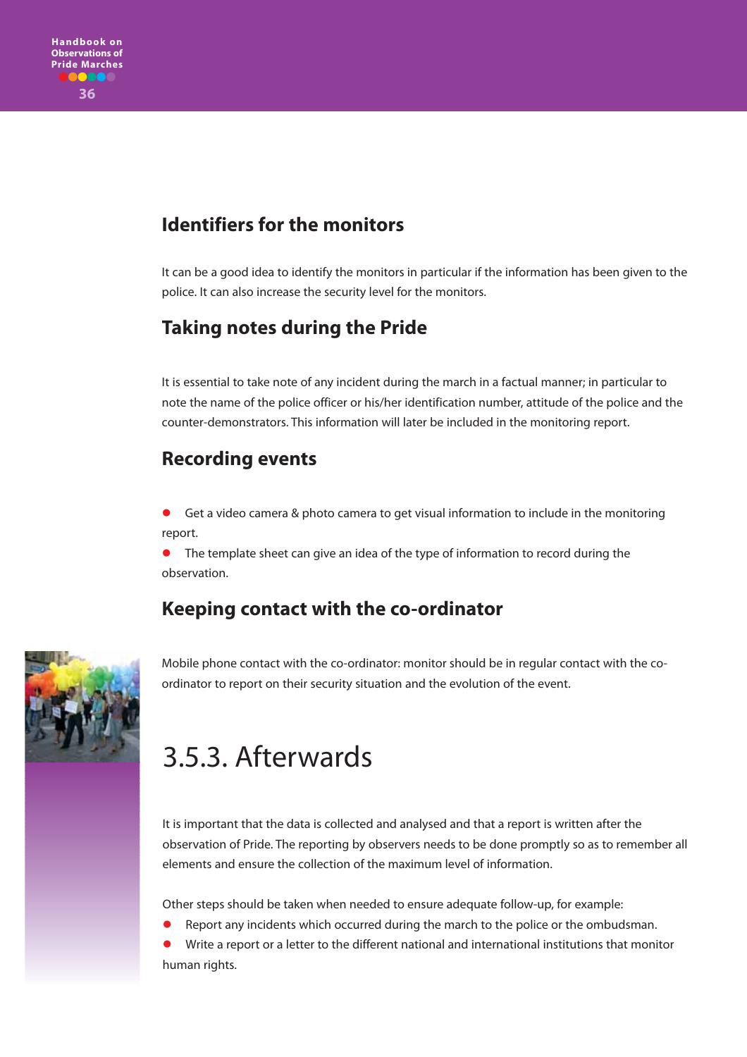### Identifiers for the monitors

It can be a good idea to identify the monitors in particular if the information has been given to the police. It can also increase the security level for the monitors.

### Taking notes during the Pride

It is essential to take note of any incident during the march in a factual manner; in particular to note the name of the police officer or his/her identification number, attitude of the police and the counter-demonstrators. This information will later be included in the monitoring report.

### Recording events

- Get a video camera & photo camera to get visual information to include in the monitoring report.
- The template sheet can give an idea of the type of information to record during the observation.

### Keeping contact with the co-ordinator

Mobile phone contact with the co-ordinator: monitor should be in regular contact with the co-ordinator to report on their security situation and the evolution of the event.

## 3.5.3. Afterwards

It is important that the data is collected and analysed and that a report is written after the observation of Pride. The reporting by observers needs to be done promptly so as to remember all elements and ensure the collection of the maximum level of information.

Other steps should be taken when needed to ensure adequate follow-up, for example:

- Report any incidents which occurred during the march to the police or the ombudsman.
- Write a report or a letter to the different national and international institutions that monitor human rights.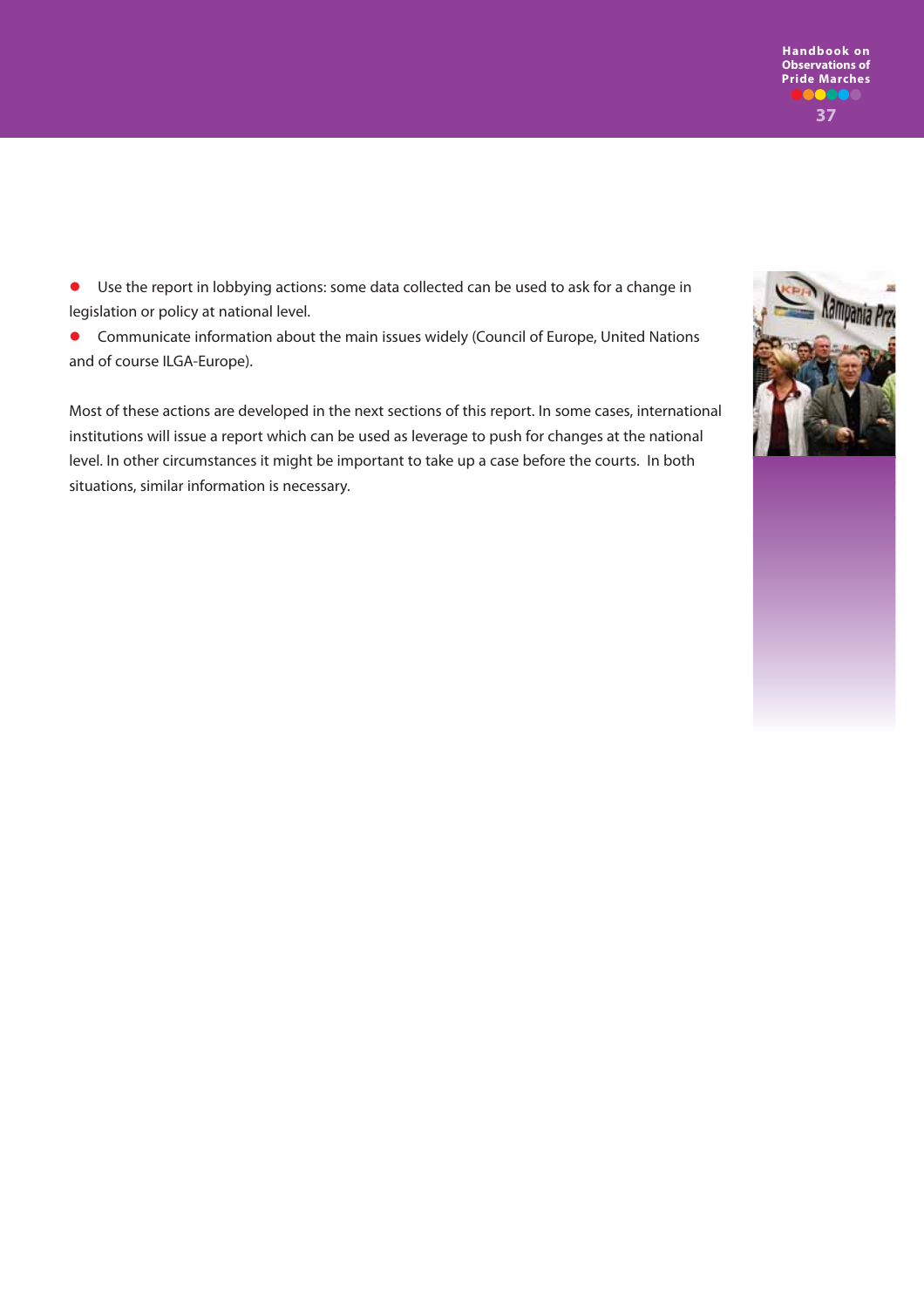- Use the report in lobbying actions: some data collected can be used to ask for a change in legislation or policy at national level.
- Communicate information about the main issues widely (Council of Europe, United Nations and of course ILGA-Europe).

Most of these actions are developed in the next sections of this report. In some cases, international institutions will issue a report which can be used as leverage to push for changes at the national level. In other circumstances it might be important to take up a case before the courts. In both situations, similar information is necessary.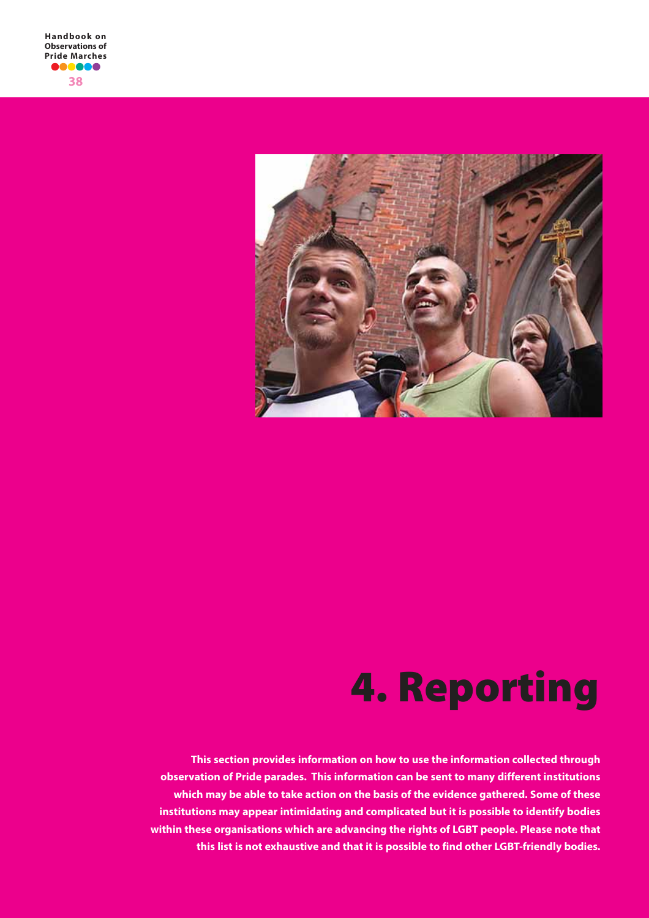# 4. Reporting

**This section provides information on how to use the information collected through observation of Pride parades. This information can be sent to many different institutions which may be able to take action on the basis of the evidence gathered. Some of these institutions may appear intimidating and complicated but it is possible to identify bodies within these organisations which are advancing the rights of LGBT people. Please note that this list is not exhaustive and that it is possible to find other LGBT-friendly bodies.**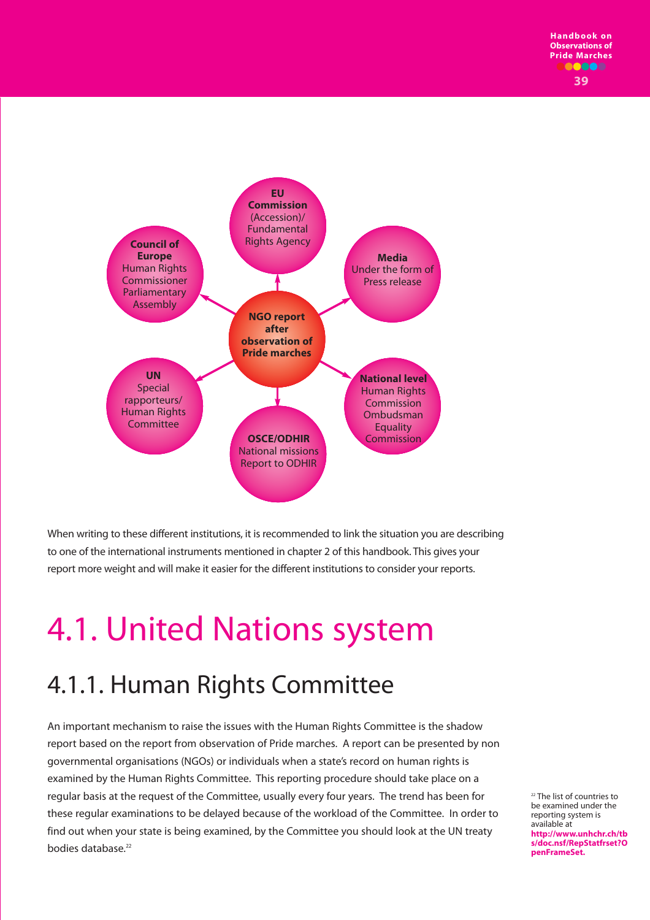**NGO report after observation of Pride marches**

- **EU Commission** (Accession)/ Fundamental Rights Agency
- **Media** Under the form of Press release
- **National level** Human Rights Commission Ombudsman Equality Commission
- **OSCE/ODHIR** National missions Report to ODHIR
- **UN** Special rapporteurs/ Human Rights Committee
- **Council of Europe** Human Rights Commissioner Parliamentary Assembly

When writing to these different institutions, it is recommended to link the situation you are describing to one of the international instruments mentioned in chapter 2 of this handbook. This gives your report more weight and will make it easier for the different institutions to consider your reports.

# 4.1. United Nations system

## 4.1.1. Human Rights Committee

An important mechanism to raise the issues with the Human Rights Committee is the shadow report based on the report from observation of Pride marches. A report can be presented by non governmental organisations (NGOs) or individuals when a state's record on human rights is examined by the Human Rights Committee. This reporting procedure should take place on a regular basis at the request of the Committee, usually every four years. The trend has been for these regular examinations to be delayed because of the workload of the Committee. In order to find out when your state is being examined, by the Committee you should look at the UN treaty bodies database.[22]

[22] The list of countries to be examined under the reporting system is available at **http://www.unhchr.ch/tbs/doc.nsf/RepStatfrset?OpenFrameSet.**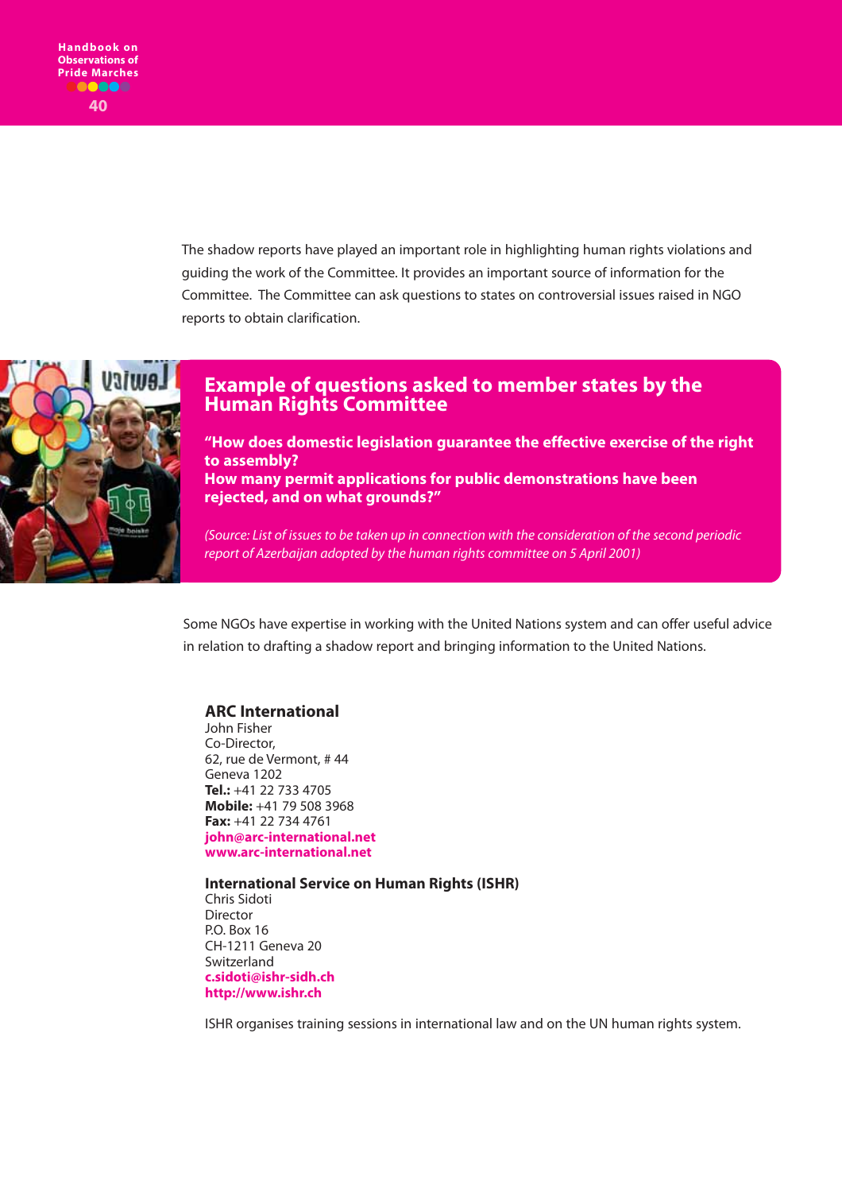The shadow reports have played an important role in highlighting human rights violations and guiding the work of the Committee. It provides an important source of information for the Committee. The Committee can ask questions to states on controversial issues raised in NGO reports to obtain clarification.

## Example of questions asked to member states by the Human Rights Committee

**"How does domestic legislation guarantee the effective exercise of the right to assembly?**
**How many permit applications for public demonstrations have been rejected, and on what grounds?"**

*(Source: List of issues to be taken up in connection with the consideration of the second periodic report of Azerbaijan adopted by the human rights committee on 5 April 2001)*

Some NGOs have expertise in working with the United Nations system and can offer useful advice in relation to drafting a shadow report and bringing information to the United Nations.

**ARC International**
John Fisher
Co-Director,
62, rue de Vermont, # 44
Geneva 1202
**Tel.:** +41 22 733 4705
**Mobile:** +41 79 508 3968
**Fax:** +41 22 734 4761
**john@arc-international.net**
**www.arc-international.net**

**International Service on Human Rights (ISHR)**
Chris Sidoti
Director
P.O. Box 16
CH-1211 Geneva 20
Switzerland
**c.sidoti@ishr-sidh.ch**
**http://www.ishr.ch**

ISHR organises training sessions in international law and on the UN human rights system.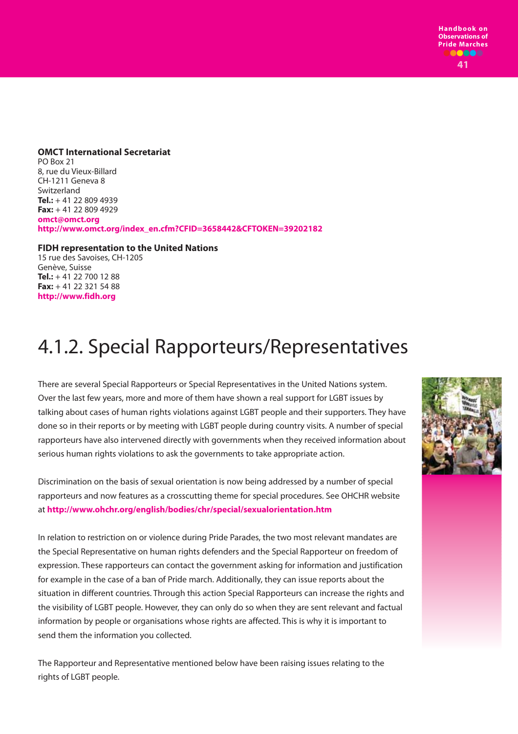**OMCT International Secretariat**
PO Box 21
8, rue du Vieux-Billard
CH-1211 Geneva 8
Switzerland
**Tel.:** + 41 22 809 4939
**Fax:** + 41 22 809 4929
**omct@omct.org**
**http://www.omct.org/index_en.cfm?CFID=3658442&CFTOKEN=39202182**

**FIDH representation to the United Nations**
15 rue des Savoises, CH-1205
Genève, Suisse
**Tel.:** + 41 22 700 12 88
**Fax:** + 41 22 321 54 88
**http://www.fidh.org**

## 4.1.2. Special Rapporteurs/Representatives

There are several Special Rapporteurs or Special Representatives in the United Nations system. Over the last few years, more and more of them have shown a real support for LGBT issues by talking about cases of human rights violations against LGBT people and their supporters. They have done so in their reports or by meeting with LGBT people during country visits. A number of special rapporteurs have also intervened directly with governments when they received information about serious human rights violations to ask the governments to take appropriate action.

Discrimination on the basis of sexual orientation is now being addressed by a number of special rapporteurs and now features as a crosscutting theme for special procedures. See OHCHR website at **http://www.ohchr.org/english/bodies/chr/special/sexualorientation.htm**

In relation to restriction on or violence during Pride Parades, the two most relevant mandates are the Special Representative on human rights defenders and the Special Rapporteur on freedom of expression. These rapporteurs can contact the government asking for information and justification for example in the case of a ban of Pride march. Additionally, they can issue reports about the situation in different countries. Through this action Special Rapporteurs can increase the rights and the visibility of LGBT people. However, they can only do so when they are sent relevant and factual information by people or organisations whose rights are affected. This is why it is important to send them the information you collected.

The Rapporteur and Representative mentioned below have been raising issues relating to the rights of LGBT people.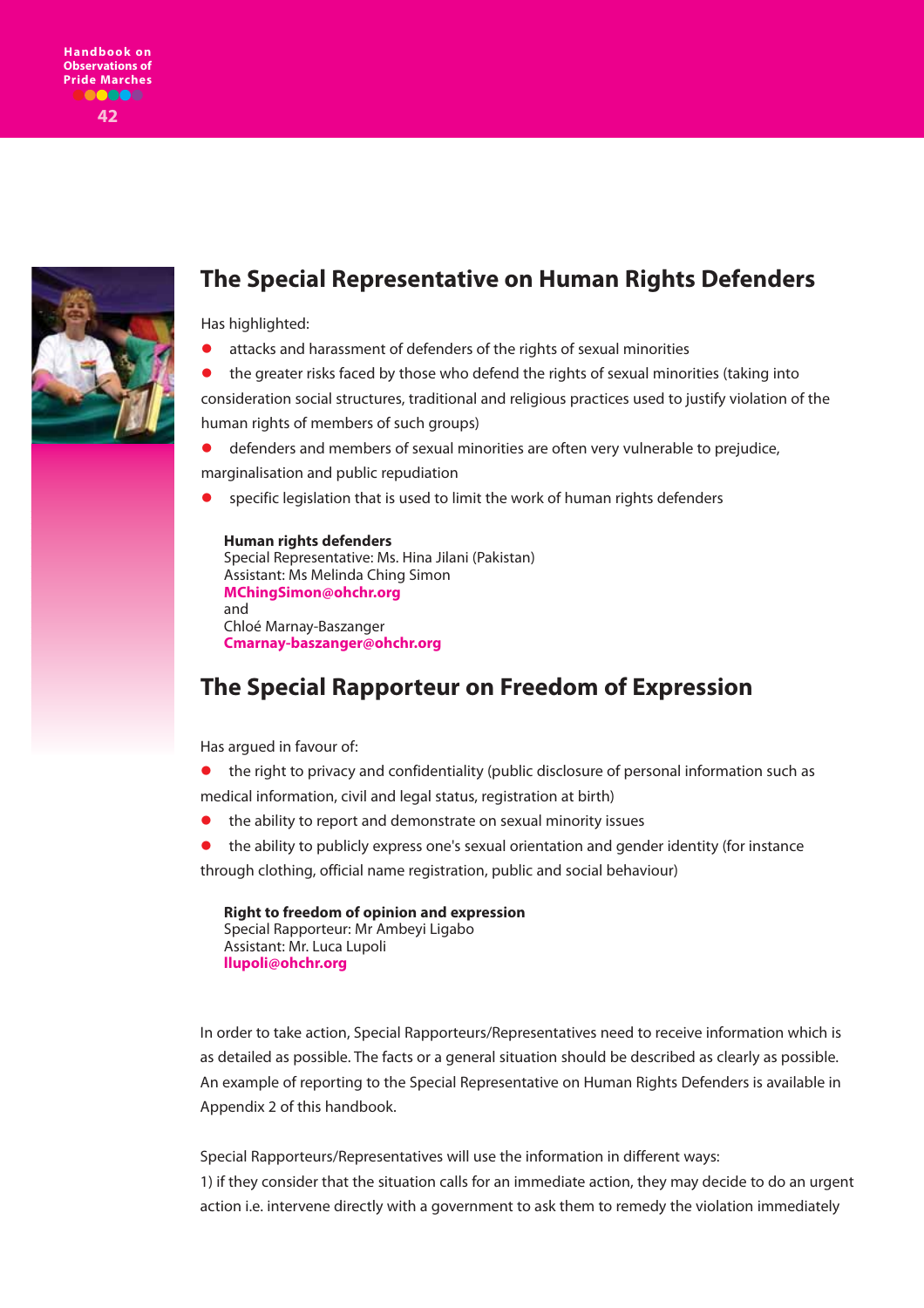## The Special Representative on Human Rights Defenders

Has highlighted:

- attacks and harassment of defenders of the rights of sexual minorities
- the greater risks faced by those who defend the rights of sexual minorities (taking into consideration social structures, traditional and religious practices used to justify violation of the human rights of members of such groups)
- defenders and members of sexual minorities are often very vulnerable to prejudice, marginalisation and public repudiation
- specific legislation that is used to limit the work of human rights defenders

**Human rights defenders**
Special Representative: Ms. Hina Jilani (Pakistan)
Assistant: Ms Melinda Ching Simon
**MChingSimon@ohchr.org**
and
Chloé Marnay-Baszanger
**Cmarnay-baszanger@ohchr.org**

## The Special Rapporteur on Freedom of Expression

Has argued in favour of:

- the right to privacy and confidentiality (public disclosure of personal information such as medical information, civil and legal status, registration at birth)
- the ability to report and demonstrate on sexual minority issues
- the ability to publicly express one's sexual orientation and gender identity (for instance through clothing, official name registration, public and social behaviour)

**Right to freedom of opinion and expression**
Special Rapporteur: Mr Ambeyi Ligabo
Assistant: Mr. Luca Lupoli
**llupoli@ohchr.org**

In order to take action, Special Rapporteurs/Representatives need to receive information which is as detailed as possible. The facts or a general situation should be described as clearly as possible. An example of reporting to the Special Representative on Human Rights Defenders is available in Appendix 2 of this handbook.

Special Rapporteurs/Representatives will use the information in different ways:
1) if they consider that the situation calls for an immediate action, they may decide to do an urgent action i.e. intervene directly with a government to ask them to remedy the violation immediately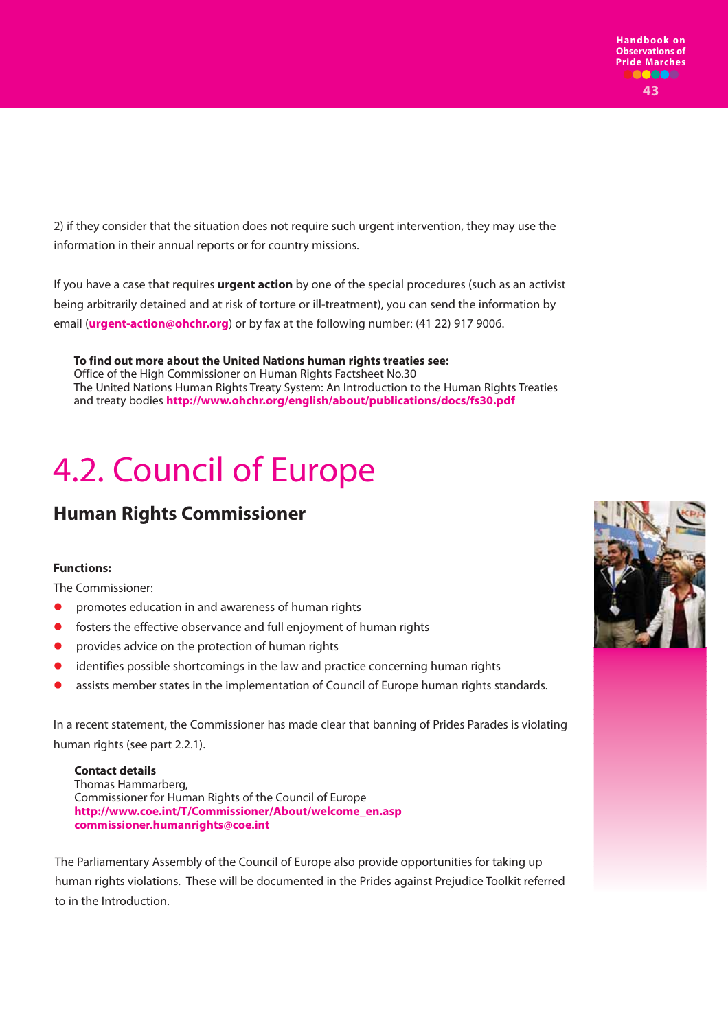2) if they consider that the situation does not require such urgent intervention, they may use the information in their annual reports or for country missions.

If you have a case that requires **urgent action** by one of the special procedures (such as an activist being arbitrarily detained and at risk of torture or ill-treatment), you can send the information by email (**urgent-action@ohchr.org**) or by fax at the following number: (41 22) 917 9006.

**To find out more about the United Nations human rights treaties see:**
Office of the High Commissioner on Human Rights Factsheet No.30
The United Nations Human Rights Treaty System: An Introduction to the Human Rights Treaties and treaty bodies **http://www.ohchr.org/english/about/publications/docs/fs30.pdf**

# 4.2. Council of Europe

## Human Rights Commissioner

**Functions:**

The Commissioner:

- promotes education in and awareness of human rights
- fosters the effective observance and full enjoyment of human rights
- provides advice on the protection of human rights
- identifies possible shortcomings in the law and practice concerning human rights
- assists member states in the implementation of Council of Europe human rights standards.

In a recent statement, the Commissioner has made clear that banning of Prides Parades is violating human rights (see part 2.2.1).

**Contact details**
Thomas Hammarberg,
Commissioner for Human Rights of the Council of Europe
**http://www.coe.int/T/Commissioner/About/welcome_en.asp**
**commissioner.humanrights@coe.int**

The Parliamentary Assembly of the Council of Europe also provide opportunities for taking up human rights violations. These will be documented in the Prides against Prejudice Toolkit referred to in the Introduction.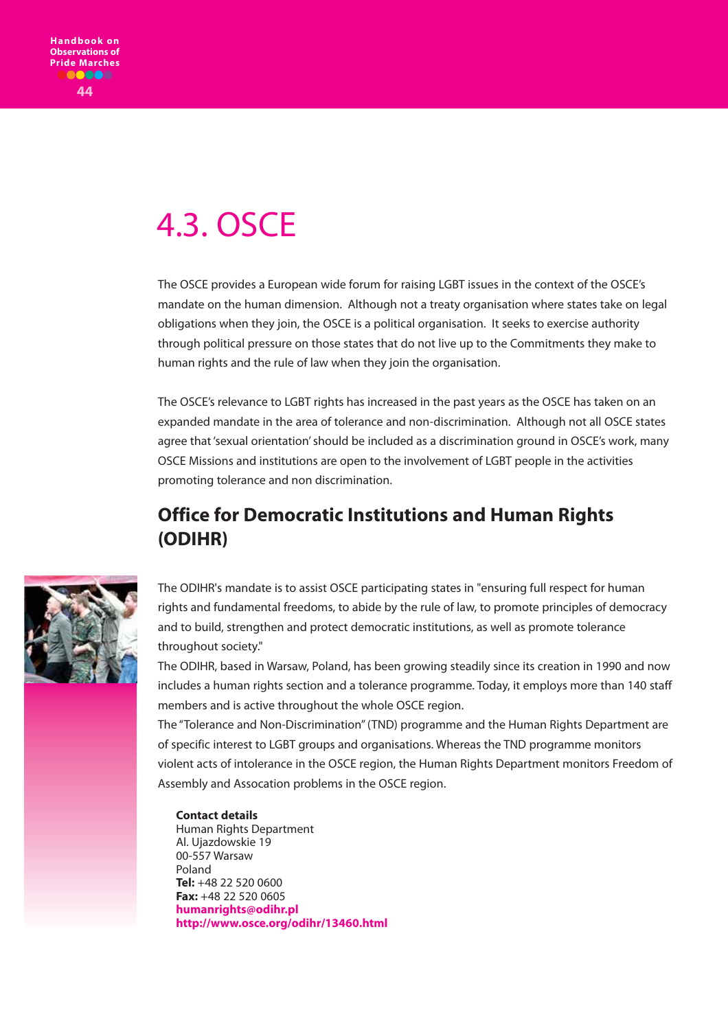# 4.3. OSCE

The OSCE provides a European wide forum for raising LGBT issues in the context of the OSCE's mandate on the human dimension. Although not a treaty organisation where states take on legal obligations when they join, the OSCE is a political organisation. It seeks to exercise authority through political pressure on those states that do not live up to the Commitments they make to human rights and the rule of law when they join the organisation.

The OSCE's relevance to LGBT rights has increased in the past years as the OSCE has taken on an expanded mandate in the area of tolerance and non-discrimination. Although not all OSCE states agree that 'sexual orientation' should be included as a discrimination ground in OSCE's work, many OSCE Missions and institutions are open to the involvement of LGBT people in the activities promoting tolerance and non discrimination.

## Office for Democratic Institutions and Human Rights (ODIHR)

The ODIHR's mandate is to assist OSCE participating states in "ensuring full respect for human rights and fundamental freedoms, to abide by the rule of law, to promote principles of democracy and to build, strengthen and protect democratic institutions, as well as promote tolerance throughout society."

The ODIHR, based in Warsaw, Poland, has been growing steadily since its creation in 1990 and now includes a human rights section and a tolerance programme. Today, it employs more than 140 staff members and is active throughout the whole OSCE region.

The "Tolerance and Non-Discrimination" (TND) programme and the Human Rights Department are of specific interest to LGBT groups and organisations. Whereas the TND programme monitors violent acts of intolerance in the OSCE region, the Human Rights Department monitors Freedom of Assembly and Assocation problems in the OSCE region.

**Contact details**
Human Rights Department
Al. Ujazdowskie 19
00-557 Warsaw
Poland
**Tel:** +48 22 520 0600
**Fax:** +48 22 520 0605
**humanrights@odihr.pl**
**http://www.osce.org/odihr/13460.html**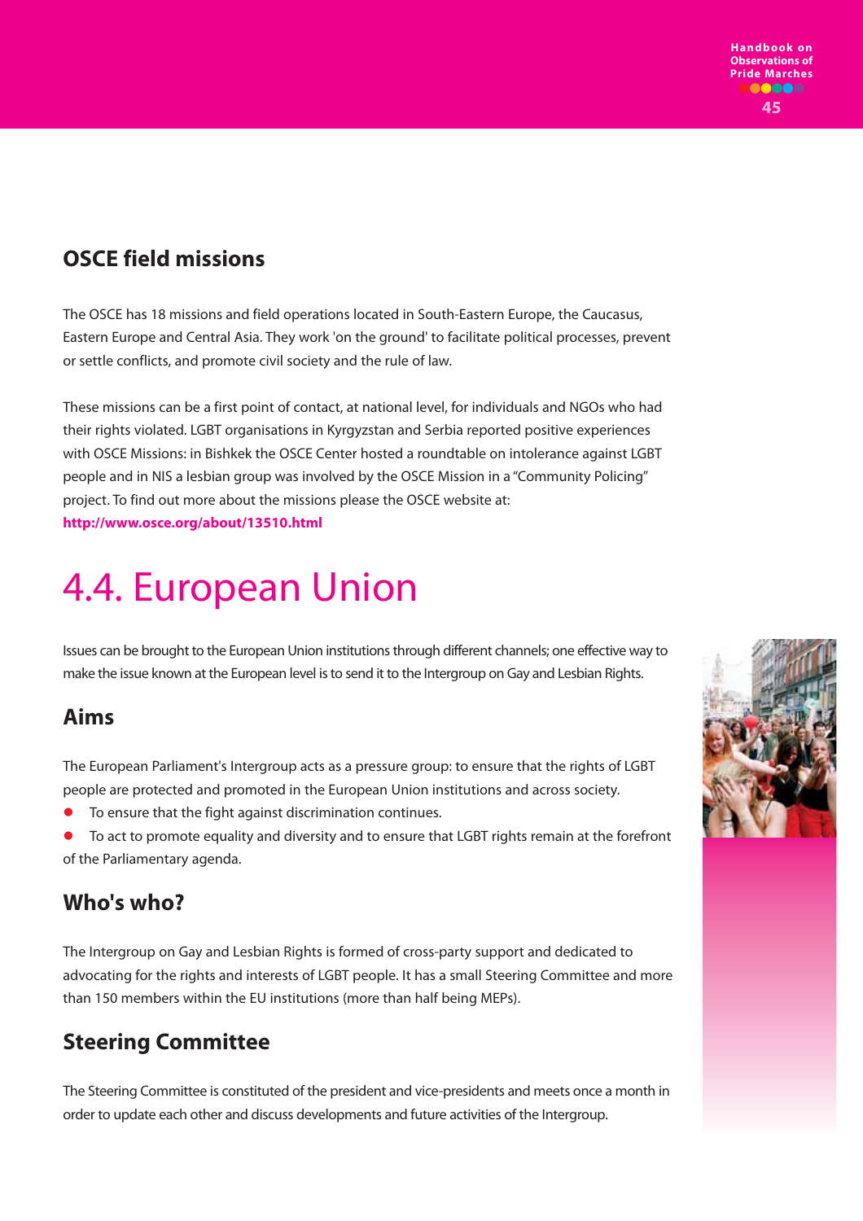## OSCE field missions

The OSCE has 18 missions and field operations located in South-Eastern Europe, the Caucasus, Eastern Europe and Central Asia. They work 'on the ground' to facilitate political processes, prevent or settle conflicts, and promote civil society and the rule of law.

These missions can be a first point of contact, at national level, for individuals and NGOs who had their rights violated. LGBT organisations in Kyrgyzstan and Serbia reported positive experiences with OSCE Missions: in Bishkek the OSCE Center hosted a roundtable on intolerance against LGBT people and in NIS a lesbian group was involved by the OSCE Mission in a "Community Policing" project. To find out more about the missions please the OSCE website at:
**http://www.osce.org/about/13510.html**

# 4.4. European Union

Issues can be brought to the European Union institutions through different channels; one effective way to make the issue known at the European level is to send it to the Intergroup on Gay and Lesbian Rights.

## Aims

The European Parliament's Intergroup acts as a pressure group: to ensure that the rights of LGBT people are protected and promoted in the European Union institutions and across society.

- To ensure that the fight against discrimination continues.
- To act to promote equality and diversity and to ensure that LGBT rights remain at the forefront of the Parliamentary agenda.

## Who's who?

The Intergroup on Gay and Lesbian Rights is formed of cross-party support and dedicated to advocating for the rights and interests of LGBT people. It has a small Steering Committee and more than 150 members within the EU institutions (more than half being MEPs).

## Steering Committee

The Steering Committee is constituted of the president and vice-presidents and meets once a month in order to update each other and discuss developments and future activities of the Intergroup.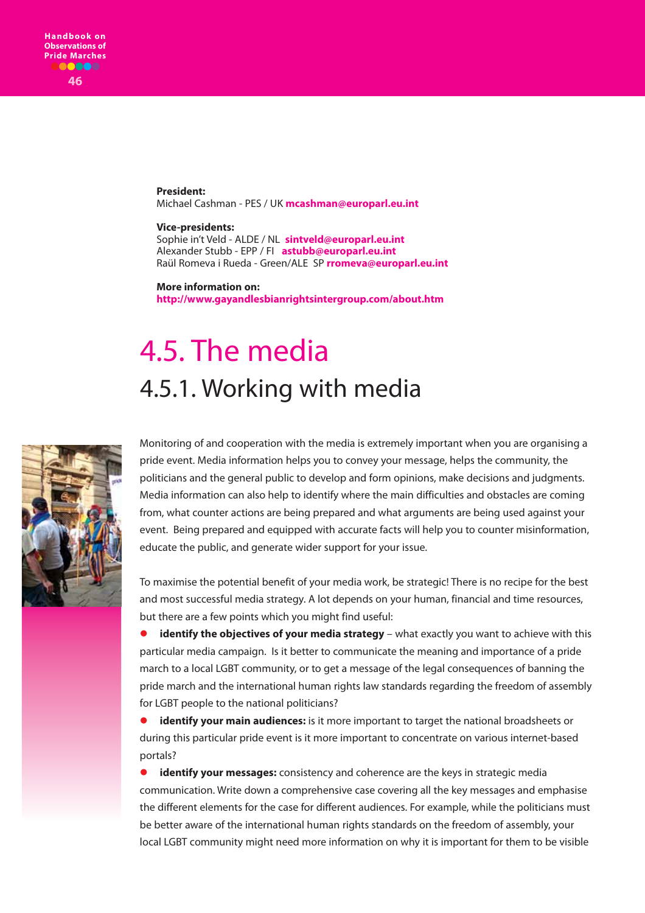**President:**
Michael Cashman - PES / UK **mcashman@europarl.eu.int**

**Vice-presidents:**
Sophie in't Veld - ALDE / NL **sintveld@europarl.eu.int**
Alexander Stubb - EPP / FI **astubb@europarl.eu.int**
Raül Romeva i Rueda - Green/ALE SP **rromeva@europarl.eu.int**

**More information on:**
**http://www.gayandlesbianrightsintergroup.com/about.htm**

# 4.5. The media

## 4.5.1. Working with media

Monitoring of and cooperation with the media is extremely important when you are organising a pride event. Media information helps you to convey your message, helps the community, the politicians and the general public to develop and form opinions, make decisions and judgments. Media information can also help to identify where the main difficulties and obstacles are coming from, what counter actions are being prepared and what arguments are being used against your event. Being prepared and equipped with accurate facts will help you to counter misinformation, educate the public, and generate wider support for your issue.

To maximise the potential benefit of your media work, be strategic! There is no recipe for the best and most successful media strategy. A lot depends on your human, financial and time resources, but there are a few points which you might find useful:

- **identify the objectives of your media strategy** – what exactly you want to achieve with this particular media campaign. Is it better to communicate the meaning and importance of a pride march to a local LGBT community, or to get a message of the legal consequences of banning the pride march and the international human rights law standards regarding the freedom of assembly for LGBT people to the national politicians?
- **identify your main audiences:** is it more important to target the national broadsheets or during this particular pride event is it more important to concentrate on various internet-based portals?
- **identify your messages:** consistency and coherence are the keys in strategic media communication. Write down a comprehensive case covering all the key messages and emphasise the different elements for the case for different audiences. For example, while the politicians must be better aware of the international human rights standards on the freedom of assembly, your local LGBT community might need more information on why it is important for them to be visible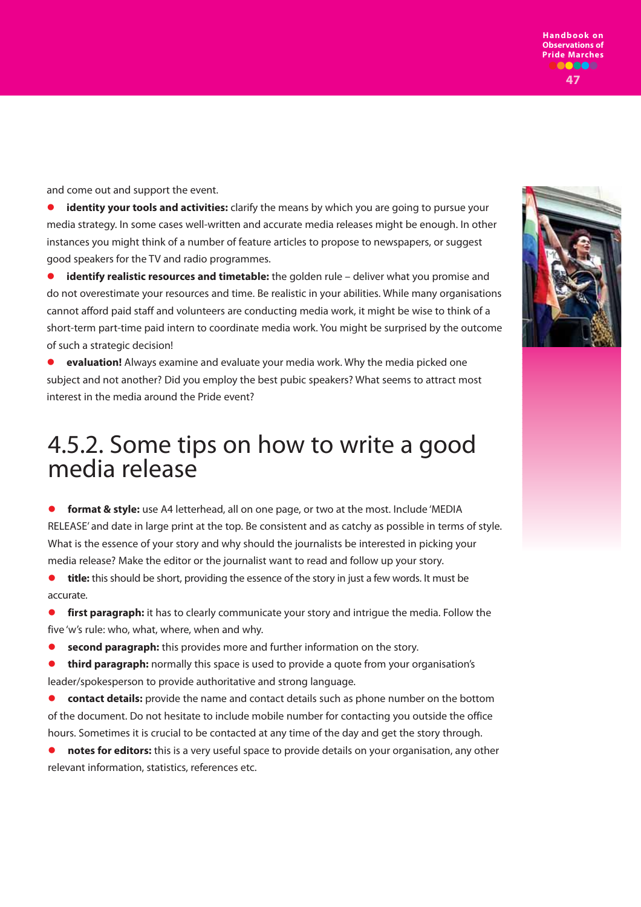and come out and support the event.

- **identity your tools and activities:** clarify the means by which you are going to pursue your media strategy. In some cases well-written and accurate media releases might be enough. In other instances you might think of a number of feature articles to propose to newspapers, or suggest good speakers for the TV and radio programmes.
- **identify realistic resources and timetable:** the golden rule – deliver what you promise and do not overestimate your resources and time. Be realistic in your abilities. While many organisations cannot afford paid staff and volunteers are conducting media work, it might be wise to think of a short-term part-time paid intern to coordinate media work. You might be surprised by the outcome of such a strategic decision!
- **evaluation!** Always examine and evaluate your media work. Why the media picked one subject and not another? Did you employ the best pubic speakers? What seems to attract most interest in the media around the Pride event?

## 4.5.2. Some tips on how to write a good media release

- **format & style:** use A4 letterhead, all on one page, or two at the most. Include 'MEDIA RELEASE' and date in large print at the top. Be consistent and as catchy as possible in terms of style. What is the essence of your story and why should the journalists be interested in picking your media release? Make the editor or the journalist want to read and follow up your story.
- **title:** this should be short, providing the essence of the story in just a few words. It must be accurate.
- **first paragraph:** it has to clearly communicate your story and intrigue the media. Follow the five 'w's rule: who, what, where, when and why.
- **second paragraph:** this provides more and further information on the story.
- **third paragraph:** normally this space is used to provide a quote from your organisation's leader/spokesperson to provide authoritative and strong language.
- **contact details:** provide the name and contact details such as phone number on the bottom of the document. Do not hesitate to include mobile number for contacting you outside the office hours. Sometimes it is crucial to be contacted at any time of the day and get the story through.
- **notes for editors:** this is a very useful space to provide details on your organisation, any other relevant information, statistics, references etc.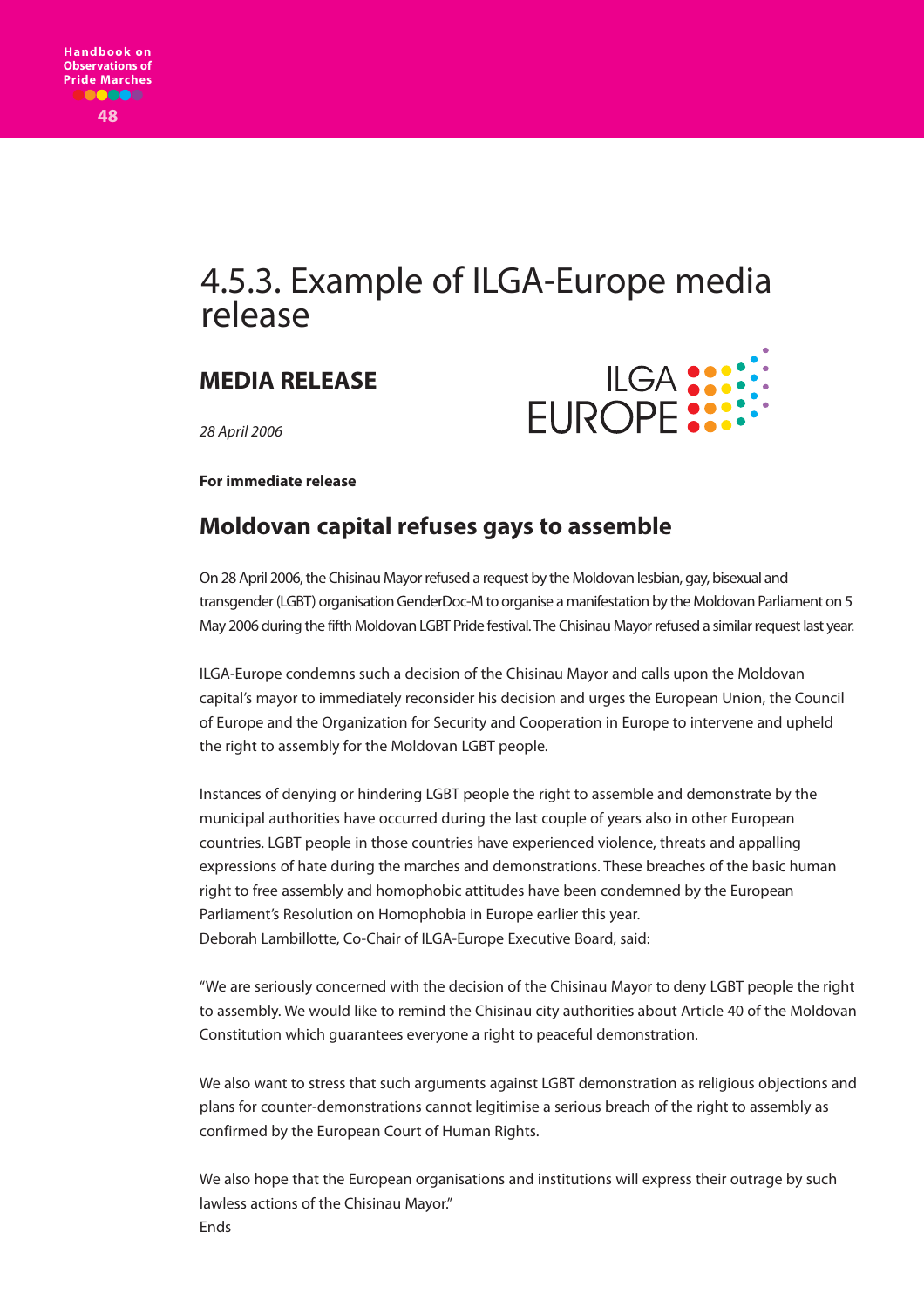# 4.5.3. Example of ILGA-Europe media release

## MEDIA RELEASE

ILGA EUROPE

*28 April 2006*

**For immediate release**

## Moldovan capital refuses gays to assemble

On 28 April 2006, the Chisinau Mayor refused a request by the Moldovan lesbian, gay, bisexual and transgender (LGBT) organisation GenderDoc-M to organise a manifestation by the Moldovan Parliament on 5 May 2006 during the fifth Moldovan LGBT Pride festival. The Chisinau Mayor refused a similar request last year.

ILGA-Europe condemns such a decision of the Chisinau Mayor and calls upon the Moldovan capital's mayor to immediately reconsider his decision and urges the European Union, the Council of Europe and the Organization for Security and Cooperation in Europe to intervene and upheld the right to assembly for the Moldovan LGBT people.

Instances of denying or hindering LGBT people the right to assemble and demonstrate by the municipal authorities have occurred during the last couple of years also in other European countries. LGBT people in those countries have experienced violence, threats and appalling expressions of hate during the marches and demonstrations. These breaches of the basic human right to free assembly and homophobic attitudes have been condemned by the European Parliament's Resolution on Homophobia in Europe earlier this year.
Deborah Lambillotte, Co-Chair of ILGA-Europe Executive Board, said:

"We are seriously concerned with the decision of the Chisinau Mayor to deny LGBT people the right to assembly. We would like to remind the Chisinau city authorities about Article 40 of the Moldovan Constitution which guarantees everyone a right to peaceful demonstration.

We also want to stress that such arguments against LGBT demonstration as religious objections and plans for counter-demonstrations cannot legitimise a serious breach of the right to assembly as confirmed by the European Court of Human Rights.

We also hope that the European organisations and institutions will express their outrage by such lawless actions of the Chisinau Mayor."
Ends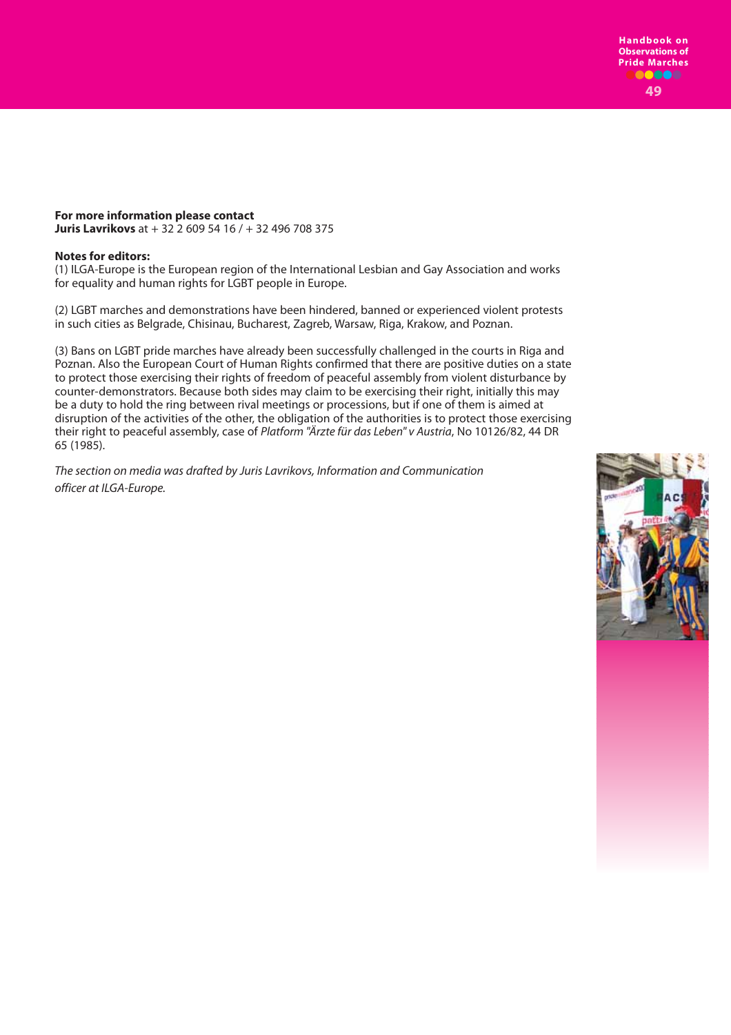**For more information please contact**
**Juris Lavrikovs** at + 32 2 609 54 16 / + 32 496 708 375

**Notes for editors:**
(1) ILGA-Europe is the European region of the International Lesbian and Gay Association and works for equality and human rights for LGBT people in Europe.

(2) LGBT marches and demonstrations have been hindered, banned or experienced violent protests in such cities as Belgrade, Chisinau, Bucharest, Zagreb, Warsaw, Riga, Krakow, and Poznan.

(3) Bans on LGBT pride marches have already been successfully challenged in the courts in Riga and Poznan. Also the European Court of Human Rights confirmed that there are positive duties on a state to protect those exercising their rights of freedom of peaceful assembly from violent disturbance by counter-demonstrators. Because both sides may claim to be exercising their right, initially this may be a duty to hold the ring between rival meetings or processions, but if one of them is aimed at disruption of the activities of the other, the obligation of the authorities is to protect those exercising their right to peaceful assembly, case of *Platform "Ärzte für das Leben" v Austria*, No 10126/82, 44 DR 65 (1985).

*The section on media was drafted by Juris Lavrikovs, Information and Communication officer at ILGA-Europe.*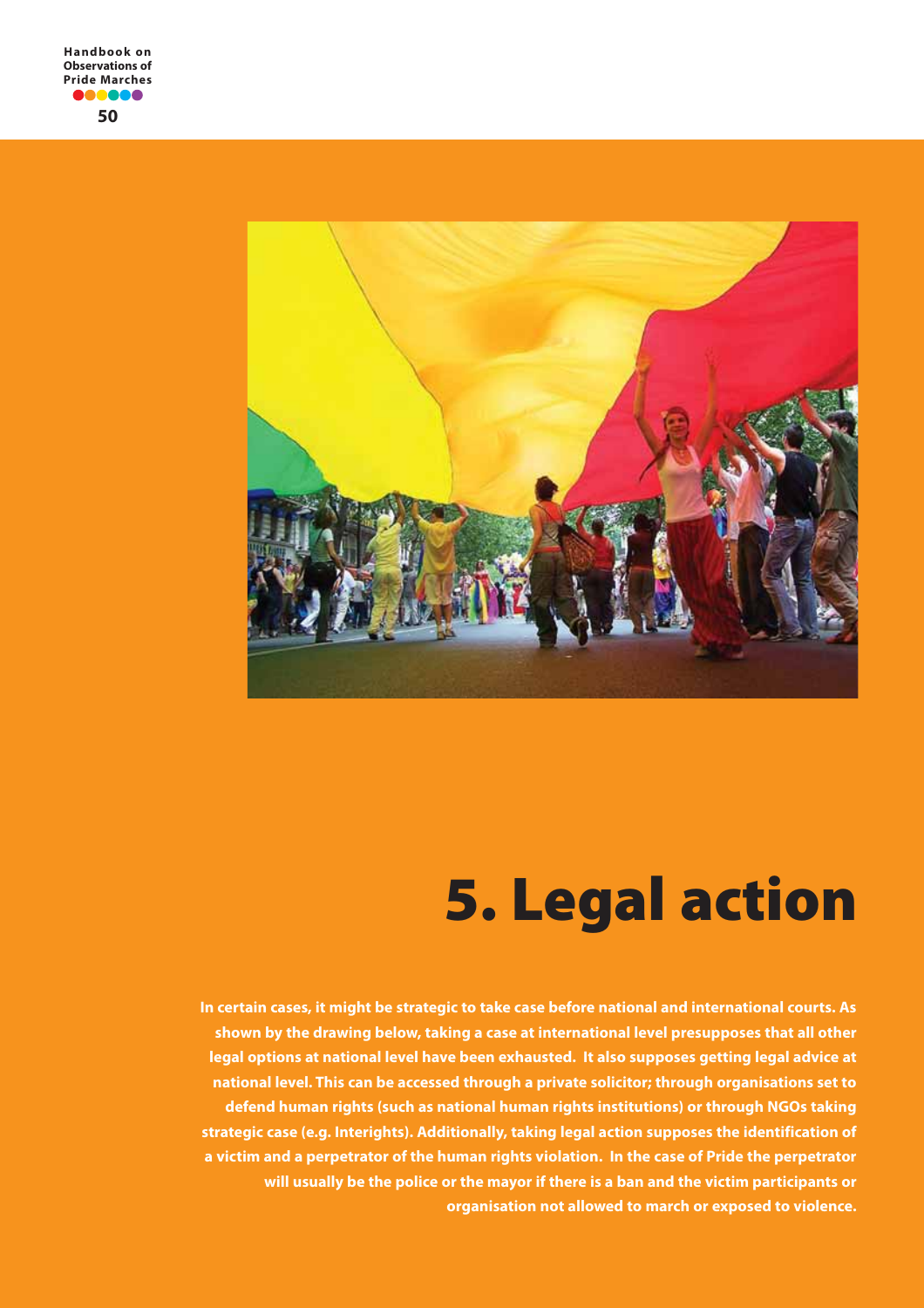# 5. Legal action

**In certain cases, it might be strategic to take case before national and international courts. As shown by the drawing below, taking a case at international level presupposes that all other legal options at national level have been exhausted. It also supposes getting legal advice at national level. This can be accessed through a private solicitor; through organisations set to defend human rights (such as national human rights institutions) or through NGOs taking strategic case (e.g. Interights). Additionally, taking legal action supposes the identification of a victim and a perpetrator of the human rights violation. In the case of Pride the perpetrator will usually be the police or the mayor if there is a ban and the victim participants or organisation not allowed to march or exposed to violence.**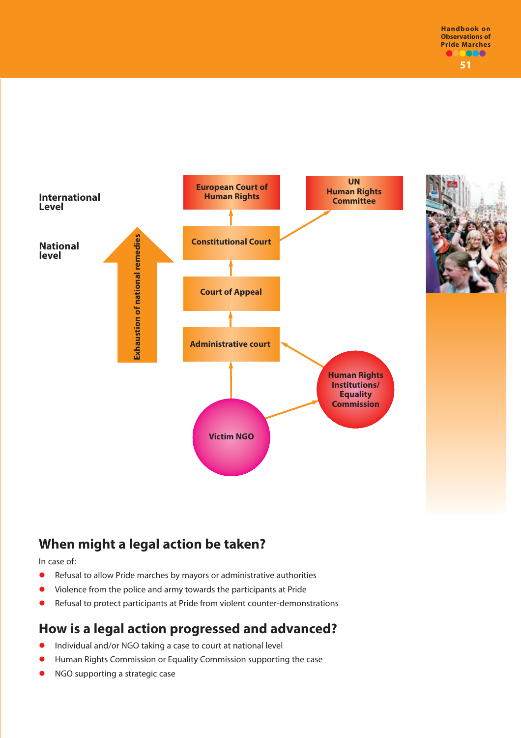International Level

National level

Exhaustion of national remedies

European Court of Human Rights

UN Human Rights Committee

Constitutional Court

Court of Appeal

Administrative court

Human Rights Institutions/ Equality Commission

Victim NGO

## When might a legal action be taken?

In case of:

- Refusal to allow Pride marches by mayors or administrative authorities
- Violence from the police and army towards the participants at Pride
- Refusal to protect participants at Pride from violent counter-demonstrations

## How is a legal action progressed and advanced?

- Individual and/or NGO taking a case to court at national level
- Human Rights Commission or Equality Commission supporting the case
- NGO supporting a strategic case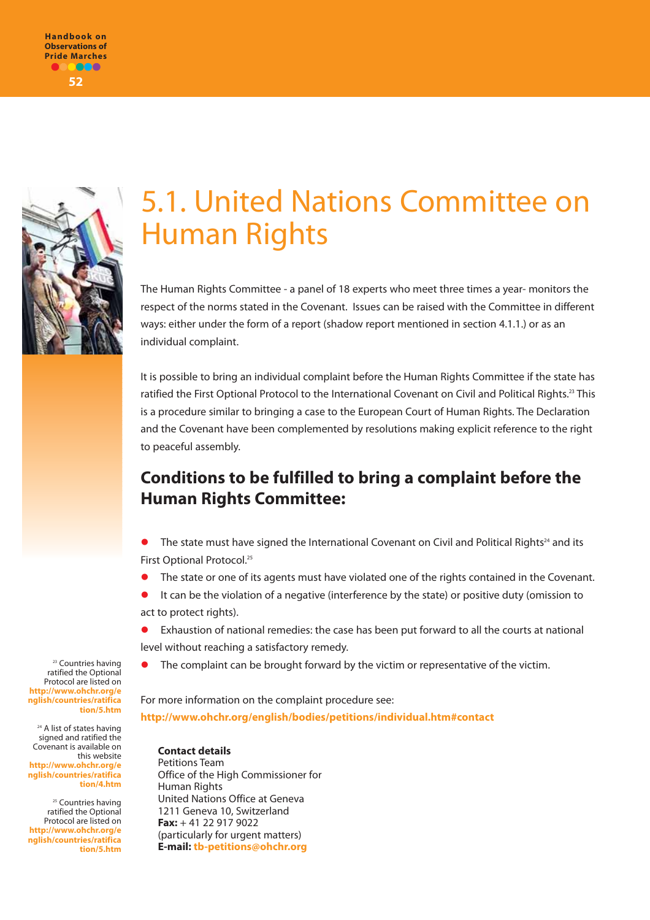# 5.1. United Nations Committee on Human Rights

The Human Rights Committee - a panel of 18 experts who meet three times a year- monitors the respect of the norms stated in the Covenant. Issues can be raised with the Committee in different ways: either under the form of a report (shadow report mentioned in section 4.1.1.) or as an individual complaint.

It is possible to bring an individual complaint before the Human Rights Committee if the state has ratified the First Optional Protocol to the International Covenant on Civil and Political Rights.[23] This is a procedure similar to bringing a case to the European Court of Human Rights. The Declaration and the Covenant have been complemented by resolutions making explicit reference to the right to peaceful assembly.

## Conditions to be fulfilled to bring a complaint before the Human Rights Committee:

- The state must have signed the International Covenant on Civil and Political Rights[24] and its First Optional Protocol.[25]
- The state or one of its agents must have violated one of the rights contained in the Covenant.
- It can be the violation of a negative (interference by the state) or positive duty (omission to act to protect rights).
- Exhaustion of national remedies: the case has been put forward to all the courts at national level without reaching a satisfactory remedy.
- The complaint can be brought forward by the victim or representative of the victim.

For more information on the complaint procedure see:
**http://www.ohchr.org/english/bodies/petitions/individual.htm#contact**

**Contact details**
Petitions Team
Office of the High Commissioner for Human Rights
United Nations Office at Geneva
1211 Geneva 10, Switzerland
**Fax:** + 41 22 917 9022
(particularly for urgent matters)
**E-mail:** **tb-petitions@ohchr.org**

---

[23] Countries having ratified the Optional Protocol are listed on **http://www.ohchr.org/english/countries/ratification/5.htm**

[24] A list of states having signed and ratified the Covenant is available on this website **http://www.ohchr.org/english/countries/ratification/4.htm**

[25] Countries having ratified the Optional Protocol are listed on **http://www.ohchr.org/english/countries/ratification/5.htm**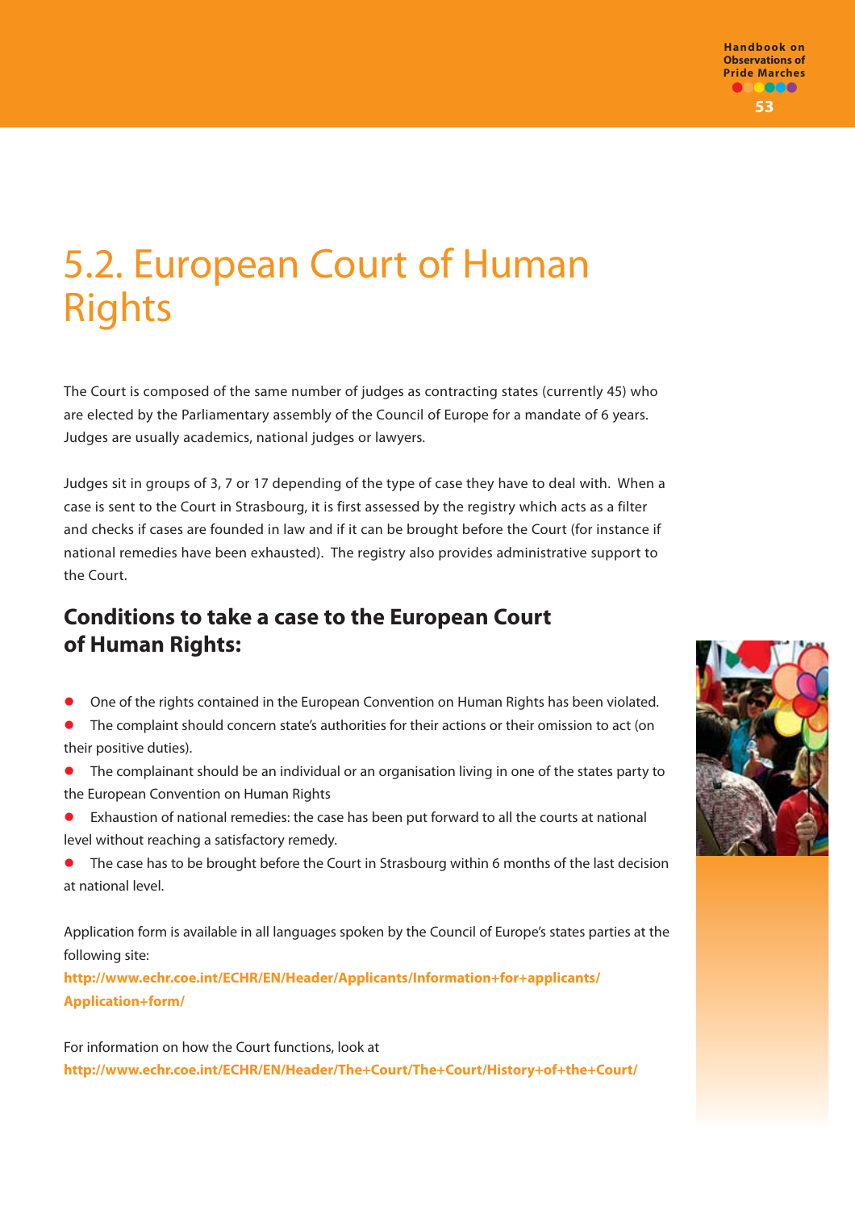# 5.2. European Court of Human Rights

The Court is composed of the same number of judges as contracting states (currently 45) who are elected by the Parliamentary assembly of the Council of Europe for a mandate of 6 years. Judges are usually academics, national judges or lawyers.

Judges sit in groups of 3, 7 or 17 depending of the type of case they have to deal with. When a case is sent to the Court in Strasbourg, it is first assessed by the registry which acts as a filter and checks if cases are founded in law and if it can be brought before the Court (for instance if national remedies have been exhausted). The registry also provides administrative support to the Court.

## Conditions to take a case to the European Court of Human Rights:

- One of the rights contained in the European Convention on Human Rights has been violated.
- The complaint should concern state's authorities for their actions or their omission to act (on their positive duties).
- The complainant should be an individual or an organisation living in one of the states party to the European Convention on Human Rights
- Exhaustion of national remedies: the case has been put forward to all the courts at national level without reaching a satisfactory remedy.
- The case has to be brought before the Court in Strasbourg within 6 months of the last decision at national level.

Application form is available in all languages spoken by the Council of Europe's states parties at the following site:
**http://www.echr.coe.int/ECHR/EN/Header/Applicants/Information+for+applicants/Application+form/**

For information on how the Court functions, look at
**http://www.echr.coe.int/ECHR/EN/Header/The+Court/The+Court/History+of+the+Court/**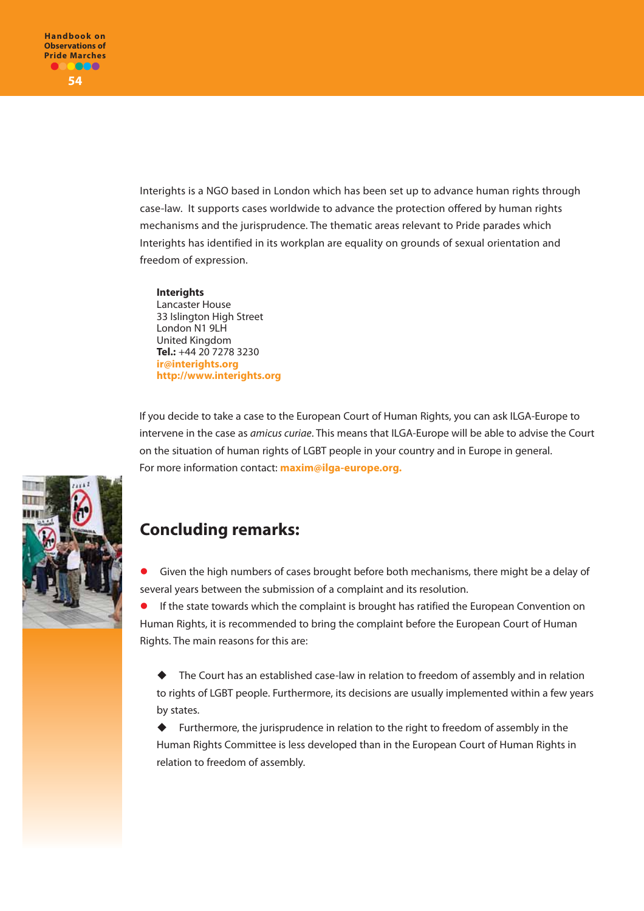Interights is a NGO based in London which has been set up to advance human rights through case-law. It supports cases worldwide to advance the protection offered by human rights mechanisms and the jurisprudence. The thematic areas relevant to Pride parades which Interights has identified in its workplan are equality on grounds of sexual orientation and freedom of expression.

**Interights**
Lancaster House
33 Islington High Street
London N1 9LH
United Kingdom
**Tel.:** +44 20 7278 3230
**ir@interights.org**
**http://www.interights.org**

If you decide to take a case to the European Court of Human Rights, you can ask ILGA-Europe to intervene in the case as *amicus curiae*. This means that ILGA-Europe will be able to advise the Court on the situation of human rights of LGBT people in your country and in Europe in general.
For more information contact: **maxim@ilga-europe.org.**

## Concluding remarks:

- Given the high numbers of cases brought before both mechanisms, there might be a delay of several years between the submission of a complaint and its resolution.
- If the state towards which the complaint is brought has ratified the European Convention on Human Rights, it is recommended to bring the complaint before the European Court of Human Rights. The main reasons for this are:
  - The Court has an established case-law in relation to freedom of assembly and in relation to rights of LGBT people. Furthermore, its decisions are usually implemented within a few years by states.
  - Furthermore, the jurisprudence in relation to the right to freedom of assembly in the Human Rights Committee is less developed than in the European Court of Human Rights in relation to freedom of assembly.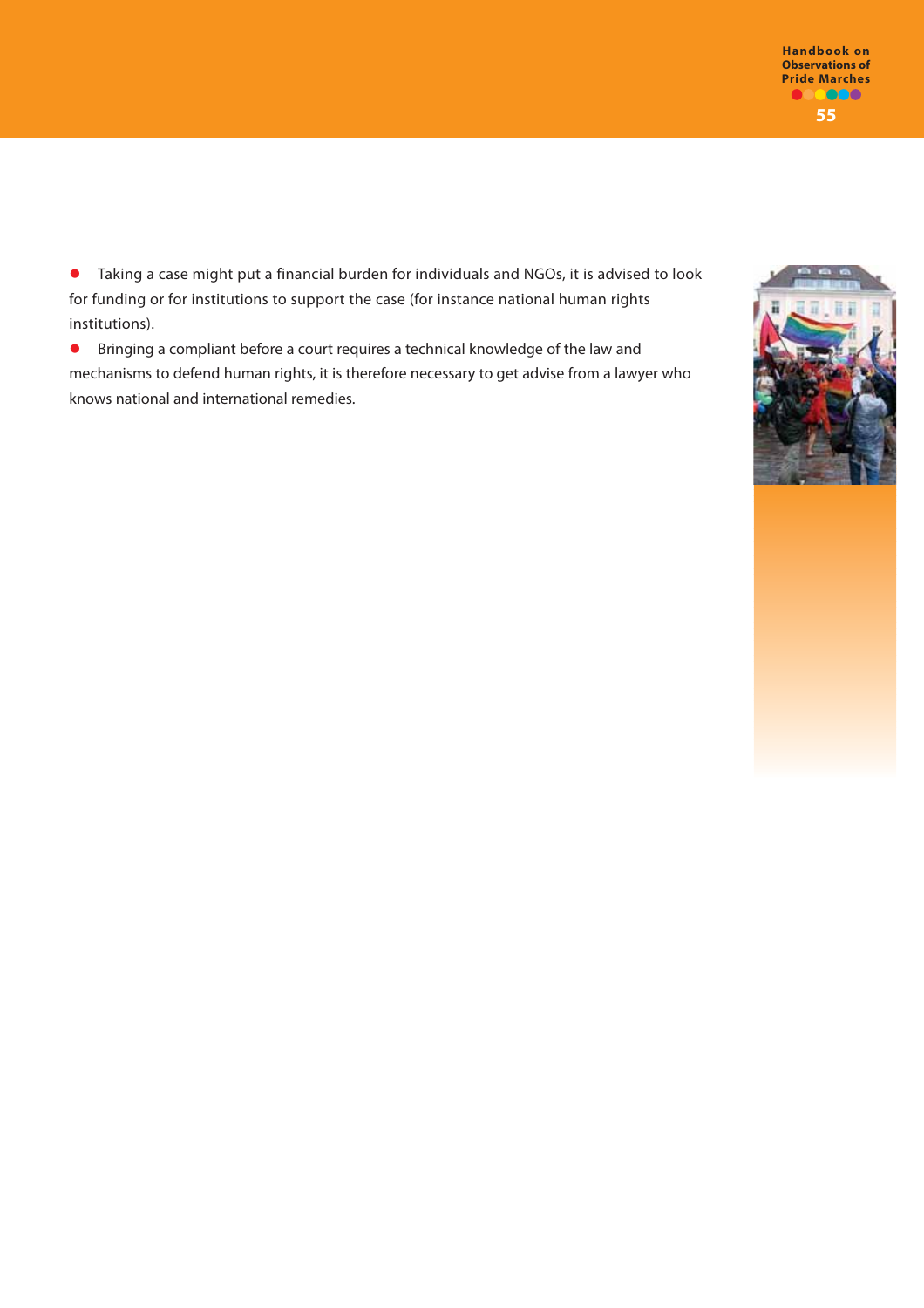- Taking a case might put a financial burden for individuals and NGOs, it is advised to look for funding or for institutions to support the case (for instance national human rights institutions).
- Bringing a compliant before a court requires a technical knowledge of the law and mechanisms to defend human rights, it is therefore necessary to get advise from a lawyer who knows national and international remedies.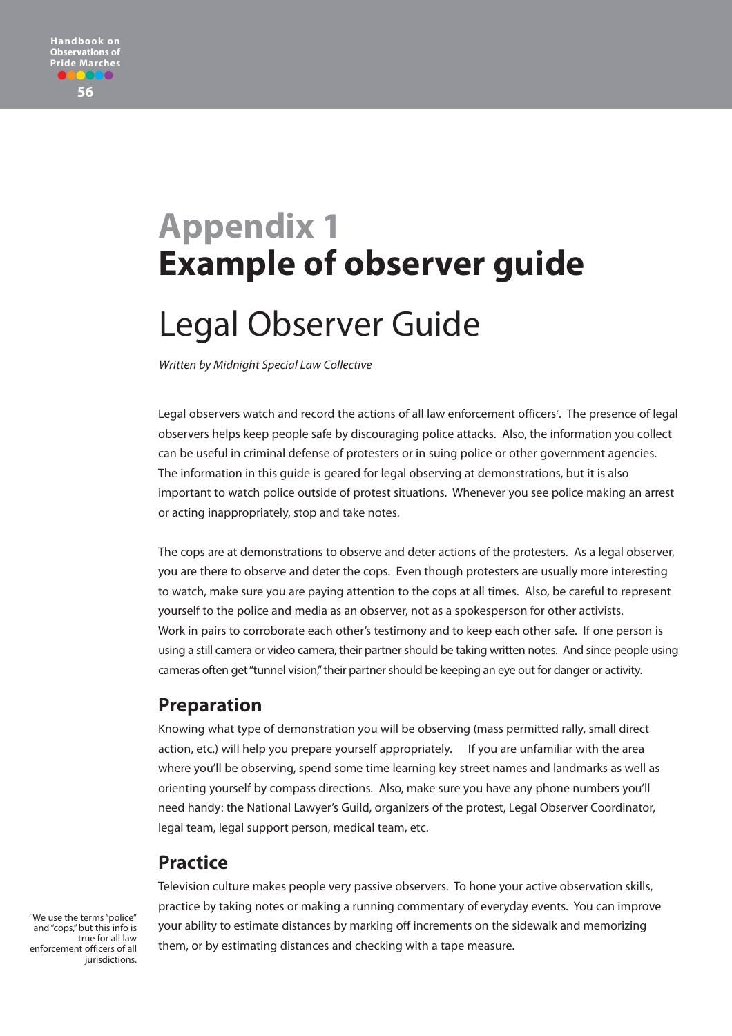# Appendix 1
# Example of observer guide

## Legal Observer Guide

*Written by Midnight Special Law Collective*

Legal observers watch and record the actions of all law enforcement officers[7]. The presence of legal observers helps keep people safe by discouraging police attacks. Also, the information you collect can be useful in criminal defense of protesters or in suing police or other government agencies. The information in this guide is geared for legal observing at demonstrations, but it is also important to watch police outside of protest situations. Whenever you see police making an arrest or acting inappropriately, stop and take notes.

The cops are at demonstrations to observe and deter actions of the protesters. As a legal observer, you are there to observe and deter the cops. Even though protesters are usually more interesting to watch, make sure you are paying attention to the cops at all times. Also, be careful to represent yourself to the police and media as an observer, not as a spokesperson for other activists. Work in pairs to corroborate each other's testimony and to keep each other safe. If one person is using a still camera or video camera, their partner should be taking written notes. And since people using cameras often get "tunnel vision," their partner should be keeping an eye out for danger or activity.

### Preparation

Knowing what type of demonstration you will be observing (mass permitted rally, small direct action, etc.) will help you prepare yourself appropriately. If you are unfamiliar with the area where you'll be observing, spend some time learning key street names and landmarks as well as orienting yourself by compass directions. Also, make sure you have any phone numbers you'll need handy: the National Lawyer's Guild, organizers of the protest, Legal Observer Coordinator, legal team, legal support person, medical team, etc.

### Practice

Television culture makes people very passive observers. To hone your active observation skills, practice by taking notes or making a running commentary of everyday events. You can improve your ability to estimate distances by marking off increments on the sidewalk and memorizing them, or by estimating distances and checking with a tape measure.

[7] We use the terms "police" and "cops," but this info is true for all law enforcement officers of all jurisdictions.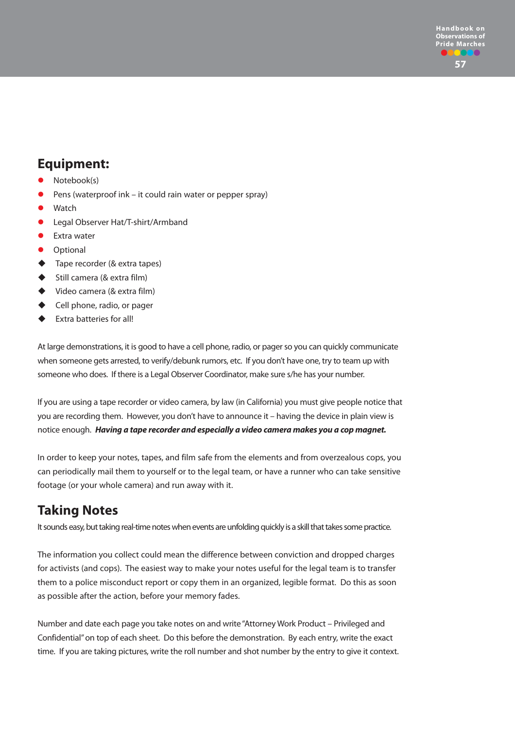## Equipment:

- Notebook(s)
- Pens (waterproof ink – it could rain water or pepper spray)
- Watch
- Legal Observer Hat/T-shirt/Armband
- Extra water
- Optional
  - Tape recorder (& extra tapes)
  - Still camera (& extra film)
  - Video camera (& extra film)
  - Cell phone, radio, or pager
  - Extra batteries for all!

At large demonstrations, it is good to have a cell phone, radio, or pager so you can quickly communicate when someone gets arrested, to verify/debunk rumors, etc. If you don't have one, try to team up with someone who does. If there is a Legal Observer Coordinator, make sure s/he has your number.

If you are using a tape recorder or video camera, by law (in California) you must give people notice that you are recording them. However, you don't have to announce it – having the device in plain view is notice enough. ***Having a tape recorder and especially a video camera makes you a cop magnet.***

In order to keep your notes, tapes, and film safe from the elements and from overzealous cops, you can periodically mail them to yourself or to the legal team, or have a runner who can take sensitive footage (or your whole camera) and run away with it.

## Taking Notes

It sounds easy, but taking real-time notes when events are unfolding quickly is a skill that takes some practice.

The information you collect could mean the difference between conviction and dropped charges for activists (and cops). The easiest way to make your notes useful for the legal team is to transfer them to a police misconduct report or copy them in an organized, legible format. Do this as soon as possible after the action, before your memory fades.

Number and date each page you take notes on and write "Attorney Work Product – Privileged and Confidential" on top of each sheet. Do this before the demonstration. By each entry, write the exact time. If you are taking pictures, write the roll number and shot number by the entry to give it context.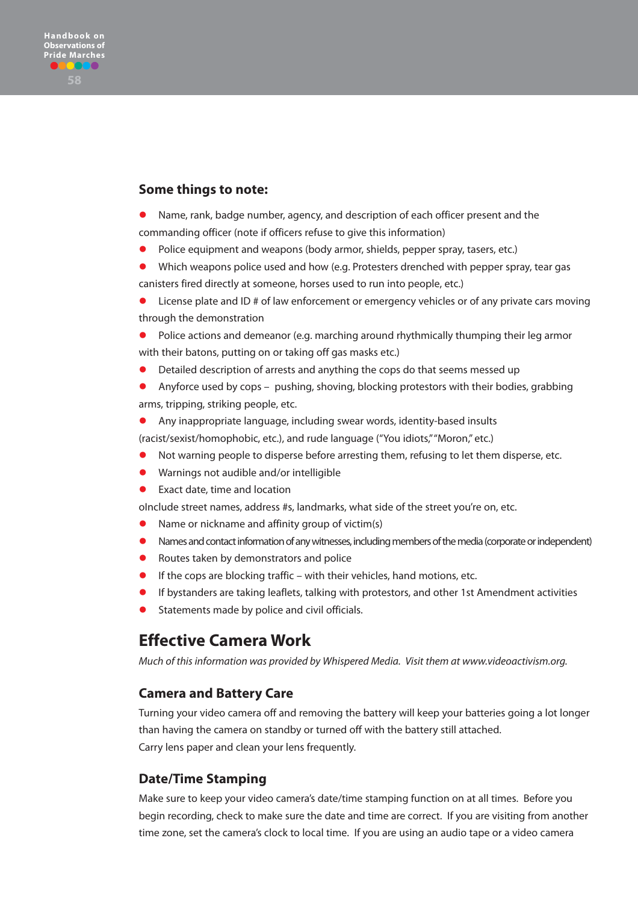### Some things to note:

- Name, rank, badge number, agency, and description of each officer present and the commanding officer (note if officers refuse to give this information)
- Police equipment and weapons (body armor, shields, pepper spray, tasers, etc.)
- Which weapons police used and how (e.g. Protesters drenched with pepper spray, tear gas canisters fired directly at someone, horses used to run into people, etc.)
- License plate and ID # of law enforcement or emergency vehicles or of any private cars moving through the demonstration
- Police actions and demeanor (e.g. marching around rhythmically thumping their leg armor with their batons, putting on or taking off gas masks etc.)
- Detailed description of arrests and anything the cops do that seems messed up
- Anyforce used by cops – pushing, shoving, blocking protestors with their bodies, grabbing arms, tripping, striking people, etc.
- Any inappropriate language, including swear words, identity-based insults (racist/sexist/homophobic, etc.), and rude language ("You idiots," "Moron," etc.)
- Not warning people to disperse before arresting them, refusing to let them disperse, etc.
- Warnings not audible and/or intelligible
- Exact date, time and location

oInclude street names, address #s, landmarks, what side of the street you're on, etc.

- Name or nickname and affinity group of victim(s)
- Names and contact information of any witnesses, including members of the media (corporate or independent)
- Routes taken by demonstrators and police
- If the cops are blocking traffic – with their vehicles, hand motions, etc.
- If bystanders are taking leaflets, talking with protestors, and other 1st Amendment activities
- Statements made by police and civil officials.

## Effective Camera Work

*Much of this information was provided by Whispered Media. Visit them at www.videoactivism.org.*

### Camera and Battery Care

Turning your video camera off and removing the battery will keep your batteries going a lot longer than having the camera on standby or turned off with the battery still attached.
Carry lens paper and clean your lens frequently.

### Date/Time Stamping

Make sure to keep your video camera's date/time stamping function on at all times. Before you begin recording, check to make sure the date and time are correct. If you are visiting from another time zone, set the camera's clock to local time. If you are using an audio tape or a video camera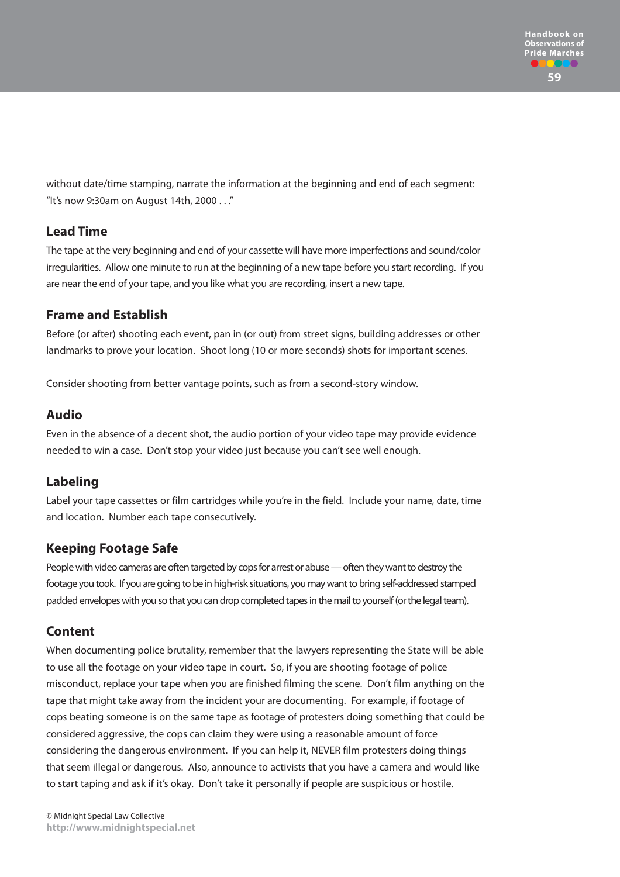without date/time stamping, narrate the information at the beginning and end of each segment: "It's now 9:30am on August 14th, 2000 . . ."

### Lead Time

The tape at the very beginning and end of your cassette will have more imperfections and sound/color irregularities. Allow one minute to run at the beginning of a new tape before you start recording. If you are near the end of your tape, and you like what you are recording, insert a new tape.

### Frame and Establish

Before (or after) shooting each event, pan in (or out) from street signs, building addresses or other landmarks to prove your location. Shoot long (10 or more seconds) shots for important scenes.

Consider shooting from better vantage points, such as from a second-story window.

### Audio

Even in the absence of a decent shot, the audio portion of your video tape may provide evidence needed to win a case. Don't stop your video just because you can't see well enough.

### Labeling

Label your tape cassettes or film cartridges while you're in the field. Include your name, date, time and location. Number each tape consecutively.

### Keeping Footage Safe

People with video cameras are often targeted by cops for arrest or abuse — often they want to destroy the footage you took. If you are going to be in high-risk situations, you may want to bring self-addressed stamped padded envelopes with you so that you can drop completed tapes in the mail to yourself (or the legal team).

### Content

When documenting police brutality, remember that the lawyers representing the State will be able to use all the footage on your video tape in court. So, if you are shooting footage of police misconduct, replace your tape when you are finished filming the scene. Don't film anything on the tape that might take away from the incident your are documenting. For example, if footage of cops beating someone is on the same tape as footage of protesters doing something that could be considered aggressive, the cops can claim they were using a reasonable amount of force considering the dangerous environment. If you can help it, NEVER film protesters doing things that seem illegal or dangerous. Also, announce to activists that you have a camera and would like to start taping and ask if it's okay. Don't take it personally if people are suspicious or hostile.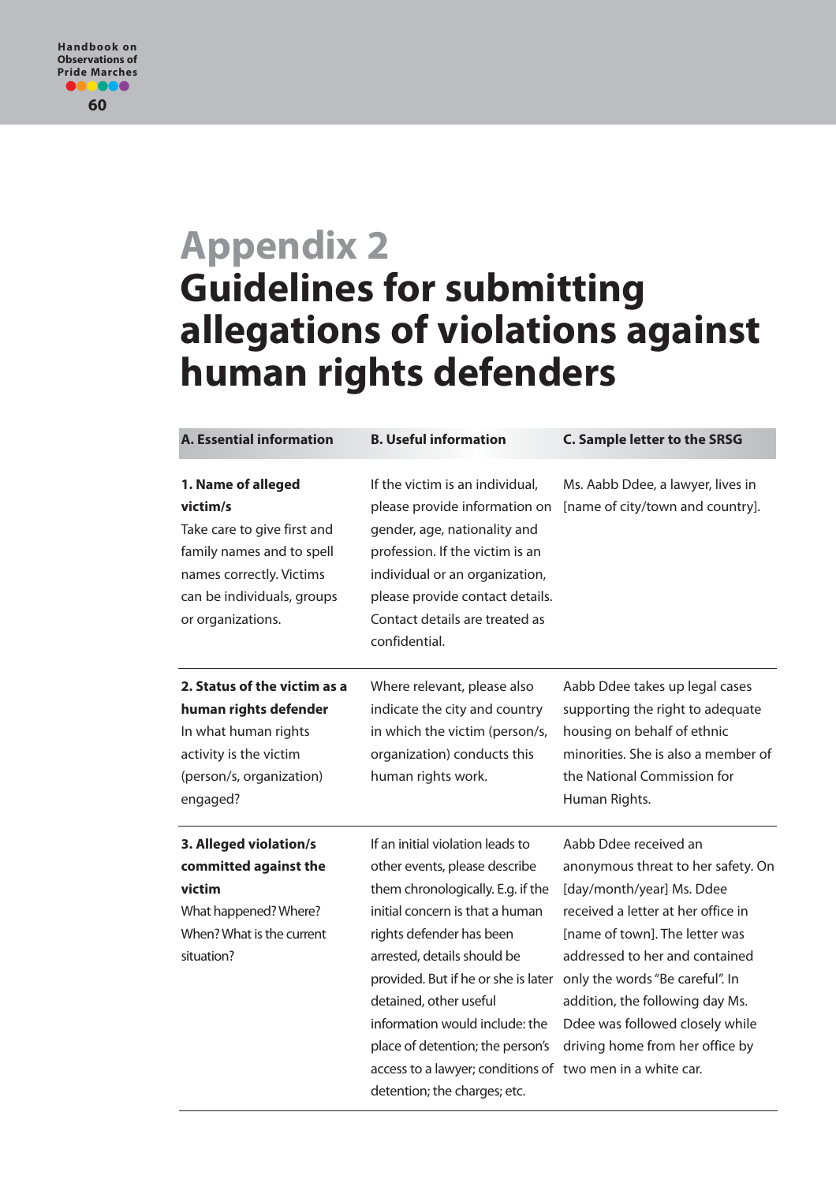# Appendix 2

# Guidelines for submitting allegations of violations against human rights defenders

| A. Essential information | B. Useful information | C. Sample letter to the SRSG |
|---|---|---|
| **1. Name of alleged victim/s**<br>Take care to give first and family names and to spell names correctly. Victims can be individuals, groups or organizations. | If the victim is an individual, please provide information on gender, age, nationality and profession. If the victim is an individual or an organization, please provide contact details. Contact details are treated as confidential. | Ms. Aabb Ddee, a lawyer, lives in [name of city/town and country]. |
| **2. Status of the victim as a human rights defender**<br>In what human rights activity is the victim (person/s, organization) engaged? | Where relevant, please also indicate the city and country in which the victim (person/s, organization) conducts this human rights work. | Aabb Ddee takes up legal cases supporting the right to adequate housing on behalf of ethnic minorities. She is also a member of the National Commission for Human Rights. |
| **3. Alleged violation/s committed against the victim**<br>What happened? Where? When? What is the current situation? | If an initial violation leads to other events, please describe them chronologically. E.g. if the initial concern is that a human rights defender has been arrested, details should be provided. But if he or she is later detained, other useful information would include: the place of detention; the person's access to a lawyer; conditions of detention; the charges; etc. | Aabb Ddee received an anonymous threat to her safety. On [day/month/year] Ms. Ddee received a letter at her office in [name of town]. The letter was addressed to her and contained only the words "Be careful". In addition, the following day Ms. Ddee was followed closely while driving home from her office by two men in a white car. |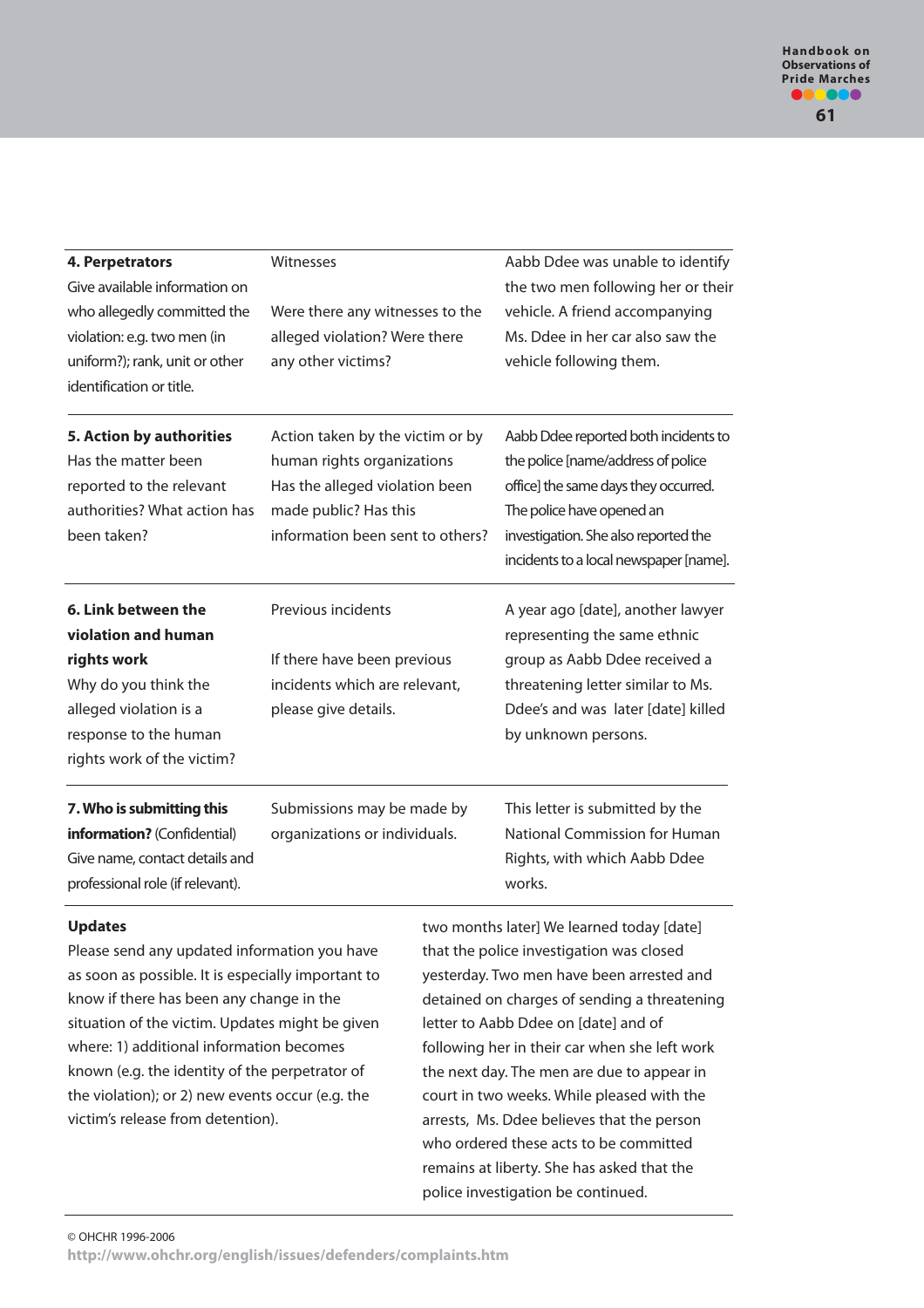| | | |
|---|---|---|
| **4. Perpetrators** Give available information on who allegedly committed the violation: e.g. two men (in uniform?); rank, unit or other identification or title. | Witnesses<br><br>Were there any witnesses to the alleged violation? Were there any other victims? | Aabb Ddee was unable to identify the two men following her or their vehicle. A friend accompanying Ms. Ddee in her car also saw the vehicle following them. |
| **5. Action by authorities** Has the matter been reported to the relevant authorities? What action has been taken? | Action taken by the victim or by human rights organizations Has the alleged violation been made public? Has this information been sent to others? | Aabb Ddee reported both incidents to the police [name/address of police office] the same days they occurred. The police have opened an investigation. She also reported the incidents to a local newspaper [name]. |
| **6. Link between the violation and human rights work** Why do you think the alleged violation is a response to the human rights work of the victim? | Previous incidents<br><br>If there have been previous incidents which are relevant, please give details. | A year ago [date], another lawyer representing the same ethnic group as Aabb Ddee received a threatening letter similar to Ms. Ddee's and was later [date] killed by unknown persons. |
| **7. Who is submitting this information?** (Confidential) Give name, contact details and professional role (if relevant). | Submissions may be made by organizations or individuals. | This letter is submitted by the National Commission for Human Rights, with which Aabb Ddee works. |

**Updates**

Please send any updated information you have as soon as possible. It is especially important to know if there has been any change in the situation of the victim. Updates might be given where: 1) additional information becomes known (e.g. the identity of the perpetrator of the violation); or 2) new events occur (e.g. the victim's release from detention).

two months later] We learned today [date] that the police investigation was closed yesterday. Two men have been arrested and detained on charges of sending a threatening letter to Aabb Ddee on [date] and of following her in their car when she left work the next day. The men are due to appear in court in two weeks. While pleased with the arrests, Ms. Ddee believes that the person who ordered these acts to be committed remains at liberty. She has asked that the police investigation be continued.

© OHCHR 1996-2006
http://www.ohchr.org/english/issues/defenders/complaints.htm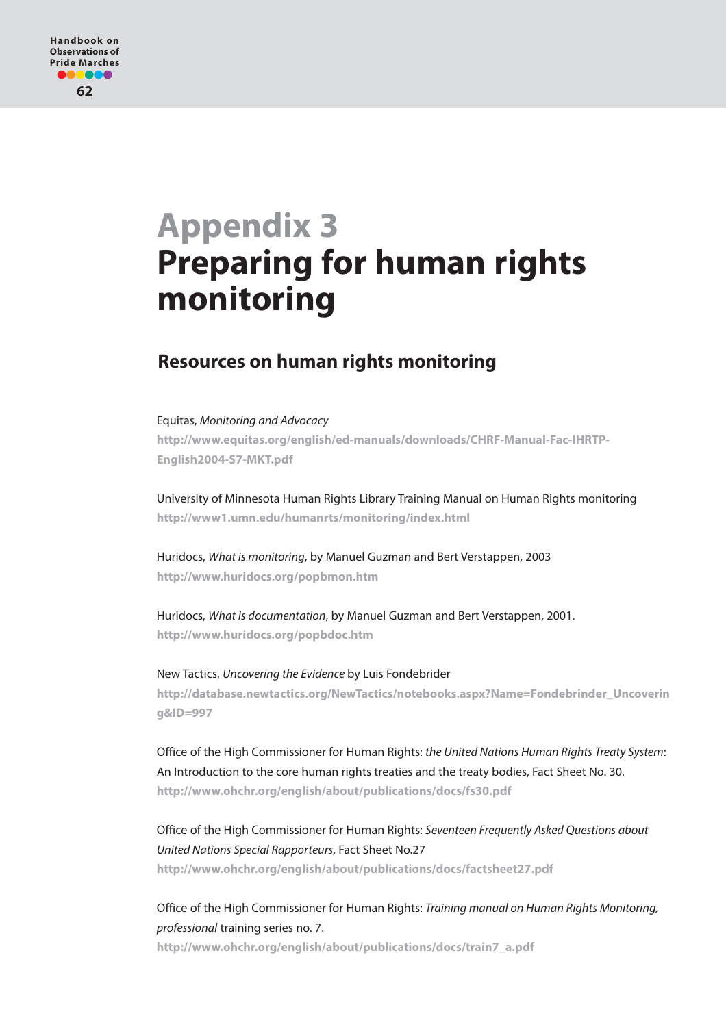# Appendix 3
# Preparing for human rights monitoring

## Resources on human rights monitoring

Equitas, *Monitoring and Advocacy*
**http://www.equitas.org/english/ed-manuals/downloads/CHRF-Manual-Fac-IHRTP-English2004-S7-MKT.pdf**

University of Minnesota Human Rights Library Training Manual on Human Rights monitoring
**http://www1.umn.edu/humanrts/monitoring/index.html**

Huridocs, *What is monitoring*, by Manuel Guzman and Bert Verstappen, 2003
**http://www.huridocs.org/popbmon.htm**

Huridocs, *What is documentation*, by Manuel Guzman and Bert Verstappen, 2001.
**http://www.huridocs.org/popbdoc.htm**

New Tactics, *Uncovering the Evidence* by Luis Fondebrider
**http://database.newtactics.org/NewTactics/notebooks.aspx?Name=Fondebrinder_Uncovering&ID=997**

Office of the High Commissioner for Human Rights: *the United Nations Human Rights Treaty System*: An Introduction to the core human rights treaties and the treaty bodies, Fact Sheet No. 30.
**http://www.ohchr.org/english/about/publications/docs/fs30.pdf**

Office of the High Commissioner for Human Rights: *Seventeen Frequently Asked Questions about United Nations Special Rapporteurs*, Fact Sheet No.27
**http://www.ohchr.org/english/about/publications/docs/factsheet27.pdf**

Office of the High Commissioner for Human Rights: *Training manual on Human Rights Monitoring, professional* training series no. 7.
**http://www.ohchr.org/english/about/publications/docs/train7_a.pdf**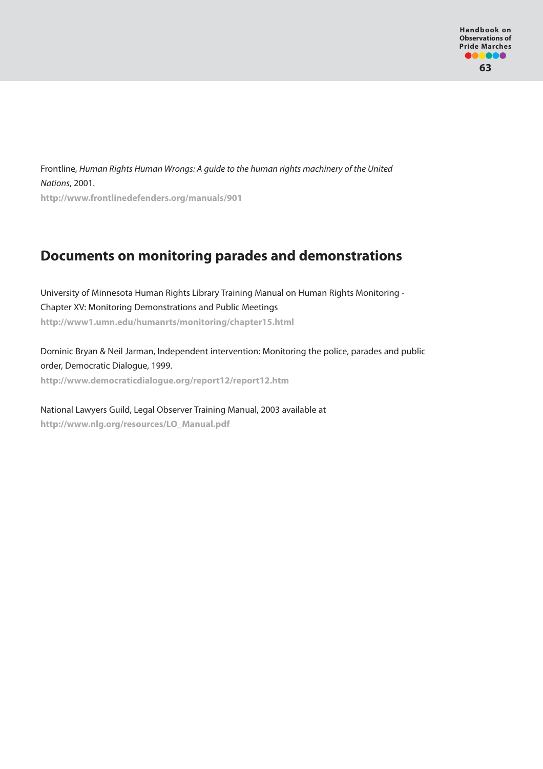Frontline, *Human Rights Human Wrongs: A guide to the human rights machinery of the United Nations*, 2001.
**http://www.frontlinedefenders.org/manuals/901**

## Documents on monitoring parades and demonstrations

University of Minnesota Human Rights Library Training Manual on Human Rights Monitoring - Chapter XV: Monitoring Demonstrations and Public Meetings
**http://www1.umn.edu/humanrts/monitoring/chapter15.html**

Dominic Bryan & Neil Jarman, Independent intervention: Monitoring the police, parades and public order, Democratic Dialogue, 1999.
**http://www.democraticdialogue.org/report12/report12.htm**

National Lawyers Guild, Legal Observer Training Manual, 2003 available at
**http://www.nlg.org/resources/LO_Manual.pdf**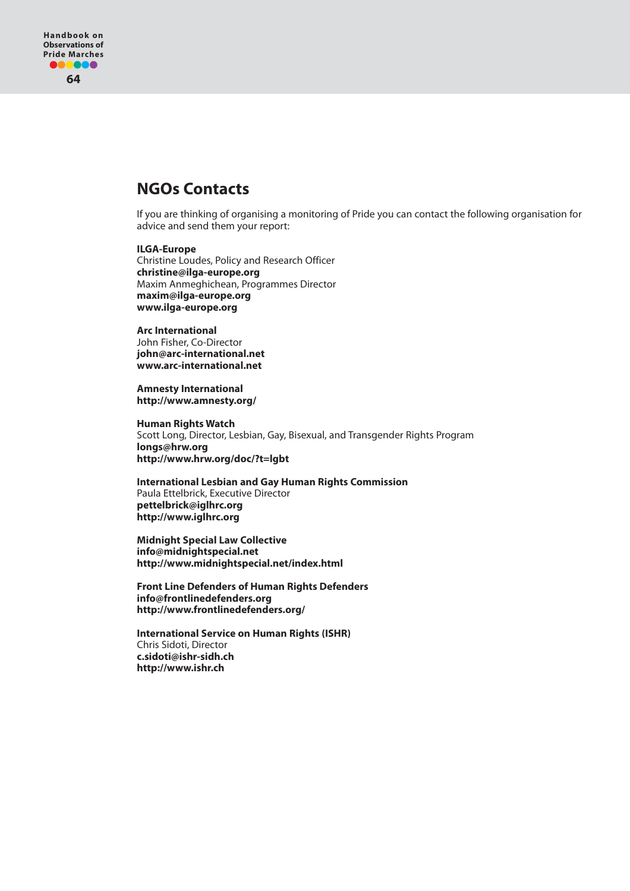## NGOs Contacts

If you are thinking of organising a monitoring of Pride you can contact the following organisation for advice and send them your report:

**ILGA-Europe**
Christine Loudes, Policy and Research Officer
**christine@ilga-europe.org**
Maxim Anmeghichean, Programmes Director
**maxim@ilga-europe.org**
**www.ilga-europe.org**

**Arc International**
John Fisher, Co-Director
**john@arc-international.net**
**www.arc-international.net**

**Amnesty International**
**http://www.amnesty.org/**

**Human Rights Watch**
Scott Long, Director, Lesbian, Gay, Bisexual, and Transgender Rights Program
**longs@hrw.org**
**http://www.hrw.org/doc/?t=lgbt**

**International Lesbian and Gay Human Rights Commission**
Paula Ettelbrick, Executive Director
**pettelbrick@iglhrc.org**
**http://www.iglhrc.org**

**Midnight Special Law Collective**
**info@midnightspecial.net**
**http://www.midnightspecial.net/index.html**

**Front Line Defenders of Human Rights Defenders**
**info@frontlinedefenders.org**
**http://www.frontlinedefenders.org/**

**International Service on Human Rights (ISHR)**
Chris Sidoti, Director
**c.sidoti@ishr-sidh.ch**
**http://www.ishr.ch**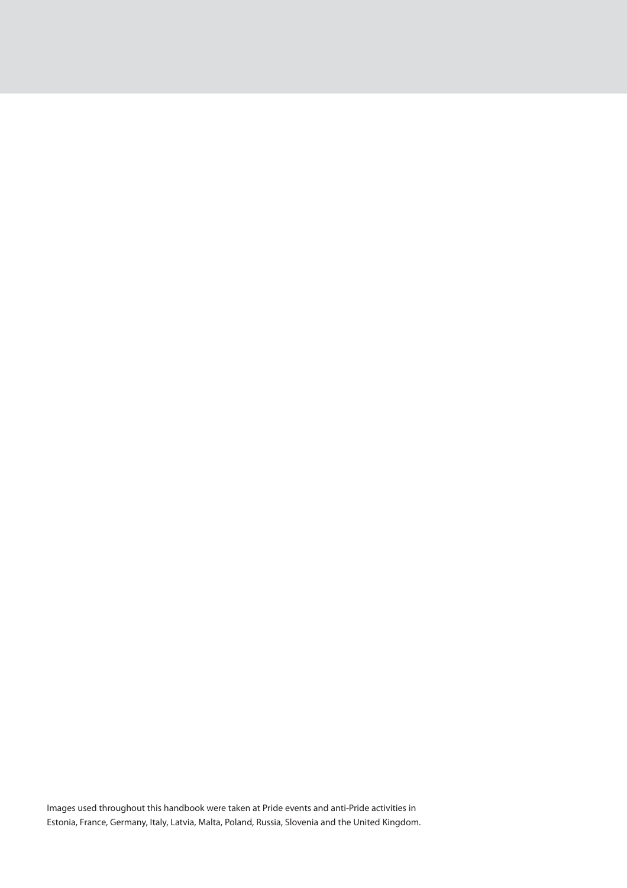Images used throughout this handbook were taken at Pride events and anti-Pride activities in Estonia, France, Germany, Italy, Latvia, Malta, Poland, Russia, Slovenia and the United Kingdom.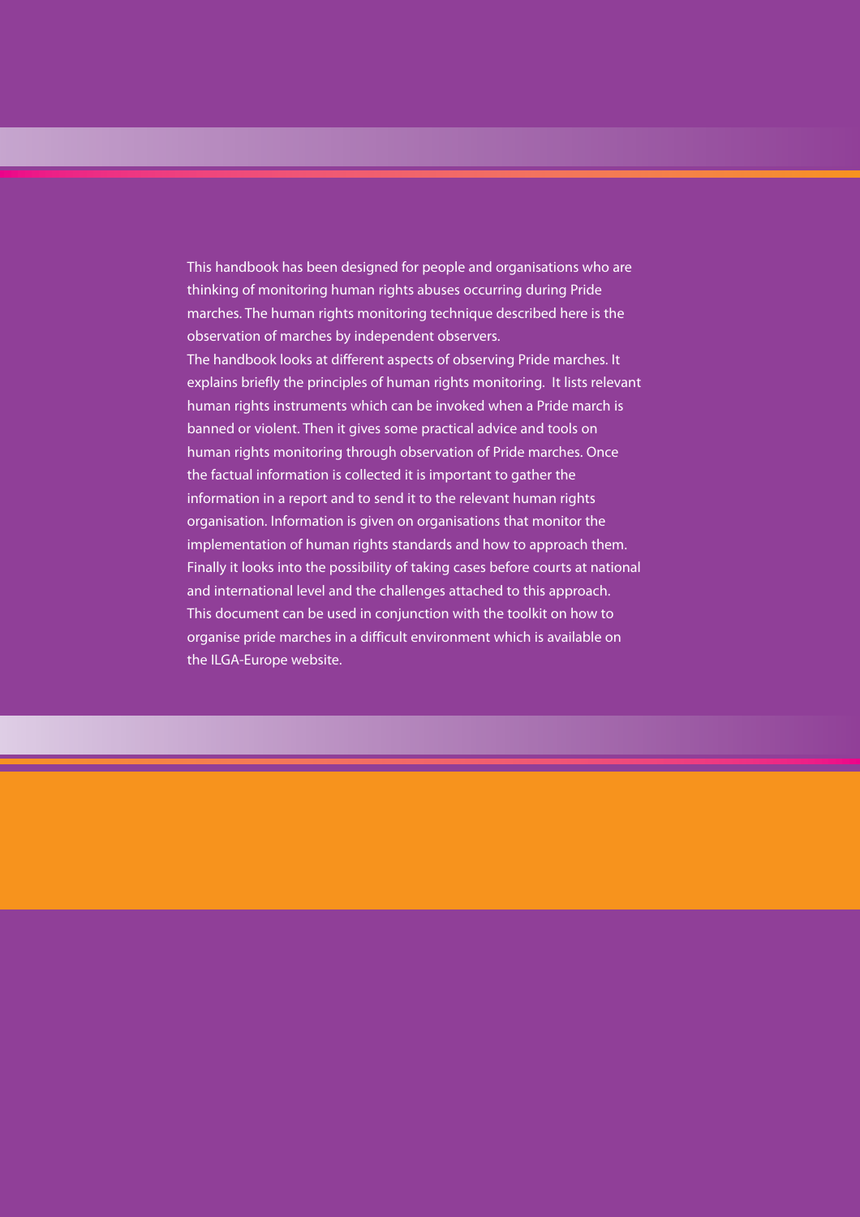This handbook has been designed for people and organisations who are thinking of monitoring human rights abuses occurring during Pride marches. The human rights monitoring technique described here is the observation of marches by independent observers.

The handbook looks at different aspects of observing Pride marches. It explains briefly the principles of human rights monitoring. It lists relevant human rights instruments which can be invoked when a Pride march is banned or violent. Then it gives some practical advice and tools on human rights monitoring through observation of Pride marches. Once the factual information is collected it is important to gather the information in a report and to send it to the relevant human rights organisation. Information is given on organisations that monitor the implementation of human rights standards and how to approach them. Finally it looks into the possibility of taking cases before courts at national and international level and the challenges attached to this approach.

This document can be used in conjunction with the toolkit on how to organise pride marches in a difficult environment which is available on the ILGA-Europe website.